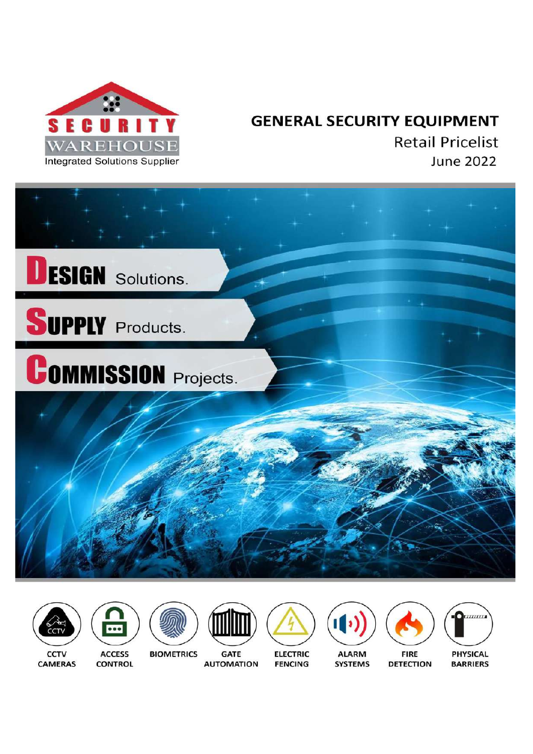SECURITY WAREHOUSE

Integrated Solutions Supplier

# GENERAL SECURITY EQUIPMENT

## Retail Pricelist

June 2022

**DESIGN** Solutions.

**SUPPLY** Products.

**COMMISSION** Projects.

CCTV CAMERAS | ACCESS CONTROL | BIOMETRICS | GATE AUTOMATION | ELECTRIC FENCING | ALARM SYSTEMS | FIRE DETECTION | PHYSICAL BARRIERS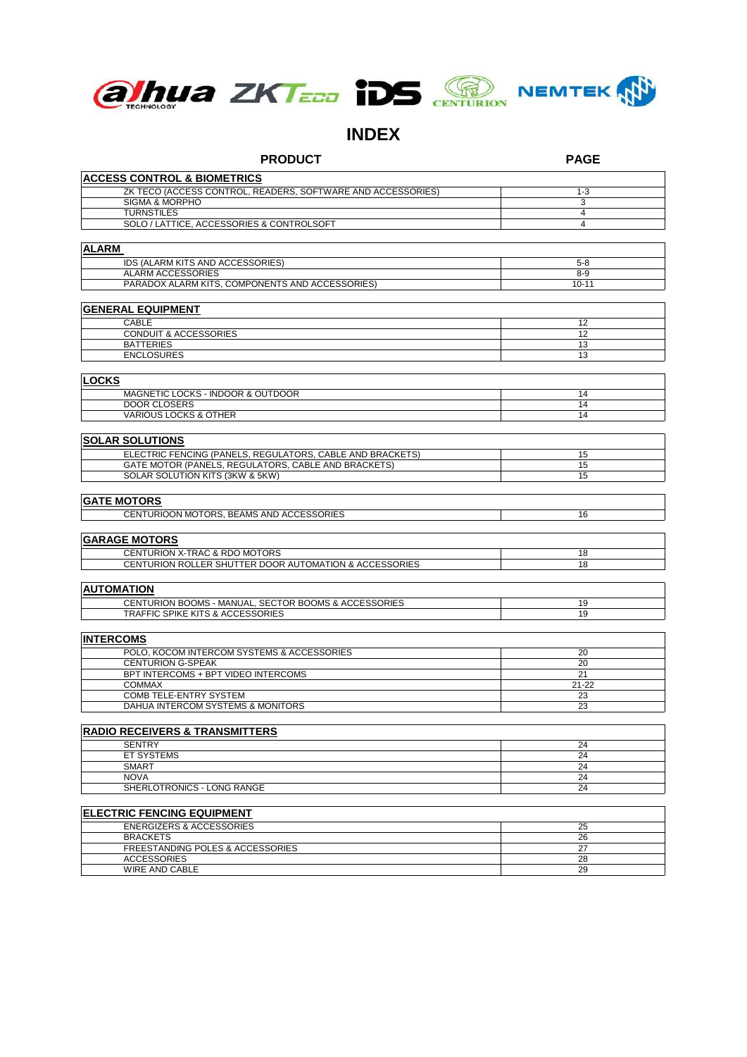# INDEX

| PRODUCT | PAGE |
|---|---|
| **ACCESS CONTROL & BIOMETRICS** | |
| ZK TECO (ACCESS CONTROL, READERS, SOFTWARE AND ACCESSORIES) | 1-3 |
| SIGMA & MORPHO | 3 |
| TURNSTILES | 4 |
| SOLO / LATTICE, ACCESSORIES & CONTROLSOFT | 4 |
| **ALARM** | |
| IDS (ALARM KITS AND ACCESSORIES) | 5-8 |
| ALARM ACCESSORIES | 8-9 |
| PARADOX ALARM KITS, COMPONENTS AND ACCESSORIES) | 10-11 |
| **GENERAL EQUIPMENT** | |
| CABLE | 12 |
| CONDUIT & ACCESSORIES | 12 |
| BATTERIES | 13 |
| ENCLOSURES | 13 |
| **LOCKS** | |
| MAGNETIC LOCKS - INDOOR & OUTDOOR | 14 |
| DOOR CLOSERS | 14 |
| VARIOUS LOCKS & OTHER | 14 |
| **SOLAR SOLUTIONS** | |
| ELECTRIC FENCING (PANELS, REGULATORS, CABLE AND BRACKETS) | 15 |
| GATE MOTOR (PANELS, REGULATORS, CABLE AND BRACKETS) | 15 |
| SOLAR SOLUTION KITS (3KW & 5KW) | 15 |
| **GATE MOTORS** | |
| CENTURIOON MOTORS, BEAMS AND ACCESSORIES | 16 |
| **GARAGE MOTORS** | |
| CENTURION X-TRAC & RDO MOTORS | 18 |
| CENTURION ROLLER SHUTTER DOOR AUTOMATION & ACCESSORIES | 18 |
| **AUTOMATION** | |
| CENTURION BOOMS - MANUAL, SECTOR BOOMS & ACCESSORIES | 19 |
| TRAFFIC SPIKE KITS & ACCESSORIES | 19 |
| **INTERCOMS** | |
| POLO, KOCOM INTERCOM SYSTEMS & ACCESSORIES | 20 |
| CENTURION G-SPEAK | 20 |
| BPT INTERCOMS + BPT VIDEO INTERCOMS | 21 |
| COMMAX | 21-22 |
| COMB TELE-ENTRY SYSTEM | 23 |
| DAHUA INTERCOM SYSTEMS & MONITORS | 23 |
| **RADIO RECEIVERS & TRANSMITTERS** | |
| SENTRY | 24 |
| ET SYSTEMS | 24 |
| SMART | 24 |
| NOVA | 24 |
| SHERLOTRONICS - LONG RANGE | 24 |
| **ELECTRIC FENCING EQUIPMENT** | |
| ENERGIZERS & ACCESSORIES | 25 |
| BRACKETS | 26 |
| FREESTANDING POLES & ACCESSORIES | 27 |
| ACCESSORIES | 28 |
| WIRE AND CABLE | 29 |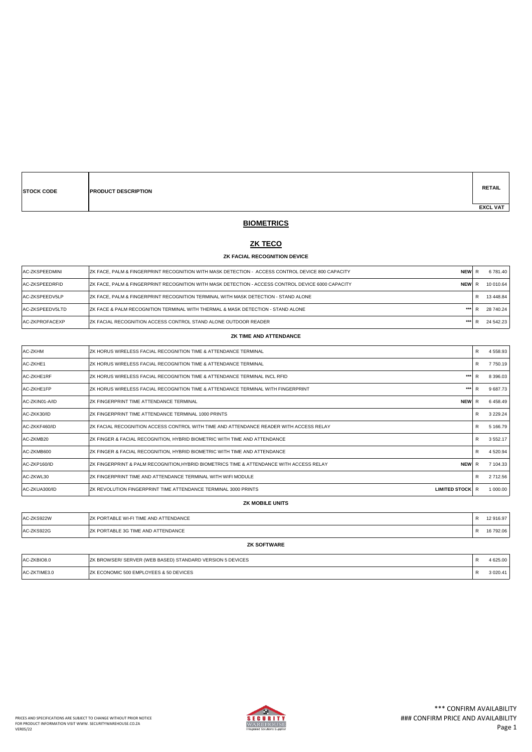| STOCK CODE | PRODUCT DESCRIPTION | | RETAIL EXCL VAT |
|---|---|---|---|

## BIOMETRICS

## ZK TECO

### ZK FACIAL RECOGNITION DEVICE

| STOCK CODE | PRODUCT DESCRIPTION | | RETAIL EXCL VAT |
|---|---|---|---|
| AC-ZKSPEEDMINI | ZK FACE, PALM & FINGERPRINT RECOGNITION WITH MASK DETECTION - ACCESS CONTROL DEVICE 800 CAPACITY | NEW | R 6 781.40 |
| AC-ZKSPEEDRFID | ZK FACE, PALM & FINGERPRINT RECOGNITION WITH MASK DETECTION - ACCESS CONTROL DEVICE 6000 CAPACITY | NEW | R 10 010.64 |
| AC-ZKSPEEDV5LP | ZK FACE, PALM & FINGERPRINT RECOGNITION TERMINAL WITH MASK DETECTION - STAND ALONE | | R 13 448.84 |
| AC-ZKSPEEDV5LTD | ZK FACE & PALM RECOGNITION TERMINAL WITH THERMAL & MASK DETECTION - STAND ALONE | *** | R 28 740.24 |
| AC-ZKPROFACEXP | ZK FACIAL RECOGNITION ACCESS CONTROL STAND ALONE OUTDOOR READER | *** | R 24 542.23 |

### ZK TIME AND ATTENDANCE

| STOCK CODE | PRODUCT DESCRIPTION | | RETAIL EXCL VAT |
|---|---|---|---|
| AC-ZKHM | ZK HORUS WIRELESS FACIAL RECOGNITION TIME & ATTENDANCE TERMINAL | | R 4 558.93 |
| AC-ZKHE1 | ZK HORUS WIRELESS FACIAL RECOGNITION TIME & ATTENDANCE TERMINAL | | R 7 750.19 |
| AC-ZKHE1RF | ZK HORUS WIRELESS FACIAL RECOGNITION TIME & ATTENDANCE TERMINAL INCL RFID | *** | R 8 396.03 |
| AC-ZKHE1FP | ZK HORUS WIRELESS FACIAL RECOGNITION TIME & ATTENDANCE TERMINAL WITH FINGERPRINT | *** | R 9 687.73 |
| AC-ZKIN01-A/ID | ZK FINGERPRINT TIME ATTENDANCE TERMINAL | NEW | R 6 458.49 |
| AC-ZKK30/ID | ZK FINGERPRINT TIME ATTENDANCE TERMINAL 1000 PRINTS | | R 3 229.24 |
| AC-ZKKF460/ID | ZK FACIAL RECOGNITION ACCESS CONTROL WITH TIME AND ATTENDANCE READER WITH ACCESS RELAY | | R 5 166.79 |
| AC-ZKMB20 | ZK FINGER & FACIAL RECOGNITION, HYBRID BIOMETRIC WITH TIME AND ATTENDANCE | | R 3 552.17 |
| AC-ZKMB600 | ZK FINGER & FACIAL RECOGNITION, HYBRID BIOMETRIC WITH TIME AND ATTENDANCE | | R 4 520.94 |
| AC-ZKP160/ID | ZK FINGERPRINT & PALM RECOGNITION,HYBRID BIOMETRICS TIME & ATTENDANCE WITH ACCESS RELAY | NEW | R 7 104.33 |
| AC-ZKWL30 | ZK FINGERPRINT TIME AND ATTENDANCE TERMINAL WITH WIFI MODULE | | R 2 712.56 |
| AC-ZKUA300/ID | ZK REVOLUTION FINGERPRINT TIME ATTENDANCE TERMINAL 3000 PRINTS | LIMITED STOCK | R 1 000.00 |

### ZK MOBILE UNITS

| STOCK CODE | PRODUCT DESCRIPTION | | RETAIL EXCL VAT |
|---|---|---|---|
| AC-ZKS922W | ZK PORTABLE WI-FI TIME AND ATTENDANCE | | R 12 916.97 |
| AC-ZKS922G | ZK PORTABLE 3G TIME AND ATTENDANCE | | R 16 792.06 |

### ZK SOFTWARE

| STOCK CODE | PRODUCT DESCRIPTION | | RETAIL EXCL VAT |
|---|---|---|---|
| AC-ZKBIO8.0 | ZK BROWSER/ SERVER (WEB BASED) STANDARD VERSION 5 DEVICES | | R 4 625.00 |
| AC-ZKTIME3.0 | ZK ECONOMIC 500 EMPLOYEES & 50 DEVICES | | R 3 020.41 |

PRICES AND SPECIFICATIONS ARE SUBJECT TO CHANGE WITHOUT PRIOR NOTICE
FOR PRODUCT INFORMATION VISIT WWW. SECURITYWAREHOUSE.CO.ZA
VER05/22

SECURITY WAREHOUSE Integrated Solutions Supplier

*** CONFIRM AVAILABILITY
### CONFIRM PRICE AND AVAILABILITY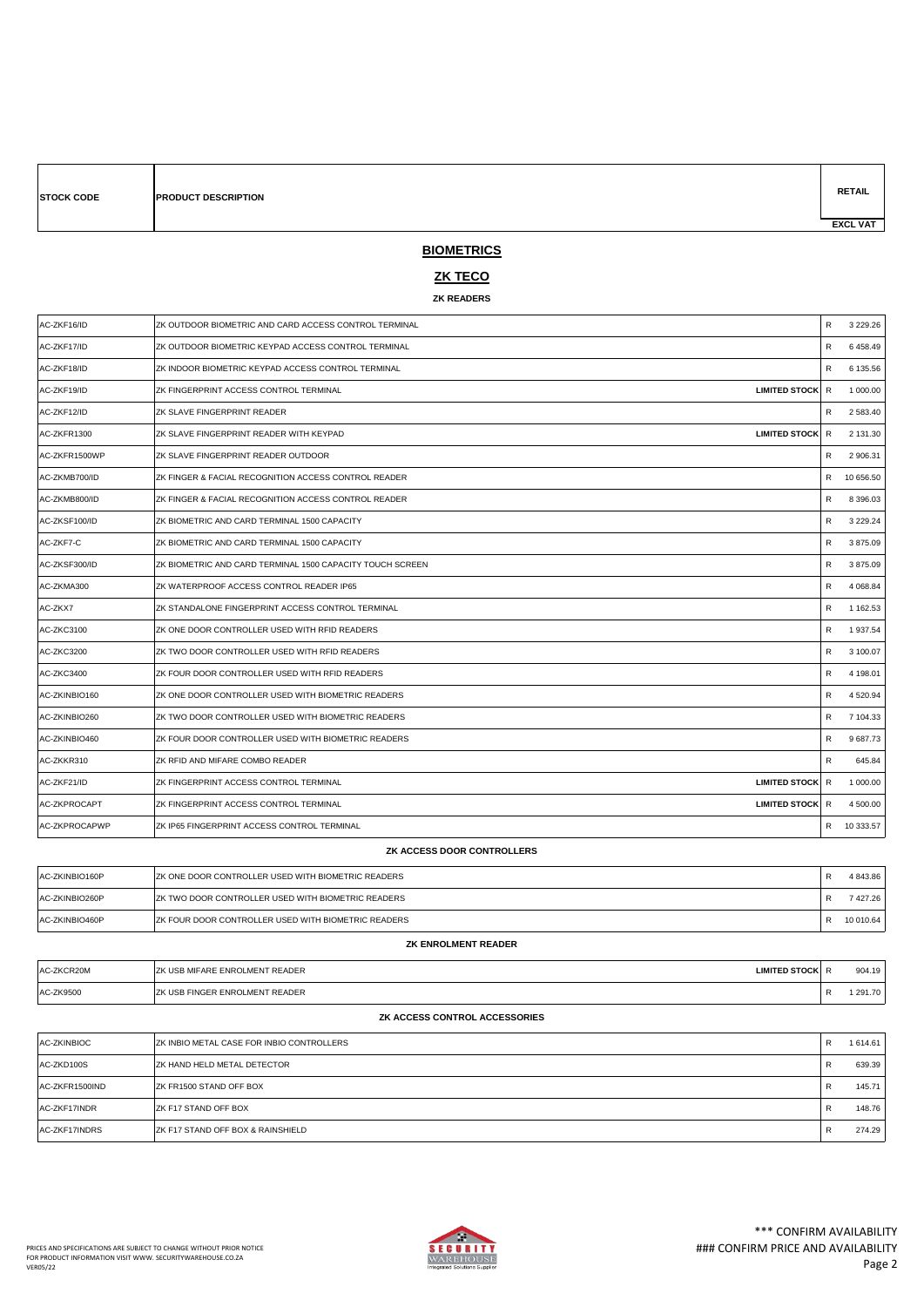| STOCK CODE | PRODUCT DESCRIPTION | | RETAIL EXCL VAT |
|---|---|---|---|

## BIOMETRICS

## ZK TECO

### ZK READERS

| STOCK CODE | PRODUCT DESCRIPTION | | RETAIL EXCL VAT |
|---|---|---|---|
| AC-ZKF16/ID | ZK OUTDOOR BIOMETRIC AND CARD ACCESS CONTROL TERMINAL | | R 3 229.26 |
| AC-ZKF17/ID | ZK OUTDOOR BIOMETRIC KEYPAD ACCESS CONTROL TERMINAL | | R 6 458.49 |
| AC-ZKF18/ID | ZK INDOOR BIOMETRIC KEYPAD ACCESS CONTROL TERMINAL | | R 6 135.56 |
| AC-ZKF19/ID | ZK FINGERPRINT ACCESS CONTROL TERMINAL | LIMITED STOCK | R 1 000.00 |
| AC-ZKF12/ID | ZK SLAVE FINGERPRINT READER | | R 2 583.40 |
| AC-ZKFR1300 | ZK SLAVE FINGERPRINT READER WITH KEYPAD | LIMITED STOCK | R 2 131.30 |
| AC-ZKFR1500WP | ZK SLAVE FINGERPRINT READER OUTDOOR | | R 2 906.31 |
| AC-ZKMB700/ID | ZK FINGER & FACIAL RECOGNITION ACCESS CONTROL READER | | R 10 656.50 |
| AC-ZKMB800/ID | ZK FINGER & FACIAL RECOGNITION ACCESS CONTROL READER | | R 8 396.03 |
| AC-ZKSF100/ID | ZK BIOMETRIC AND CARD TERMINAL 1500 CAPACITY | | R 3 229.24 |
| AC-ZKF7-C | ZK BIOMETRIC AND CARD TERMINAL 1500 CAPACITY | | R 3 875.09 |
| AC-ZKSF300/ID | ZK BIOMETRIC AND CARD TERMINAL 1500 CAPACITY TOUCH SCREEN | | R 3 875.09 |
| AC-ZKMA300 | ZK WATERPROOF ACCESS CONTROL READER IP65 | | R 4 068.84 |
| AC-ZKX7 | ZK STANDALONE FINGERPRINT ACCESS CONTROL TERMINAL | | R 1 162.53 |
| AC-ZKC3100 | ZK ONE DOOR CONTROLLER USED WITH RFID READERS | | R 1 937.54 |
| AC-ZKC3200 | ZK TWO DOOR CONTROLLER USED WITH RFID READERS | | R 3 100.07 |
| AC-ZKC3400 | ZK FOUR DOOR CONTROLLER USED WITH RFID READERS | | R 4 198.01 |
| AC-ZKINBIO160 | ZK ONE DOOR CONTROLLER USED WITH BIOMETRIC READERS | | R 4 520.94 |
| AC-ZKINBIO260 | ZK TWO DOOR CONTROLLER USED WITH BIOMETRIC READERS | | R 7 104.33 |
| AC-ZKINBIO460 | ZK FOUR DOOR CONTROLLER USED WITH BIOMETRIC READERS | | R 9 687.73 |
| AC-ZKKR310 | ZK RFID AND MIFARE COMBO READER | | R 645.84 |
| AC-ZKF21/ID | ZK FINGERPRINT ACCESS CONTROL TERMINAL | LIMITED STOCK | R 1 000.00 |
| AC-ZKPROCAPT | ZK FINGERPRINT ACCESS CONTROL TERMINAL | LIMITED STOCK | R 4 500.00 |
| AC-ZKPROCAPWP | ZK IP65 FINGERPRINT ACCESS CONTROL TERMINAL | | R 10 333.57 |

### ZK ACCESS DOOR CONTROLLERS

| STOCK CODE | PRODUCT DESCRIPTION | | RETAIL EXCL VAT |
|---|---|---|---|
| AC-ZKINBIO160P | ZK ONE DOOR CONTROLLER USED WITH BIOMETRIC READERS | | R 4 843.86 |
| AC-ZKINBIO260P | ZK TWO DOOR CONTROLLER USED WITH BIOMETRIC READERS | | R 7 427.26 |
| AC-ZKINBIO460P | ZK FOUR DOOR CONTROLLER USED WITH BIOMETRIC READERS | | R 10 010.64 |

### ZK ENROLMENT READER

| STOCK CODE | PRODUCT DESCRIPTION | | RETAIL EXCL VAT |
|---|---|---|---|
| AC-ZKCR20M | ZK USB MIFARE ENROLMENT READER | LIMITED STOCK | R 904.19 |
| AC-ZK9500 | ZK USB FINGER ENROLMENT READER | | R 1 291.70 |

### ZK ACCESS CONTROL ACCESSORIES

| STOCK CODE | PRODUCT DESCRIPTION | | RETAIL EXCL VAT |
|---|---|---|---|
| AC-ZKINBIOC | ZK INBIO METAL CASE FOR INBIO CONTROLLERS | | R 1 614.61 |
| AC-ZKD100S | ZK HAND HELD METAL DETECTOR | | R 639.39 |
| AC-ZKFR1500IND | ZK FR1500 STAND OFF BOX | | R 145.71 |
| AC-ZKF17INDR | ZK F17 STAND OFF BOX | | R 148.76 |
| AC-ZKF17INDRS | ZK F17 STAND OFF BOX & RAINSHIELD | | R 274.29 |

PRICES AND SPECIFICATIONS ARE SUBJECT TO CHANGE WITHOUT PRIOR NOTICE
FOR PRODUCT INFORMATION VISIT WWW. SECURITYWAREHOUSE.CO.ZA
VER05/22

*** CONFIRM AVAILABILITY
### CONFIRM PRICE AND AVAILABILITY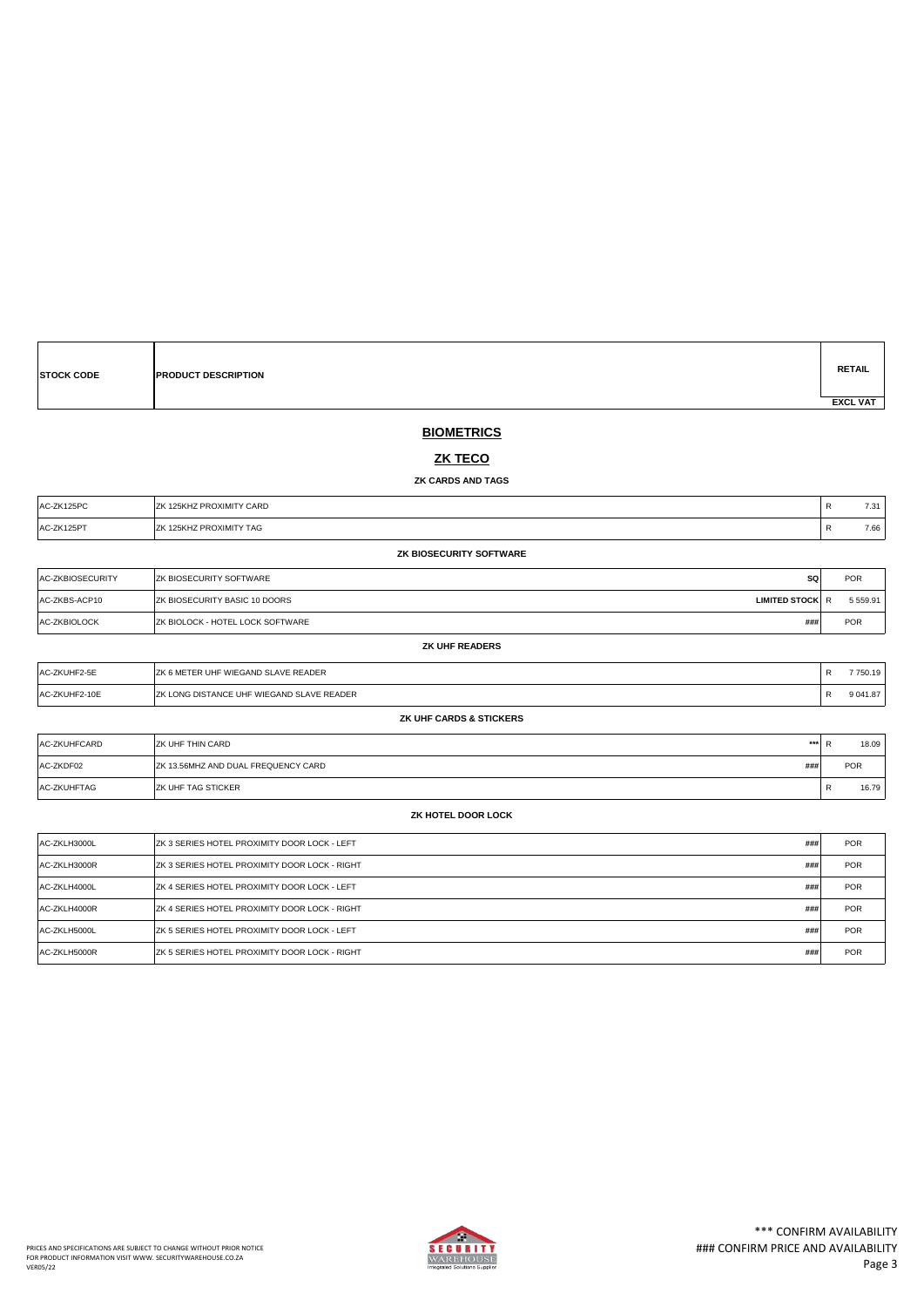| STOCK CODE | PRODUCT DESCRIPTION | | RETAIL EXCL VAT |
|---|---|---|---|

# BIOMETRICS

## ZK TECO

### ZK CARDS AND TAGS

| STOCK CODE | PRODUCT DESCRIPTION | | RETAIL EXCL VAT |
|---|---|---|---|
| AC-ZK125PC | ZK 125KHZ PROXIMITY CARD | | R 7.31 |
| AC-ZK125PT | ZK 125KHZ PROXIMITY TAG | | R 7.66 |

### ZK BIOSECURITY SOFTWARE

| STOCK CODE | PRODUCT DESCRIPTION | | RETAIL EXCL VAT |
|---|---|---|---|
| AC-ZKBIOSECURITY | ZK BIOSECURITY SOFTWARE | SQ | POR |
| AC-ZKBS-ACP10 | ZK BIOSECURITY BASIC 10 DOORS | **LIMITED STOCK** | R 5 559.91 |
| AC-ZKBIOLOCK | ZK BIOLOCK - HOTEL LOCK SOFTWARE | ### | POR |

### ZK UHF READERS

| STOCK CODE | PRODUCT DESCRIPTION | | RETAIL EXCL VAT |
|---|---|---|---|
| AC-ZKUHF2-5E | ZK 6 METER UHF WIEGAND SLAVE READER | | R 7 750.19 |
| AC-ZKUHF2-10E | ZK LONG DISTANCE UHF WIEGAND SLAVE READER | | R 9 041.87 |

### ZK UHF CARDS & STICKERS

| STOCK CODE | PRODUCT DESCRIPTION | | RETAIL EXCL VAT |
|---|---|---|---|
| AC-ZKUHFCARD | ZK UHF THIN CARD | *** | R 18.09 |
| AC-ZKDF02 | ZK 13.56MHZ AND DUAL FREQUENCY CARD | ### | POR |
| AC-ZKUHFTAG | ZK UHF TAG STICKER | | R 16.79 |

### ZK HOTEL DOOR LOCK

| STOCK CODE | PRODUCT DESCRIPTION | | RETAIL EXCL VAT |
|---|---|---|---|
| AC-ZKLH3000L | ZK 3 SERIES HOTEL PROXIMITY DOOR LOCK - LEFT | ### | POR |
| AC-ZKLH3000R | ZK 3 SERIES HOTEL PROXIMITY DOOR LOCK - RIGHT | ### | POR |
| AC-ZKLH4000L | ZK 4 SERIES HOTEL PROXIMITY DOOR LOCK - LEFT | ### | POR |
| AC-ZKLH4000R | ZK 4 SERIES HOTEL PROXIMITY DOOR LOCK - RIGHT | ### | POR |
| AC-ZKLH5000L | ZK 5 SERIES HOTEL PROXIMITY DOOR LOCK - LEFT | ### | POR |
| AC-ZKLH5000R | ZK 5 SERIES HOTEL PROXIMITY DOOR LOCK - RIGHT | ### | POR |

PRICES AND SPECIFICATIONS ARE SUBJECT TO CHANGE WITHOUT PRIOR NOTICE
FOR PRODUCT INFORMATION VISIT WWW. SECURITYWAREHOUSE.CO.ZA
VER05/22

\*** CONFIRM AVAILABILITY
### CONFIRM PRICE AND AVAILABILITY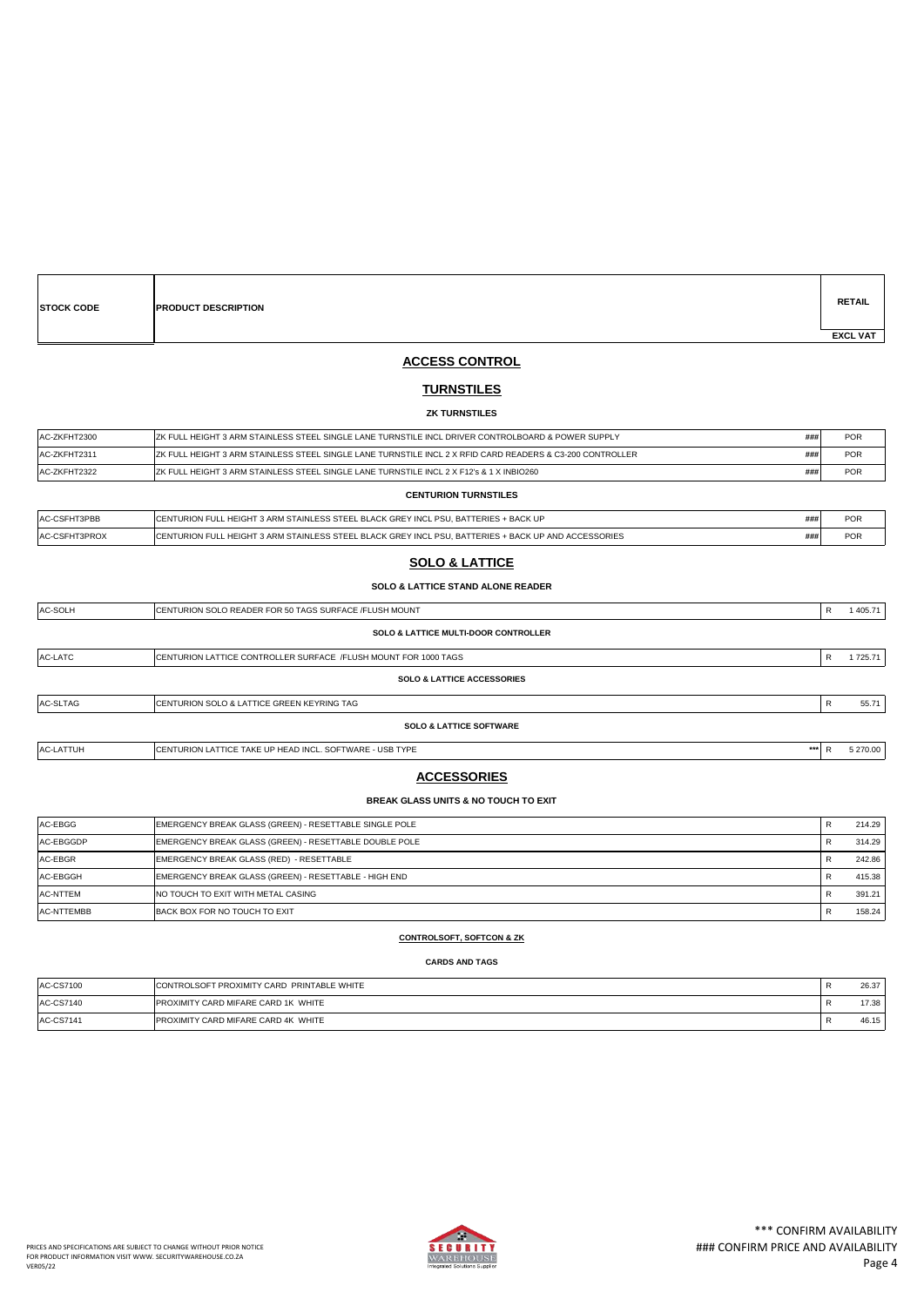| STOCK CODE | PRODUCT DESCRIPTION | | | RETAIL EXCL VAT |
|---|---|---|---|---|

## ACCESS CONTROL

## TURNSTILES

**ZK TURNSTILES**

| | | | | |
|---|---|---|---|---|
| AC-ZKFHT2300 | ZK FULL HEIGHT 3 ARM STAINLESS STEEL SINGLE LANE TURNSTILE INCL DRIVER CONTROLBOARD & POWER SUPPLY | ### | | POR |
| AC-ZKFHT2311 | ZK FULL HEIGHT 3 ARM STAINLESS STEEL SINGLE LANE TURNSTILE INCL 2 X RFID CARD READERS & C3-200 CONTROLLER | ### | | POR |
| AC-ZKFHT2322 | ZK FULL HEIGHT 3 ARM STAINLESS STEEL SINGLE LANE TURNSTILE INCL 2 X F12's & 1 X INBIO260 | ### | | POR |

**CENTURION TURNSTILES**

| | | | | |
|---|---|---|---|---|
| AC-CSFHT3PBB | CENTURION FULL HEIGHT 3 ARM STAINLESS STEEL BLACK GREY INCL PSU, BATTERIES + BACK UP | ### | | POR |
| AC-CSFHT3PROX | CENTURION FULL HEIGHT 3 ARM STAINLESS STEEL BLACK GREY INCL PSU, BATTERIES + BACK UP AND ACCESSORIES | ### | | POR |

## SOLO & LATTICE

**SOLO & LATTICE STAND ALONE READER**

| | | | | |
|---|---|---|---|---|
| AC-SOLH | CENTURION SOLO READER FOR 50 TAGS SURFACE /FLUSH MOUNT | | R | 1 405.71 |

**SOLO & LATTICE MULTI-DOOR CONTROLLER**

| | | | | |
|---|---|---|---|---|
| AC-LATC | CENTURION LATTICE CONTROLLER SURFACE /FLUSH MOUNT FOR 1000 TAGS | | R | 1 725.71 |

**SOLO & LATTICE ACCESSORIES**

| | | | | |
|---|---|---|---|---|
| AC-SLTAG | CENTURION SOLO & LATTICE GREEN KEYRING TAG | | R | 55.71 |

**SOLO & LATTICE SOFTWARE**

| | | | | |
|---|---|---|---|---|
| AC-LATTUH | CENTURION LATTICE TAKE UP HEAD INCL. SOFTWARE - USB TYPE | *** | R | 5 270.00 |

## ACCESSORIES

**BREAK GLASS UNITS & NO TOUCH TO EXIT**

| | | | | |
|---|---|---|---|---|
| AC-EBGG | EMERGENCY BREAK GLASS (GREEN) - RESETTABLE SINGLE POLE | | R | 214.29 |
| AC-EBGGDP | EMERGENCY BREAK GLASS (GREEN) - RESETTABLE DOUBLE POLE | | R | 314.29 |
| AC-EBGR | EMERGENCY BREAK GLASS (RED) - RESETTABLE | | R | 242.86 |
| AC-EBGGH | EMERGENCY BREAK GLASS (GREEN) - RESETTABLE - HIGH END | | R | 415.38 |
| AC-NTTEM | NO TOUCH TO EXIT WITH METAL CASING | | R | 391.21 |
| AC-NTTEMBB | BACK BOX FOR NO TOUCH TO EXIT | | R | 158.24 |

**CONTROLSOFT, SOFTCON & ZK**

**CARDS AND TAGS**

| | | | | |
|---|---|---|---|---|
| AC-CS7100 | CONTROLSOFT PROXIMITY CARD PRINTABLE WHITE | | R | 26.37 |
| AC-CS7140 | PROXIMITY CARD MIFARE CARD 1K WHITE | | R | 17.38 |
| AC-CS7141 | PROXIMITY CARD MIFARE CARD 4K WHITE | | R | 46.15 |

PRICES AND SPECIFICATIONS ARE SUBJECT TO CHANGE WITHOUT PRIOR NOTICE
FOR PRODUCT INFORMATION VISIT WWW. SECURITYWAREHOUSE.CO.ZA
VER05/22

*** CONFIRM AVAILABILITY
### CONFIRM PRICE AND AVAILABILITY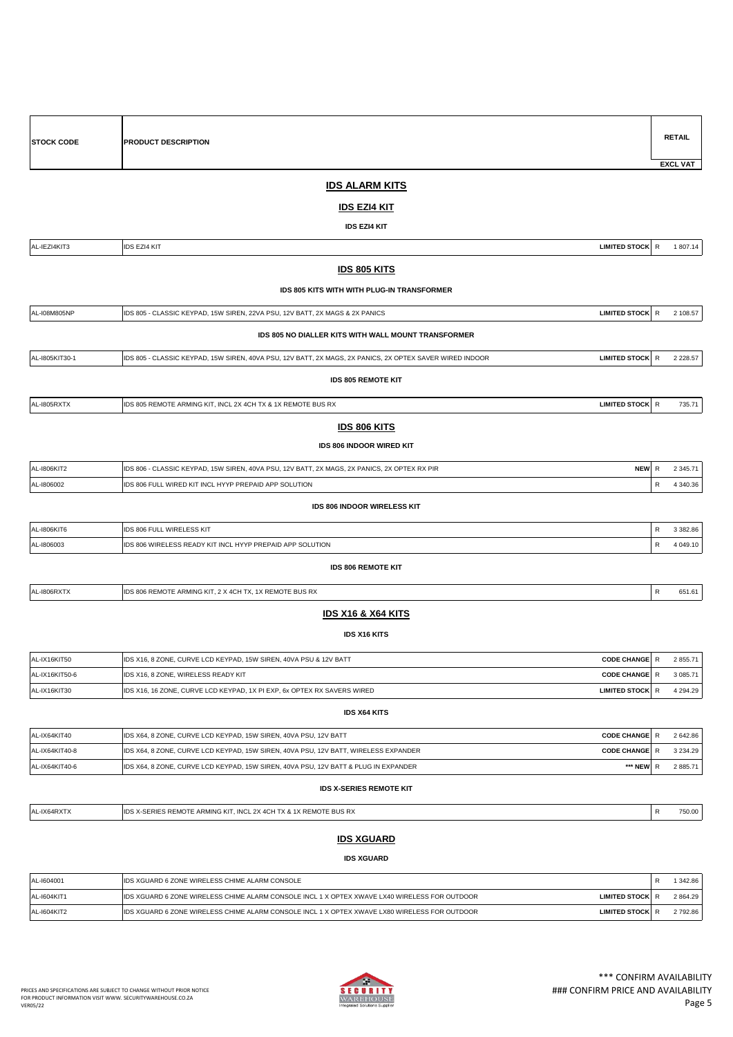| STOCK CODE | PRODUCT DESCRIPTION | | RETAIL EXCL VAT |
|---|---|---|---|

## IDS ALARM KITS

### IDS EZI4 KIT

**IDS EZI4 KIT**

| STOCK CODE | PRODUCT DESCRIPTION | | RETAIL EXCL VAT |
|---|---|---|---|
| AL-IEZI4KIT3 | IDS EZI4 KIT | LIMITED STOCK | R 1 807.14 |

### IDS 805 KITS

**IDS 805 KITS WITH WITH PLUG-IN TRANSFORMER**

| STOCK CODE | PRODUCT DESCRIPTION | | RETAIL EXCL VAT |
|---|---|---|---|
| AL-I08M805NP | IDS 805 - CLASSIC KEYPAD, 15W SIREN, 22VA PSU, 12V BATT, 2X MAGS & 2X PANICS | LIMITED STOCK | R 2 108.57 |

**IDS 805 NO DIALLER KITS WITH WALL MOUNT TRANSFORMER**

| STOCK CODE | PRODUCT DESCRIPTION | | RETAIL EXCL VAT |
|---|---|---|---|
| AL-I805KIT30-1 | IDS 805 - CLASSIC KEYPAD, 15W SIREN, 40VA PSU, 12V BATT, 2X MAGS, 2X PANICS, 2X OPTEX SAVER WIRED INDOOR | LIMITED STOCK | R 2 228.57 |

**IDS 805 REMOTE KIT**

| STOCK CODE | PRODUCT DESCRIPTION | | RETAIL EXCL VAT |
|---|---|---|---|
| AL-I805RXTX | IDS 805 REMOTE ARMING KIT, INCL 2X 4CH TX & 1X REMOTE BUS RX | LIMITED STOCK | R 735.71 |

### IDS 806 KITS

**IDS 806 INDOOR WIRED KIT**

| STOCK CODE | PRODUCT DESCRIPTION | | RETAIL EXCL VAT |
|---|---|---|---|
| AL-I806KIT2 | IDS 806 - CLASSIC KEYPAD, 15W SIREN, 40VA PSU, 12V BATT, 2X MAGS, 2X PANICS, 2X OPTEX RX PIR | NEW | R 2 345.71 |
| AL-I806002 | IDS 806 FULL WIRED KIT INCL HYYP PREPAID APP SOLUTION | | R 4 340.36 |

**IDS 806 INDOOR WIRELESS KIT**

| STOCK CODE | PRODUCT DESCRIPTION | | RETAIL EXCL VAT |
|---|---|---|---|
| AL-I806KIT6 | IDS 806 FULL WIRELESS KIT | | R 3 382.86 |
| AL-I806003 | IDS 806 WIRELESS READY KIT INCL HYYP PREPAID APP SOLUTION | | R 4 049.10 |

**IDS 806 REMOTE KIT**

| STOCK CODE | PRODUCT DESCRIPTION | | RETAIL EXCL VAT |
|---|---|---|---|
| AL-I806RXTX | IDS 806 REMOTE ARMING KIT, 2 X 4CH TX, 1X REMOTE BUS RX | | R 651.61 |

### IDS X16 & X64 KITS

**IDS X16 KITS**

| STOCK CODE | PRODUCT DESCRIPTION | | RETAIL EXCL VAT |
|---|---|---|---|
| AL-IX16KIT50 | IDS X16, 8 ZONE, CURVE LCD KEYPAD, 15W SIREN, 40VA PSU & 12V BATT | CODE CHANGE | R 2 855.71 |
| AL-IX16KIT50-6 | IDS X16, 8 ZONE, WIRELESS READY KIT | CODE CHANGE | R 3 085.71 |
| AL-IX16KIT30 | IDS X16, 16 ZONE, CURVE LCD KEYPAD, 1X PI EXP, 6x OPTEX RX SAVERS WIRED | LIMITED STOCK | R 4 294.29 |

**IDS X64 KITS**

| STOCK CODE | PRODUCT DESCRIPTION | | RETAIL EXCL VAT |
|---|---|---|---|
| AL-IX64KIT40 | IDS X64, 8 ZONE, CURVE LCD KEYPAD, 15W SIREN, 40VA PSU, 12V BATT | CODE CHANGE | R 2 642.86 |
| AL-IX64KIT40-8 | IDS X64, 8 ZONE, CURVE LCD KEYPAD, 15W SIREN, 40VA PSU, 12V BATT, WIRELESS EXPANDER | CODE CHANGE | R 3 234.29 |
| AL-IX64KIT40-6 | IDS X64, 8 ZONE, CURVE LCD KEYPAD, 15W SIREN, 40VA PSU, 12V BATT & PLUG IN EXPANDER | *** NEW | R 2 885.71 |

**IDS X-SERIES REMOTE KIT**

| STOCK CODE | PRODUCT DESCRIPTION | | RETAIL EXCL VAT |
|---|---|---|---|
| AL-IX64RXTX | IDS X-SERIES REMOTE ARMING KIT, INCL 2X 4CH TX & 1X REMOTE BUS RX | | R 750.00 |

### IDS XGUARD

**IDS XGUARD**

| STOCK CODE | PRODUCT DESCRIPTION | | RETAIL EXCL VAT |
|---|---|---|---|
| AL-I604001 | IDS XGUARD 6 ZONE WIRELESS CHIME ALARM CONSOLE | | R 1 342.86 |
| AL-I604KIT1 | IDS XGUARD 6 ZONE WIRELESS CHIME ALARM CONSOLE INCL 1 X OPTEX XWAVE LX40 WIRELESS FOR OUTDOOR | LIMITED STOCK | R 2 864.29 |
| AL-I604KIT2 | IDS XGUARD 6 ZONE WIRELESS CHIME ALARM CONSOLE INCL 1 X OPTEX XWAVE LX80 WIRELESS FOR OUTDOOR | LIMITED STOCK | R 2 792.86 |

PRICES AND SPECIFICATIONS ARE SUBJECT TO CHANGE WITHOUT PRIOR NOTICE
FOR PRODUCT INFORMATION VISIT WWW. SECURITYWAREHOUSE.CO.ZA
VER05/22

\*\*\* CONFIRM AVAILABILITY
### CONFIRM PRICE AND AVAILABILITY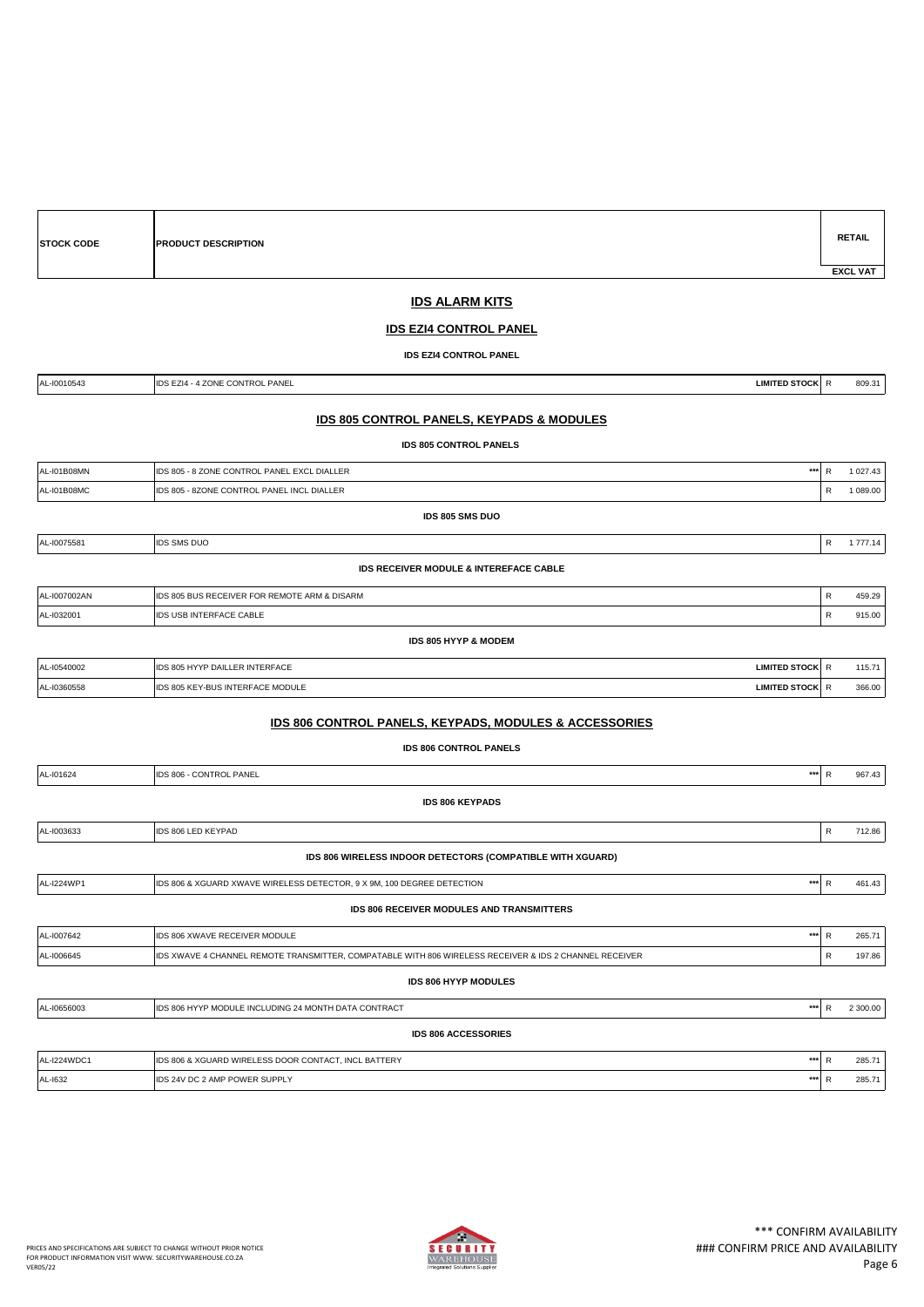| STOCK CODE | PRODUCT DESCRIPTION | | | RETAIL EXCL VAT |
|---|---|---|---|---|

## IDS ALARM KITS

### IDS EZI4 CONTROL PANEL

**IDS EZI4 CONTROL PANEL**

| | | | | |
|---|---|---|---|---|
| AL-I0010543 | IDS EZI4 - 4 ZONE CONTROL PANEL | LIMITED STOCK | R | 809.31 |

### IDS 805 CONTROL PANELS, KEYPADS & MODULES

**IDS 805 CONTROL PANELS**

| | | | | |
|---|---|---|---|---|
| AL-I01B08MN | IDS 805 - 8 ZONE CONTROL PANEL EXCL DIALLER | *** | R | 1 027.43 |
| AL-I01B08MC | IDS 805 - 8ZONE CONTROL PANEL INCL DIALLER | | R | 1 089.00 |

**IDS 805 SMS DUO**

| | | | | |
|---|---|---|---|---|
| AL-I0075581 | IDS SMS DUO | | R | 1 777.14 |

**IDS RECEIVER MODULE & INTEREFACE CABLE**

| | | | | |
|---|---|---|---|---|
| AL-I007002AN | IDS 805 BUS RECEIVER FOR REMOTE ARM & DISARM | | R | 459.29 |
| AL-I032001 | IDS USB INTERFACE CABLE | | R | 915.00 |

**IDS 805 HYYP & MODEM**

| | | | | |
|---|---|---|---|---|
| AL-I0540002 | IDS 805 HYYP DAILLER INTERFACE | LIMITED STOCK | R | 115.71 |
| AL-I0360558 | IDS 805 KEY-BUS INTERFACE MODULE | LIMITED STOCK | R | 366.00 |

### IDS 806 CONTROL PANELS, KEYPADS, MODULES & ACCESSORIES

**IDS 806 CONTROL PANELS**

| | | | | |
|---|---|---|---|---|
| AL-I01624 | IDS 806 - CONTROL PANEL | *** | R | 967.43 |

**IDS 806 KEYPADS**

| | | | | |
|---|---|---|---|---|
| AL-I003633 | IDS 806 LED KEYPAD | | R | 712.86 |

**IDS 806 WIRELESS INDOOR DETECTORS (COMPATIBLE WITH XGUARD)**

| | | | | |
|---|---|---|---|---|
| AL-I224WP1 | IDS 806 & XGUARD XWAVE WIRELESS DETECTOR, 9 X 9M, 100 DEGREE DETECTION | *** | R | 461.43 |

**IDS 806 RECEIVER MODULES AND TRANSMITTERS**

| | | | | |
|---|---|---|---|---|
| AL-I007642 | IDS 806 XWAVE RECEIVER MODULE | *** | R | 265.71 |
| AL-I006645 | IDS XWAVE 4 CHANNEL REMOTE TRANSMITTER, COMPATABLE WITH 806 WIRELESS RECEIVER & IDS 2 CHANNEL RECEIVER | | R | 197.86 |

**IDS 806 HYYP MODULES**

| | | | | |
|---|---|---|---|---|
| AL-I0656003 | IDS 806 HYYP MODULE INCLUDING 24 MONTH DATA CONTRACT | *** | R | 2 300.00 |

**IDS 806 ACCESSORIES**

| | | | | |
|---|---|---|---|---|
| AL-I224WDC1 | IDS 806 & XGUARD WIRELESS DOOR CONTACT, INCL BATTERY | *** | R | 285.71 |
| AL-I632 | IDS 24V DC 2 AMP POWER SUPPLY | *** | R | 285.71 |

PRICES AND SPECIFICATIONS ARE SUBJECT TO CHANGE WITHOUT PRIOR NOTICE
FOR PRODUCT INFORMATION VISIT WWW. SECURITYWAREHOUSE.CO.ZA
VER05/22

*** CONFIRM AVAILABILITY
### CONFIRM PRICE AND AVAILABILITY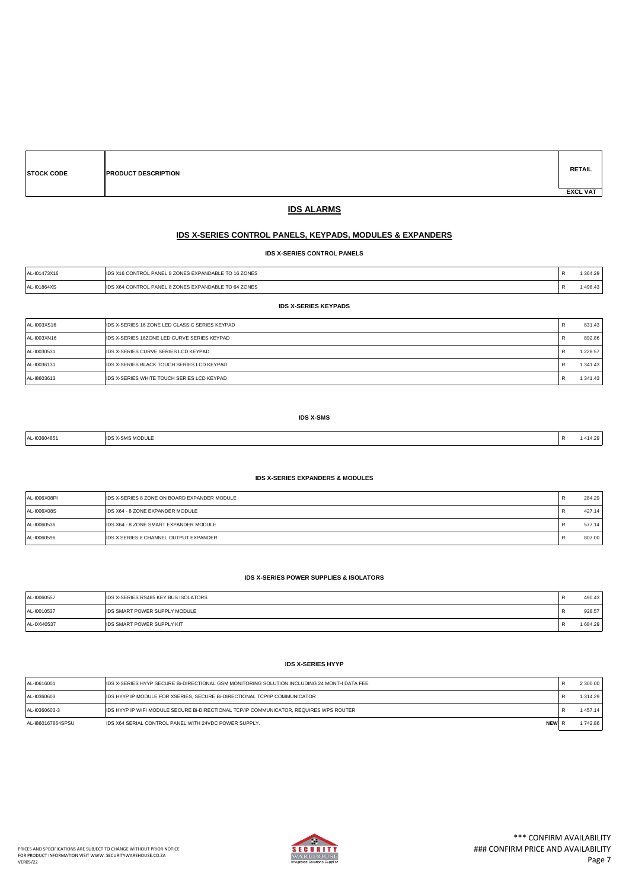| STOCK CODE | PRODUCT DESCRIPTION | | RETAIL EXCL VAT |
|---|---|---|---|

# IDS ALARMS

## IDS X-SERIES CONTROL PANELS, KEYPADS, MODULES & EXPANDERS

### IDS X-SERIES CONTROL PANELS

| STOCK CODE | PRODUCT DESCRIPTION | | RETAIL EXCL VAT |
|---|---|---|---|
| AL-I01473X16 | IDS X16 CONTROL PANEL 8 ZONES EXPANDABLE TO 16 ZONES | R | 1 364.29 |
| AL-I01864XS | IDS X64 CONTROL PANEL 8 ZONES EXPANDABLE TO 64 ZONES | R | 1 498.43 |

### IDS X-SERIES KEYPADS

| STOCK CODE | PRODUCT DESCRIPTION | | RETAIL EXCL VAT |
|---|---|---|---|
| AL-I003XS16 | IDS X-SERIES 16 ZONE LED CLASSIC SERIES KEYPAD | R | 831.43 |
| AL-I003XN16 | IDS X-SERIES 16ZONE LED CURVE SERIES KEYPAD | R | 892.86 |
| AL-I0030531 | IDS X-SERIES CURVE SERIES LCD KEYPAD | R | 1 228.57 |
| AL-I0036131 | IDS X-SERIES BLACK TOUCH SERIES LCD KEYPAD | R | 1 341.43 |
| AL-I8603613 | IDS X-SERIES WHITE TOUCH SERIES LCD KEYPAD | R | 1 341.43 |

### IDS X-SMS

| STOCK CODE | PRODUCT DESCRIPTION | | RETAIL EXCL VAT |
|---|---|---|---|
| AL-I03604851 | IDS X-SMS MODULE | R | 1 414.29 |

### IDS X-SERIES EXPANDERS & MODULES

| STOCK CODE | PRODUCT DESCRIPTION | | RETAIL EXCL VAT |
|---|---|---|---|
| AL-I006X08PI | IDS X-SERIES 8 ZONE ON BOARD EXPANDER MODULE | R | 284.29 |
| AL-I006X08S | IDS X64 - 8 ZONE EXPANDER MODULE | R | 427.14 |
| AL-I0060536 | IDS X64 - 8 ZONE SMART EXPANDER MODULE | R | 577.14 |
| AL-I0060596 | IDS X SERIES 8 CHANNEL OUTPUT EXPANDER | R | 807.00 |

### IDS X-SERIES POWER SUPPLIES & ISOLATORS

| STOCK CODE | PRODUCT DESCRIPTION | | RETAIL EXCL VAT |
|---|---|---|---|
| AL-I0060557 | IDS X-SERIES RS485 KEY BUS ISOLATORS | R | 490.43 |
| AL-I0010537 | IDS SMART POWER SUPPLY MODULE | R | 928.57 |
| AL-IX640537 | IDS SMART POWER SUPPLY KIT | R | 1 684.29 |

### IDS X-SERIES HYYP

| STOCK CODE | PRODUCT DESCRIPTION | | RETAIL EXCL VAT |
|---|---|---|---|
| AL-I0616001 | IDS X-SERIES HYYP SECURE Bi-DIRECTIONAL GSM MONITORING SOLUTION INCLUDING 24 MONTH DATA FEE | R | 2 300.00 |
| AL-I0360603 | IDS HYYP IP MODULE FOR XSERIES, SECURE Bi-DIRECTIONAL TCP/IP COMMUNICATOR | R | 1 314.29 |
| AL-I0360603-3 | IDS HYYP IP WIFI MODULE SECURE Bi-DIRECTIONAL TCP/IP COMMUNICATOR, REQUIRES WPS ROUTER | R | 1 457.14 |
| AL-I860167864SPSU | IDS X64 SERIAL CONTROL PANEL WITH 24VDC POWER SUPPLY. **NEW** | R | 1 742.86 |

PRICES AND SPECIFICATIONS ARE SUBJECT TO CHANGE WITHOUT PRIOR NOTICE
FOR PRODUCT INFORMATION VISIT WWW. SECURITYWAREHOUSE.CO.ZA
VER05/22

\*\*\* CONFIRM AVAILABILITY
### CONFIRM PRICE AND AVAILABILITY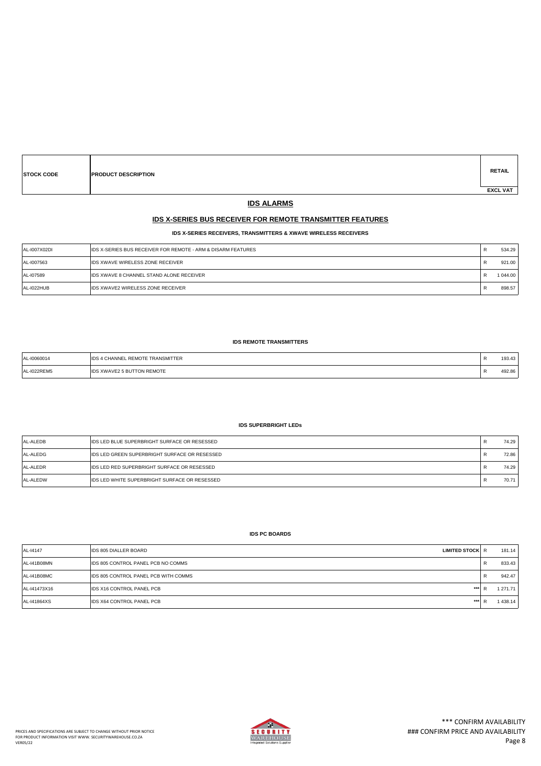| STOCK CODE | PRODUCT DESCRIPTION | | RETAIL EXCL VAT |
|---|---|---|---|

## IDS ALARMS

## IDS X-SERIES BUS RECEIVER FOR REMOTE TRANSMITTER FEATURES

### IDS X-SERIES RECEIVERS, TRANSMITTERS & XWAVE WIRELESS RECEIVERS

| | | | |
|---|---|---|---|
| AL-I007X02DI | IDS X-SERIES BUS RECEIVER FOR REMOTE - ARM & DISARM FEATURES | R | 534.29 |
| AL-I007563 | IDS XWAVE WIRELESS ZONE RECEIVER | R | 921.00 |
| AL-I07589 | IDS XWAVE 8 CHANNEL STAND ALONE RECEIVER | R | 1 044.00 |
| AL-I022HUB | IDS XWAVE2 WIRELESS ZONE RECEIVER | R | 898.57 |

### IDS REMOTE TRANSMITTERS

| | | | |
|---|---|---|---|
| AL-I0060014 | IDS 4 CHANNEL REMOTE TRANSMITTER | R | 193.43 |
| AL-I022REM5 | IDS XWAVE2 5 BUTTON REMOTE | R | 492.86 |

### IDS SUPERBRIGHT LEDs

| | | | |
|---|---|---|---|
| AL-ALEDB | IDS LED BLUE SUPERBRIGHT SURFACE OR RESESSED | R | 74.29 |
| AL-ALEDG | IDS LED GREEN SUPERBRIGHT SURFACE OR RESESSED | R | 72.86 |
| AL-ALEDR | IDS LED RED SUPERBRIGHT SURFACE OR RESESSED | R | 74.29 |
| AL-ALEDW | IDS LED WHITE SUPERBRIGHT SURFACE OR RESESSED | R | 70.71 |

### IDS PC BOARDS

| | | | | |
|---|---|---|---|---|
| AL-I4147 | IDS 805 DIALLER BOARD | LIMITED STOCK | R | 181.14 |
| AL-I41B08MN | IDS 805 CONTROL PANEL PCB NO COMMS | | R | 833.43 |
| AL-I41B08MC | IDS 805 CONTROL PANEL PCB WITH COMMS | | R | 942.47 |
| AL-I41473X16 | IDS X16 CONTROL PANEL PCB | *** | R | 1 271.71 |
| AL-I41864XS | IDS X64 CONTROL PANEL PCB | *** | R | 1 438.14 |

PRICES AND SPECIFICATIONS ARE SUBJECT TO CHANGE WITHOUT PRIOR NOTICE
FOR PRODUCT INFORMATION VISIT WWW. SECURITYWAREHOUSE.CO.ZA
VER05/22

*** CONFIRM AVAILABILITY
### CONFIRM PRICE AND AVAILABILITY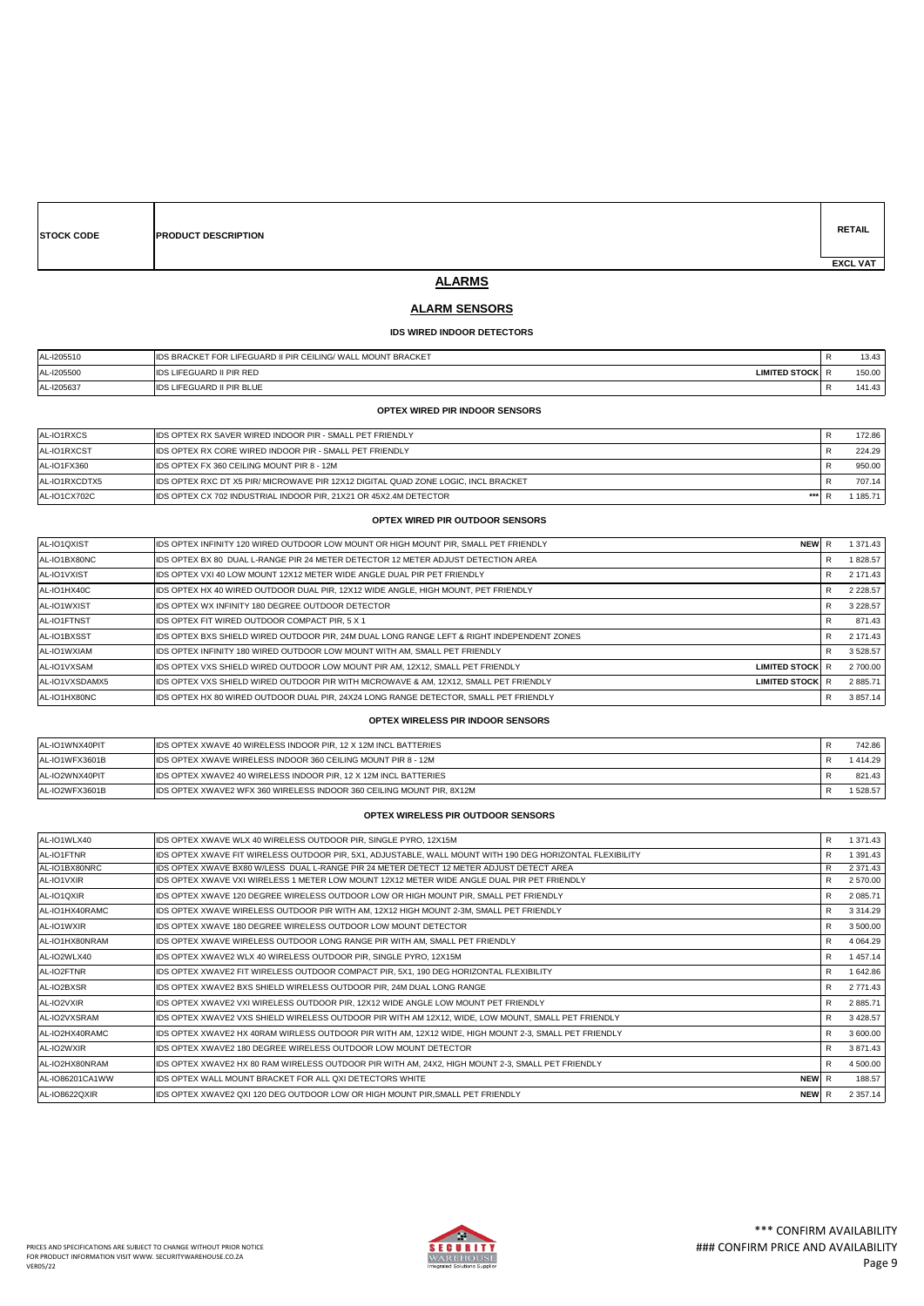| STOCK CODE | PRODUCT DESCRIPTION | | | RETAIL EXCL VAT |
|---|---|---|---|---|

# ALARMS

## ALARM SENSORS

### IDS WIRED INDOOR DETECTORS

| | | | | |
|---|---|---|---|---|
| AL-I205510 | IDS BRACKET FOR LIFEGUARD II PIR CEILING/ WALL MOUNT BRACKET | | R | 13.43 |
| AL-I205500 | IDS LIFEGUARD II PIR RED | LIMITED STOCK | R | 150.00 |
| AL-I205637 | IDS LIFEGUARD II PIR BLUE | | R | 141.43 |

### OPTEX WIRED PIR INDOOR SENSORS

| | | | | |
|---|---|---|---|---|
| AL-IO1RXCS | IDS OPTEX RX SAVER WIRED INDOOR PIR - SMALL PET FRIENDLY | | R | 172.86 |
| AL-IO1RXCST | IDS OPTEX RX CORE WIRED INDOOR PIR - SMALL PET FRIENDLY | | R | 224.29 |
| AL-IO1FX360 | IDS OPTEX FX 360 CEILING MOUNT PIR 8 - 12M | | R | 950.00 |
| AL-IO1RXCDTX5 | IDS OPTEX RXC DT X5 PIR/ MICROWAVE PIR 12X12 DIGITAL QUAD ZONE LOGIC, INCL BRACKET | | R | 707.14 |
| AL-IO1CX702C | IDS OPTEX CX 702 INDUSTRIAL INDOOR PIR, 21X21 OR 45X2.4M DETECTOR | *** | R | 1 185.71 |

### OPTEX WIRED PIR OUTDOOR SENSORS

| | | | | |
|---|---|---|---|---|
| AL-IO1QXIST | IDS OPTEX INFINITY 120 WIRED OUTDOOR LOW MOUNT OR HIGH MOUNT PIR, SMALL PET FRIENDLY | NEW | R | 1 371.43 |
| AL-IO1BX80NC | IDS OPTEX BX 80 DUAL L-RANGE PIR 24 METER DETECTOR 12 METER ADJUST DETECTION AREA | | R | 1 828.57 |
| AL-IO1VXIST | IDS OPTEX VXI 40 LOW MOUNT 12X12 METER WIDE ANGLE DUAL PIR PET FRIENDLY | | R | 2 171.43 |
| AL-IO1HX40C | IDS OPTEX HX 40 WIRED OUTDOOR DUAL PIR, 12X12 WIDE ANGLE, HIGH MOUNT, PET FRIENDLY | | R | 2 228.57 |
| AL-IO1WXIST | IDS OPTEX WX INFINITY 180 DEGREE OUTDOOR DETECTOR | | R | 3 228.57 |
| AL-IO1FTNST | IDS OPTEX FIT WIRED OUTDOOR COMPACT PIR, 5 X 1 | | R | 871.43 |
| AL-IO1BXSST | IDS OPTEX BXS SHIELD WIRED OUTDOOR PIR, 24M DUAL LONG RANGE LEFT & RIGHT INDEPENDENT ZONES | | R | 2 171.43 |
| AL-IO1WXIAM | IDS OPTEX INFINITY 180 WIRED OUTDOOR LOW MOUNT WITH AM, SMALL PET FRIENDLY | | R | 3 528.57 |
| AL-IO1VXSAM | IDS OPTEX VXS SHIELD WIRED OUTDOOR LOW MOUNT PIR AM, 12X12, SMALL PET FRIENDLY | LIMITED STOCK | R | 2 700.00 |
| AL-IO1VXSDAMX5 | IDS OPTEX VXS SHIELD WIRED OUTDOOR PIR WITH MICROWAVE & AM, 12X12, SMALL PET FRIENDLY | LIMITED STOCK | R | 2 885.71 |
| AL-IO1HX80NC | IDS OPTEX HX 80 WIRED OUTDOOR DUAL PIR, 24X24 LONG RANGE DETECTOR, SMALL PET FRIENDLY | | R | 3 857.14 |

### OPTEX WIRELESS PIR INDOOR SENSORS

| | | | | |
|---|---|---|---|---|
| AL-IO1WNX40PIT | IDS OPTEX XWAVE 40 WIRELESS INDOOR PIR, 12 X 12M INCL BATTERIES | | R | 742.86 |
| AL-IO1WFX3601B | IDS OPTEX XWAVE WIRELESS INDOOR 360 CEILING MOUNT PIR 8 - 12M | | R | 1 414.29 |
| AL-IO2WNX40PIT | IDS OPTEX XWAVE2 40 WIRELESS INDOOR PIR, 12 X 12M INCL BATTERIES | | R | 821.43 |
| AL-IO2WFX3601B | IDS OPTEX XWAVE2 WFX 360 WIRELESS INDOOR 360 CEILING MOUNT PIR, 8X12M | | R | 1 528.57 |

### OPTEX WIRELESS PIR OUTDOOR SENSORS

| | | | | |
|---|---|---|---|---|
| AL-IO1WLX40 | IDS OPTEX XWAVE WLX 40 WIRELESS OUTDOOR PIR, SINGLE PYRO, 12X15M | | R | 1 371.43 |
| AL-IO1FTNR | IDS OPTEX XWAVE FIT WIRELESS OUTDOOR PIR, 5X1, ADJUSTABLE, WALL MOUNT WITH 190 DEG HORIZONTAL FLEXIBILITY | | R | 1 391.43 |
| AL-IO1BX80NRC | IDS OPTEX XWAVE BX80 W/LESS DUAL L-RANGE PIR 24 METER DETECT 12 METER ADJUST DETECT AREA | | R | 2 371.43 |
| AL-IO1VXIR | IDS OPTEX XWAVE VXI WIRELESS 1 METER LOW MOUNT 12X12 METER WIDE ANGLE DUAL PIR PET FRIENDLY | | R | 2 570.00 |
| AL-IO1QXIR | IDS OPTEX XWAVE 120 DEGREE WIRELESS OUTDOOR LOW OR HIGH MOUNT PIR, SMALL PET FRIENDLY | | R | 2 085.71 |
| AL-IO1HX40RAMC | IDS OPTEX XWAVE WIRELESS OUTDOOR PIR WITH AM, 12X12 HIGH MOUNT 2-3M, SMALL PET FRIENDLY | | R | 3 314.29 |
| AL-IO1WXIR | IDS OPTEX XWAVE 180 DEGREE WIRELESS OUTDOOR LOW MOUNT DETECTOR | | R | 3 500.00 |
| AL-IO1HX80NRAM | IDS OPTEX XWAVE WIRELESS OUTDOOR LONG RANGE PIR WITH AM, SMALL PET FRIENDLY | | R | 4 064.29 |
| AL-IO2WLX40 | IDS OPTEX XWAVE2 WLX 40 WIRELESS OUTDOOR PIR, SINGLE PYRO, 12X15M | | R | 1 457.14 |
| AL-IO2FTNR | IDS OPTEX XWAVE2 FIT WIRELESS OUTDOOR COMPACT PIR, 5X1, 190 DEG HORIZONTAL FLEXIBILITY | | R | 1 642.86 |
| AL-IO2BXSR | IDS OPTEX XWAVE2 BXS SHIELD WIRELESS OUTDOOR PIR, 24M DUAL LONG RANGE | | R | 2 771.43 |
| AL-IO2VXIR | IDS OPTEX XWAVE2 VXI WIRELESS OUTDOOR PIR, 12X12 WIDE ANGLE LOW MOUNT PET FRIENDLY | | R | 2 885.71 |
| AL-IO2VXSRAM | IDS OPTEX XWAVE2 VXS SHIELD WIRELESS OUTDOOR PIR WITH AM 12X12, WIDE, LOW MOUNT, SMALL PET FRIENDLY | | R | 3 428.57 |
| AL-IO2HX40RAMC | IDS OPTEX XWAVE2 HX 40RAM WIRELESS OUTDOOR PIR WITH AM, 12X12 WIDE, HIGH MOUNT 2-3, SMALL PET FRIENDLY | | R | 3 600.00 |
| AL-IO2WXIR | IDS OPTEX XWAVE2 180 DEGREE WIRELESS OUTDOOR LOW MOUNT DETECTOR | | R | 3 871.43 |
| AL-IO2HX80NRAM | IDS OPTEX XWAVE2 HX 80 RAM WIRELESS OUTDOOR PIR WITH AM, 24X2, HIGH MOUNT 2-3, SMALL PET FRIENDLY | | R | 4 500.00 |
| AL-IO86201CA1WW | IDS OPTEX WALL MOUNT BRACKET FOR ALL QXI DETECTORS WHITE | NEW | R | 188.57 |
| AL-IO8622QXIR | IDS OPTEX XWAVE2 QXI 120 DEG OUTDOOR LOW OR HIGH MOUNT PIR,SMALL PET FRIENDLY | NEW | R | 2 357.14 |

PRICES AND SPECIFICATIONS ARE SUBJECT TO CHANGE WITHOUT PRIOR NOTICE
FOR PRODUCT INFORMATION VISIT WWW. SECURITYWAREHOUSE.CO.ZA
VER05/22

*** CONFIRM AVAILABILITY
### CONFIRM PRICE AND AVAILABILITY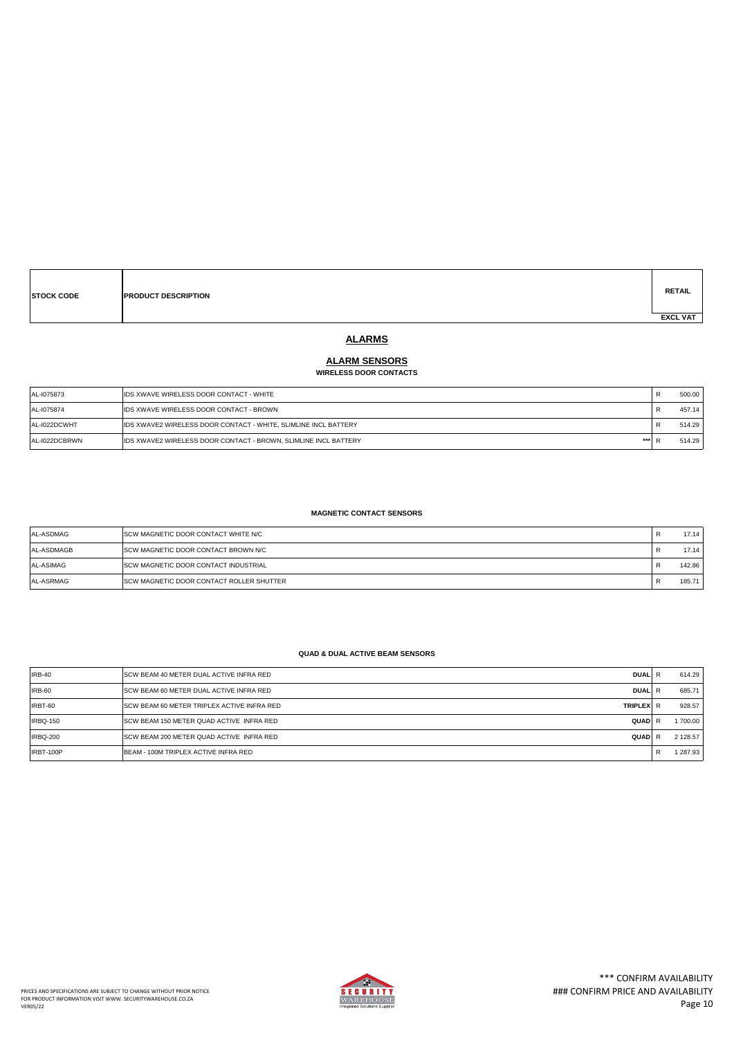| STOCK CODE | PRODUCT DESCRIPTION | | RETAIL EXCL VAT |
|---|---|---|---|

## ALARMS

### ALARM SENSORS

**WIRELESS DOOR CONTACTS**

| STOCK CODE | PRODUCT DESCRIPTION | | RETAIL EXCL VAT |
|---|---|---|---|
| AL-I075873 | IDS XWAVE WIRELESS DOOR CONTACT - WHITE | | R 500.00 |
| AL-I075874 | IDS XWAVE WIRELESS DOOR CONTACT - BROWN | | R 457.14 |
| AL-I022DCWHT | IDS XWAVE2 WIRELESS DOOR CONTACT - WHITE, SLIMLINE INCL BATTERY | | R 514.29 |
| AL-I022DCBRWN | IDS XWAVE2 WIRELESS DOOR CONTACT - BROWN, SLIMLINE INCL BATTERY | *** | R 514.29 |

**MAGNETIC CONTACT SENSORS**

| STOCK CODE | PRODUCT DESCRIPTION | | RETAIL EXCL VAT |
|---|---|---|---|
| AL-ASDMAG | SCW MAGNETIC DOOR CONTACT WHITE N/C | | R 17.14 |
| AL-ASDMAGB | SCW MAGNETIC DOOR CONTACT BROWN N/C | | R 17.14 |
| AL-ASIMAG | SCW MAGNETIC DOOR CONTACT INDUSTRIAL | | R 142.86 |
| AL-ASRMAG | SCW MAGNETIC DOOR CONTACT ROLLER SHUTTER | | R 185.71 |

**QUAD & DUAL ACTIVE BEAM SENSORS**

| STOCK CODE | PRODUCT DESCRIPTION | | RETAIL EXCL VAT |
|---|---|---|---|
| IRB-40 | SCW BEAM 40 METER DUAL ACTIVE INFRA RED | DUAL | R 614.29 |
| IRB-60 | SCW BEAM 60 METER DUAL ACTIVE INFRA RED | DUAL | R 685.71 |
| IRBT-60 | SCW BEAM 60 METER TRIPLEX ACTIVE INFRA RED | TRIPLEX | R 928.57 |
| IRBQ-150 | SCW BEAM 150 METER QUAD ACTIVE INFRA RED | QUAD | R 1 700.00 |
| IRBQ-200 | SCW BEAM 200 METER QUAD ACTIVE INFRA RED | QUAD | R 2 128.57 |
| IRBT-100P | BEAM - 100M TRIPLEX ACTIVE INFRA RED | | R 1 287.93 |

PRICES AND SPECIFICATIONS ARE SUBJECT TO CHANGE WITHOUT PRIOR NOTICE
FOR PRODUCT INFORMATION VISIT WWW. SECURITYWAREHOUSE.CO.ZA
VER05/22

*** CONFIRM AVAILABILITY
### CONFIRM PRICE AND AVAILABILITY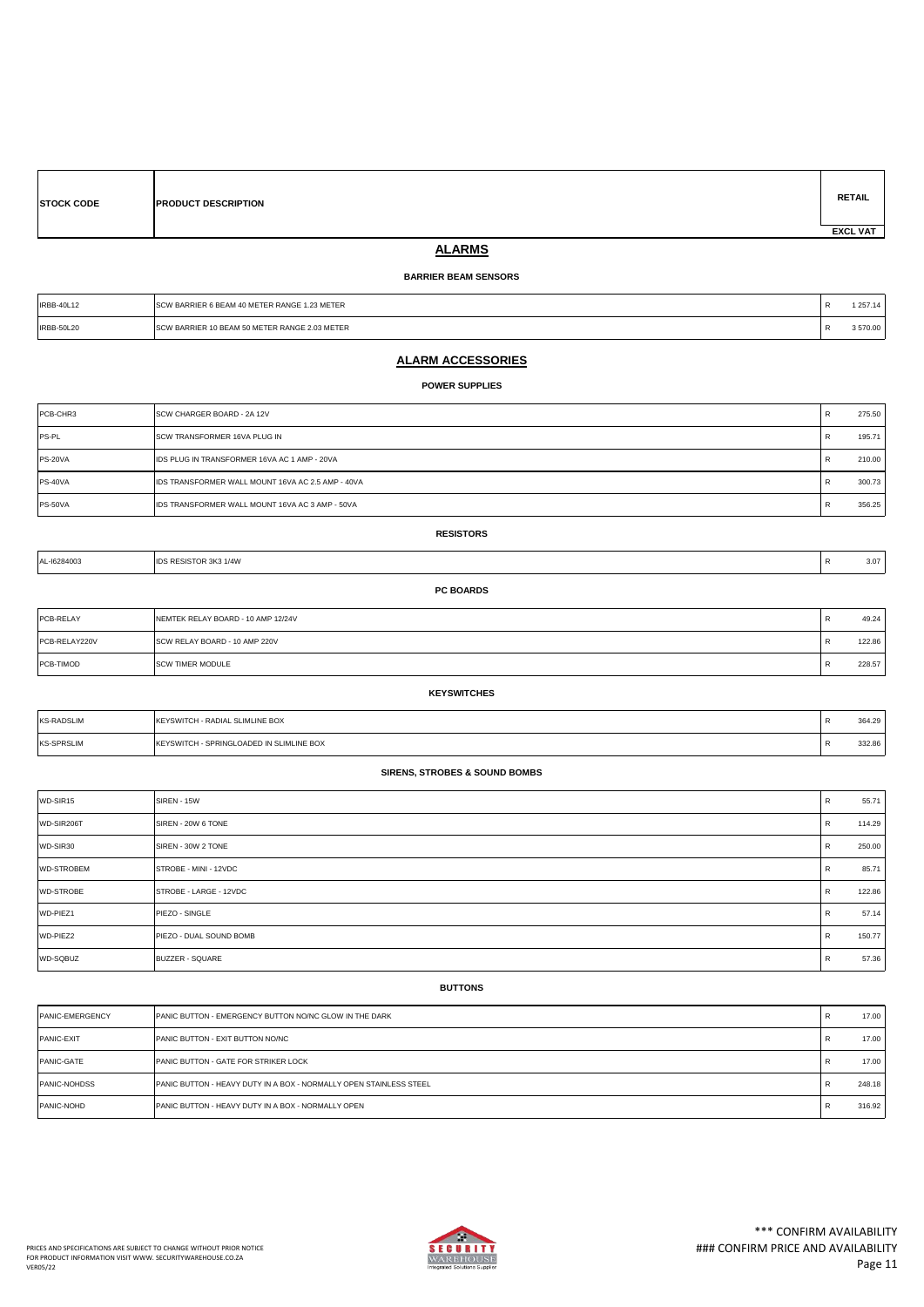| STOCK CODE | PRODUCT DESCRIPTION | | RETAIL EXCL VAT |
|---|---|---|---|

## ALARMS

### BARRIER BEAM SENSORS

| | | | |
|---|---|---|---|
| IRBB-40L12 | SCW BARRIER 6 BEAM 40 METER RANGE 1.23 METER | R | 1 257.14 |
| IRBB-50L20 | SCW BARRIER 10 BEAM 50 METER RANGE 2.03 METER | R | 3 570.00 |

## ALARM ACCESSORIES

### POWER SUPPLIES

| | | | |
|---|---|---|---|
| PCB-CHR3 | SCW CHARGER BOARD - 2A 12V | R | 275.50 |
| PS-PL | SCW TRANSFORMER 16VA PLUG IN | R | 195.71 |
| PS-20VA | IDS PLUG IN TRANSFORMER 16VA AC 1 AMP - 20VA | R | 210.00 |
| PS-40VA | IDS TRANSFORMER WALL MOUNT 16VA AC 2.5 AMP - 40VA | R | 300.73 |
| PS-50VA | IDS TRANSFORMER WALL MOUNT 16VA AC 3 AMP - 50VA | R | 356.25 |

### RESISTORS

| | | | |
|---|---|---|---|
| AL-I6284003 | IDS RESISTOR 3K3 1/4W | R | 3.07 |

### PC BOARDS

| | | | |
|---|---|---|---|
| PCB-RELAY | NEMTEK RELAY BOARD - 10 AMP 12/24V | R | 49.24 |
| PCB-RELAY220V | SCW RELAY BOARD - 10 AMP 220V | R | 122.86 |
| PCB-TIMOD | SCW TIMER MODULE | R | 228.57 |

### KEYSWITCHES

| | | | |
|---|---|---|---|
| KS-RADSLIM | KEYSWITCH - RADIAL SLIMLINE BOX | R | 364.29 |
| KS-SPRSLIM | KEYSWITCH - SPRINGLOADED IN SLIMLINE BOX | R | 332.86 |

### SIRENS, STROBES & SOUND BOMBS

| | | | |
|---|---|---|---|
| WD-SIR15 | SIREN - 15W | R | 55.71 |
| WD-SIR206T | SIREN - 20W 6 TONE | R | 114.29 |
| WD-SIR30 | SIREN - 30W 2 TONE | R | 250.00 |
| WD-STROBEM | STROBE - MINI - 12VDC | R | 85.71 |
| WD-STROBE | STROBE - LARGE - 12VDC | R | 122.86 |
| WD-PIEZ1 | PIEZO - SINGLE | R | 57.14 |
| WD-PIEZ2 | PIEZO - DUAL SOUND BOMB | R | 150.77 |
| WD-SQBUZ | BUZZER - SQUARE | R | 57.36 |

### BUTTONS

| | | | |
|---|---|---|---|
| PANIC-EMERGENCY | PANIC BUTTON - EMERGENCY BUTTON NO/NC GLOW IN THE DARK | R | 17.00 |
| PANIC-EXIT | PANIC BUTTON - EXIT BUTTON NO/NC | R | 17.00 |
| PANIC-GATE | PANIC BUTTON - GATE FOR STRIKER LOCK | R | 17.00 |
| PANIC-NOHDSS | PANIC BUTTON - HEAVY DUTY IN A BOX - NORMALLY OPEN STAINLESS STEEL | R | 248.18 |
| PANIC-NOHD | PANIC BUTTON - HEAVY DUTY IN A BOX - NORMALLY OPEN | R | 316.92 |

PRICES AND SPECIFICATIONS ARE SUBJECT TO CHANGE WITHOUT PRIOR NOTICE
FOR PRODUCT INFORMATION VISIT WWW. SECURITYWAREHOUSE.CO.ZA
VER05/22

*** CONFIRM AVAILABILITY
### CONFIRM PRICE AND AVAILABILITY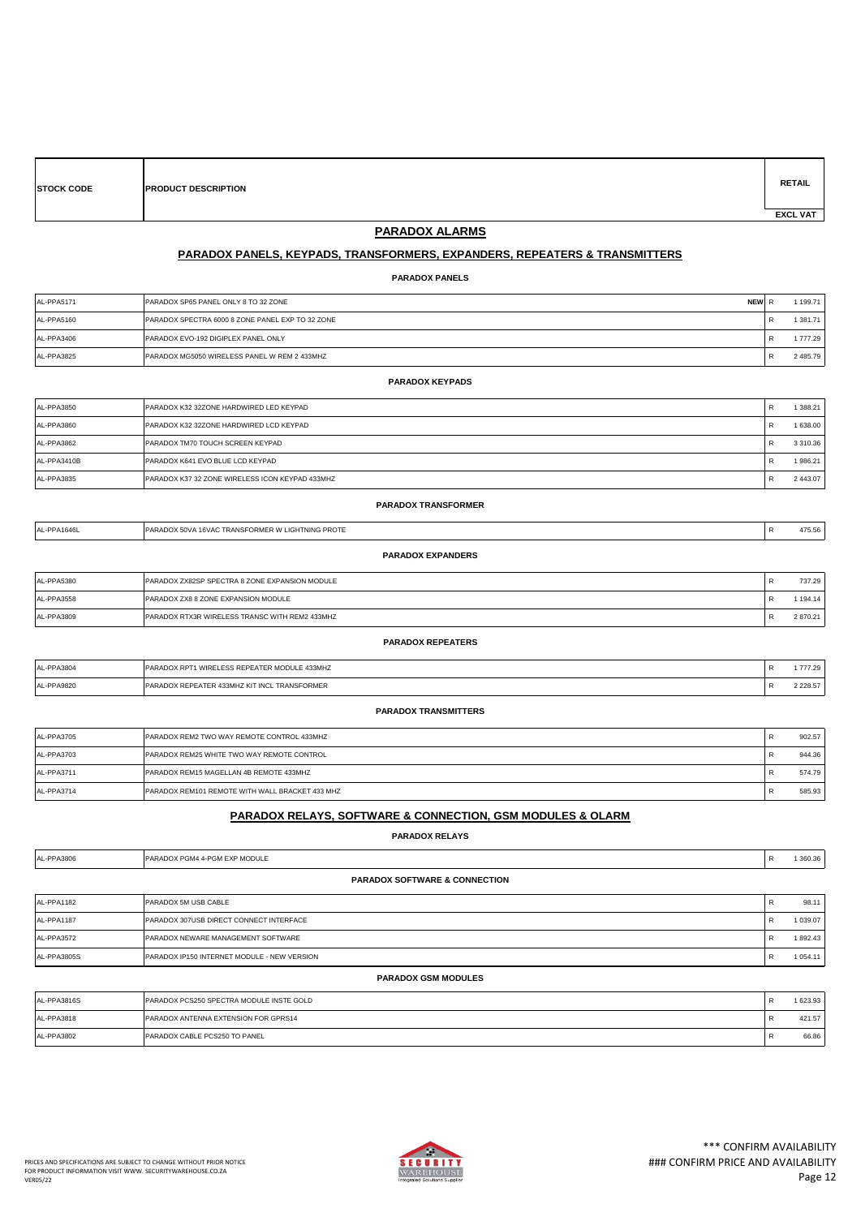| STOCK CODE | PRODUCT DESCRIPTION | | RETAIL EXCL VAT |
|---|---|---|---|

## PARADOX ALARMS

### PARADOX PANELS, KEYPADS, TRANSFORMERS, EXPANDERS, REPEATERS & TRANSMITTERS

#### PARADOX PANELS

| STOCK CODE | PRODUCT DESCRIPTION | | RETAIL EXCL VAT |
|---|---|---|---|
| AL-PPA5171 | PARADOX SP65 PANEL ONLY 8 TO 32 ZONE NEW | R | 1 199.71 |
| AL-PPA5160 | PARADOX SPECTRA 6000 8 ZONE PANEL EXP TO 32 ZONE | R | 1 381.71 |
| AL-PPA3406 | PARADOX EVO-192 DIGIPLEX PANEL ONLY | R | 1 777.29 |
| AL-PPA3825 | PARADOX MG5050 WIRELESS PANEL W REM 2 433MHZ | R | 2 485.79 |

#### PARADOX KEYPADS

| STOCK CODE | PRODUCT DESCRIPTION | | RETAIL EXCL VAT |
|---|---|---|---|
| AL-PPA3850 | PARADOX K32 32ZONE HARDWIRED LED KEYPAD | R | 1 388.21 |
| AL-PPA3860 | PARADOX K32 32ZONE HARDWIRED LCD KEYPAD | R | 1 638.00 |
| AL-PPA3862 | PARADOX TM70 TOUCH SCREEN KEYPAD | R | 3 310.36 |
| AL-PPA3410B | PARADOX K641 EVO BLUE LCD KEYPAD | R | 1 986.21 |
| AL-PPA3835 | PARADOX K37 32 ZONE WIRELESS ICON KEYPAD 433MHZ | R | 2 443.07 |

#### PARADOX TRANSFORMER

| STOCK CODE | PRODUCT DESCRIPTION | | RETAIL EXCL VAT |
|---|---|---|---|
| AL-PPA1646L | PARADOX 50VA 16VAC TRANSFORMER W LIGHTNING PROTE | R | 475.56 |

#### PARADOX EXPANDERS

| STOCK CODE | PRODUCT DESCRIPTION | | RETAIL EXCL VAT |
|---|---|---|---|
| AL-PPA5380 | PARADOX ZX82SP SPECTRA 8 ZONE EXPANSION MODULE | R | 737.29 |
| AL-PPA3558 | PARADOX ZX8 8 ZONE EXPANSION MODULE | R | 1 194.14 |
| AL-PPA3809 | PARADOX RTX3R WIRELESS TRANSC WITH REM2 433MHZ | R | 2 870.21 |

#### PARADOX REPEATERS

| STOCK CODE | PRODUCT DESCRIPTION | | RETAIL EXCL VAT |
|---|---|---|---|
| AL-PPA3804 | PARADOX RPT1 WIRELESS REPEATER MODULE 433MHZ | R | 1 777.29 |
| AL-PPA9820 | PARADOX REPEATER 433MHZ KIT INCL TRANSFORMER | R | 2 228.57 |

#### PARADOX TRANSMITTERS

| STOCK CODE | PRODUCT DESCRIPTION | | RETAIL EXCL VAT |
|---|---|---|---|
| AL-PPA3705 | PARADOX REM2 TWO WAY REMOTE CONTROL 433MHZ | R | 902.57 |
| AL-PPA3703 | PARADOX REM25 WHITE TWO WAY REMOTE CONTROL | R | 944.36 |
| AL-PPA3711 | PARADOX REM15 MAGELLAN 4B REMOTE 433MHZ | R | 574.79 |
| AL-PPA3714 | PARADOX REM101 REMOTE WITH WALL BRACKET 433 MHZ | R | 585.93 |

### PARADOX RELAYS, SOFTWARE & CONNECTION, GSM MODULES & OLARM

#### PARADOX RELAYS

| STOCK CODE | PRODUCT DESCRIPTION | | RETAIL EXCL VAT |
|---|---|---|---|
| AL-PPA3806 | PARADOX PGM4 4-PGM EXP MODULE | R | 1 360.36 |

#### PARADOX SOFTWARE & CONNECTION

| STOCK CODE | PRODUCT DESCRIPTION | | RETAIL EXCL VAT |
|---|---|---|---|
| AL-PPA1182 | PARADOX 5M USB CABLE | R | 98.11 |
| AL-PPA1187 | PARADOX 307USB DIRECT CONNECT INTERFACE | R | 1 039.07 |
| AL-PPA3572 | PARADOX NEWARE MANAGEMENT SOFTWARE | R | 1 892.43 |
| AL-PPA3805S | PARADOX IP150 INTERNET MODULE - NEW VERSION | R | 1 054.11 |

#### PARADOX GSM MODULES

| STOCK CODE | PRODUCT DESCRIPTION | | RETAIL EXCL VAT |
|---|---|---|---|
| AL-PPA3816S | PARADOX PCS250 SPECTRA MODULE INSTE GOLD | R | 1 623.93 |
| AL-PPA3818 | PARADOX ANTENNA EXTENSION FOR GPRS14 | R | 421.57 |
| AL-PPA3802 | PARADOX CABLE PCS250 TO PANEL | R | 66.86 |

PRICES AND SPECIFICATIONS ARE SUBJECT TO CHANGE WITHOUT PRIOR NOTICE
FOR PRODUCT INFORMATION VISIT WWW. SECURITYWAREHOUSE.CO.ZA
VER05/22

\*\*\* CONFIRM AVAILABILITY
### CONFIRM PRICE AND AVAILABILITY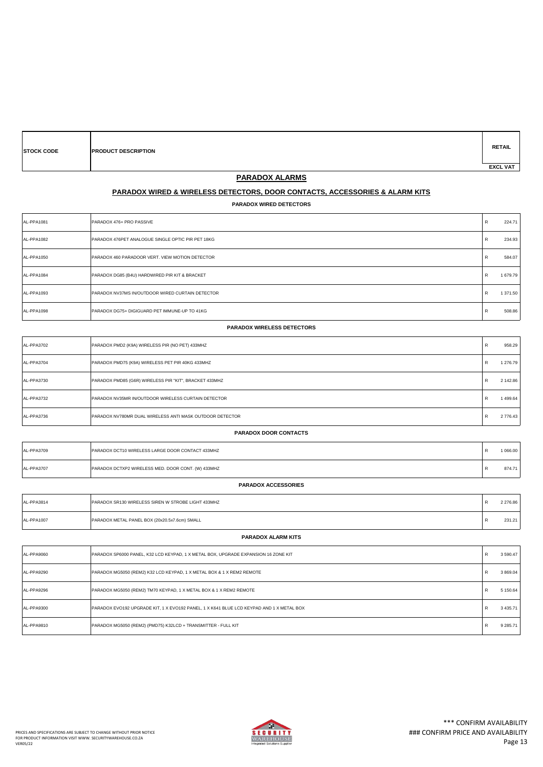| STOCK CODE | PRODUCT DESCRIPTION | RETAIL EXCL VAT |
|---|---|---|

## PARADOX ALARMS

### PARADOX WIRED & WIRELESS DETECTORS, DOOR CONTACTS, ACCESSORIES & ALARM KITS

#### PARADOX WIRED DETECTORS

| STOCK CODE | PRODUCT DESCRIPTION | RETAIL EXCL VAT |
|---|---|---|
| AL-PPA1081 | PARADOX 476+ PRO PASSIVE | R 224.71 |
| AL-PPA1082 | PARADOX 476PET ANALOGUE SINGLE OPTIC PIR PET 18KG | R 234.93 |
| AL-PPA1050 | PARADOX 460 PARADOOR VERT. VIEW MOTION DETECTOR | R 584.07 |
| AL-PPA1084 | PARADOX DG85 (B4U) HARDWIRED PIR KIT & BRACKET | R 1 679.79 |
| AL-PPA1093 | PARADOX NV37MS IN/OUTDOOR WIRED CURTAIN DETECTOR | R 1 371.50 |
| AL-PPA1098 | PARADOX DG75+ DIGIGUARD PET IMMUNE-UP TO 41KG | R 508.86 |

#### PARADOX WIRELESS DETECTORS

| STOCK CODE | PRODUCT DESCRIPTION | RETAIL EXCL VAT |
|---|---|---|
| AL-PPA3702 | PARADOX PMD2 (K9A) WIRELESS PIR (NO PET) 433MHZ | R 958.29 |
| AL-PPA3704 | PARADOX PMD75 (K9A) WIRELESS PET PIR 40KG 433MHZ | R 1 276.79 |
| AL-PPA3730 | PARADOX PMD85 (G6R) WIRELESS PIR "KIT", BRACKET 433MHZ | R 2 142.86 |
| AL-PPA3732 | PARADOX NV35MR IN/OUTDOOR WIRELESS CURTAIN DETECTOR | R 1 499.64 |
| AL-PPA3736 | PARADOX NV780MR DUAL WIRELESS ANTI MASK OUTDOOR DETECTOR | R 2 776.43 |

#### PARADOX DOOR CONTACTS

| STOCK CODE | PRODUCT DESCRIPTION | RETAIL EXCL VAT |
|---|---|---|
| AL-PPA3709 | PARADOX DCT10 WIRELESS LARGE DOOR CONTACT 433MHZ | R 1 066.00 |
| AL-PPA3707 | PARADOX DCTXP2 WIRELESS MED. DOOR CONT. (W) 433MHZ | R 874.71 |

#### PARADOX ACCESSORIES

| STOCK CODE | PRODUCT DESCRIPTION | RETAIL EXCL VAT |
|---|---|---|
| AL-PPA3814 | PARADOX SR130 WIRELESS SIREN W STROBE LIGHT 433MHZ | R 2 276.86 |
| AL-PPA1007 | PARADOX METAL PANEL BOX (20x20.5x7.6cm) SMALL | R 231.21 |

#### PARADOX ALARM KITS

| STOCK CODE | PRODUCT DESCRIPTION | RETAIL EXCL VAT |
|---|---|---|
| AL-PPA9060 | PARADOX SP6000 PANEL, K32 LCD KEYPAD, 1 X METAL BOX, UPGRADE EXPANSION 16 ZONE KIT | R 3 590.47 |
| AL-PPA9290 | PARADOX MG5050 (REM2) K32 LCD KEYPAD, 1 X METAL BOX & 1 X REM2 REMOTE | R 3 869.04 |
| AL-PPA9296 | PARADOX MG5050 (REM2) TM70 KEYPAD, 1 X METAL BOX & 1 X REM2 REMOTE | R 5 150.64 |
| AL-PPA9300 | PARADOX EVO192 UPGRADE KIT, 1 X EVO192 PANEL, 1 X K641 BLUE LCD KEYPAD AND 1 X METAL BOX | R 3 435.71 |
| AL-PPA9810 | PARADOX MG5050 (REM2) (PMD75) K32LCD + TRANSMITTER - FULL KIT | R 9 285.71 |

PRICES AND SPECIFICATIONS ARE SUBJECT TO CHANGE WITHOUT PRIOR NOTICE
FOR PRODUCT INFORMATION VISIT WWW. SECURITYWAREHOUSE.CO.ZA
VER05/22

\*\*\* CONFIRM AVAILABILITY
### CONFIRM PRICE AND AVAILABILITY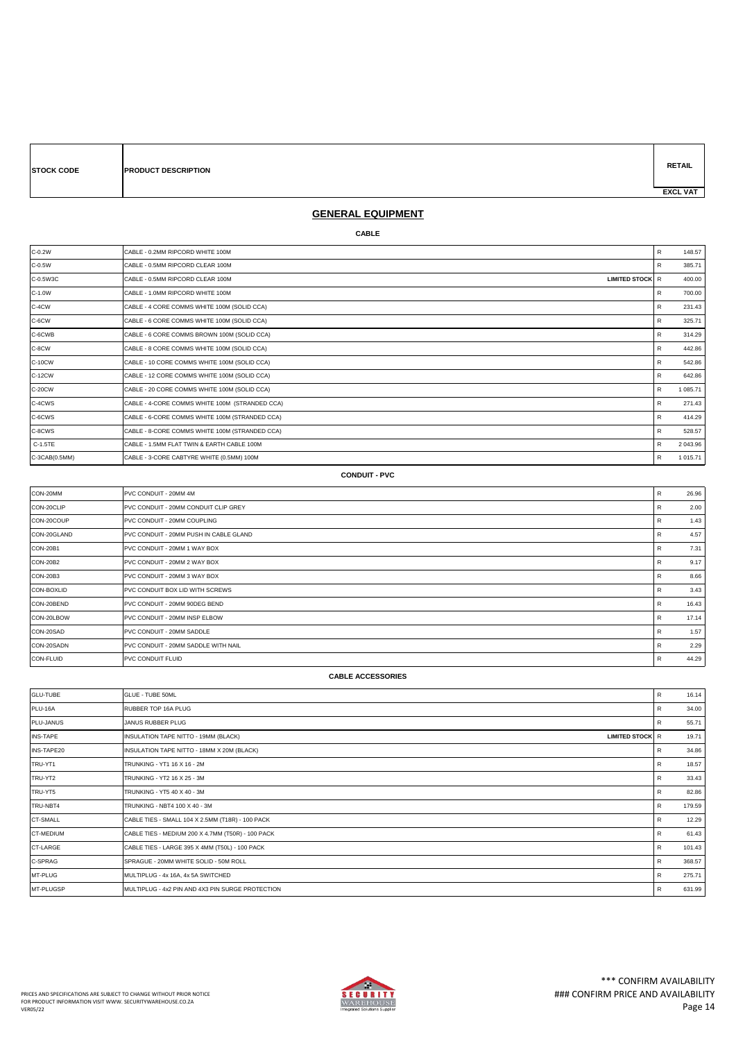| STOCK CODE | PRODUCT DESCRIPTION | | RETAIL EXCL VAT |
|---|---|---|---|

## GENERAL EQUIPMENT

### CABLE

| STOCK CODE | PRODUCT DESCRIPTION | | | RETAIL EXCL VAT |
|---|---|---|---|---|
| C-0.2W | CABLE - 0.2MM RIPCORD WHITE 100M | | R | 148.57 |
| C-0.5W | CABLE - 0.5MM RIPCORD CLEAR 100M | | R | 385.71 |
| C-0.5W3C | CABLE - 0.5MM RIPCORD CLEAR 100M | LIMITED STOCK | R | 400.00 |
| C-1.0W | CABLE - 1.0MM RIPCORD WHITE 100M | | R | 700.00 |
| C-4CW | CABLE - 4 CORE COMMS WHITE 100M (SOLID CCA) | | R | 231.43 |
| C-6CW | CABLE - 6 CORE COMMS WHITE 100M (SOLID CCA) | | R | 325.71 |
| C-6CWB | CABLE - 6 CORE COMMS BROWN 100M (SOLID CCA) | | R | 314.29 |
| C-8CW | CABLE - 8 CORE COMMS WHITE 100M (SOLID CCA) | | R | 442.86 |
| C-10CW | CABLE - 10 CORE COMMS WHITE 100M (SOLID CCA) | | R | 542.86 |
| C-12CW | CABLE - 12 CORE COMMS WHITE 100M (SOLID CCA) | | R | 642.86 |
| C-20CW | CABLE - 20 CORE COMMS WHITE 100M (SOLID CCA) | | R | 1 085.71 |
| C-4CWS | CABLE - 4-CORE COMMS WHITE 100M (STRANDED CCA) | | R | 271.43 |
| C-6CWS | CABLE - 6-CORE COMMS WHITE 100M (STRANDED CCA) | | R | 414.29 |
| C-8CWS | CABLE - 8-CORE COMMS WHITE 100M (STRANDED CCA) | | R | 528.57 |
| C-1.5TE | CABLE - 1.5MM FLAT TWIN & EARTH CABLE 100M | | R | 2 043.96 |
| C-3CAB(0.5MM) | CABLE - 3-CORE CABTYRE WHITE (0.5MM) 100M | | R | 1 015.71 |

### CONDUIT - PVC

| STOCK CODE | PRODUCT DESCRIPTION | | | RETAIL EXCL VAT |
|---|---|---|---|---|
| CON-20MM | PVC CONDUIT - 20MM 4M | | R | 26.96 |
| CON-20CLIP | PVC CONDUIT - 20MM CONDUIT CLIP GREY | | R | 2.00 |
| CON-20COUP | PVC CONDUIT - 20MM COUPLING | | R | 1.43 |
| CON-20GLAND | PVC CONDUIT - 20MM PUSH IN CABLE GLAND | | R | 4.57 |
| CON-20B1 | PVC CONDUIT - 20MM 1 WAY BOX | | R | 7.31 |
| CON-20B2 | PVC CONDUIT - 20MM 2 WAY BOX | | R | 9.17 |
| CON-20B3 | PVC CONDUIT - 20MM 3 WAY BOX | | R | 8.66 |
| CON-BOXLID | PVC CONDUIT BOX LID WITH SCREWS | | R | 3.43 |
| CON-20BEND | PVC CONDUIT - 20MM 90DEG BEND | | R | 16.43 |
| CON-20LBOW | PVC CONDUIT - 20MM INSP ELBOW | | R | 17.14 |
| CON-20SAD | PVC CONDUIT - 20MM SADDLE | | R | 1.57 |
| CON-20SADN | PVC CONDUIT - 20MM SADDLE WITH NAIL | | R | 2.29 |
| CON-FLUID | PVC CONDUIT FLUID | | R | 44.29 |

### CABLE ACCESSORIES

| STOCK CODE | PRODUCT DESCRIPTION | | | RETAIL EXCL VAT |
|---|---|---|---|---|
| GLU-TUBE | GLUE - TUBE 50ML | | R | 16.14 |
| PLU-16A | RUBBER TOP 16A PLUG | | R | 34.00 |
| PLU-JANUS | JANUS RUBBER PLUG | | R | 55.71 |
| INS-TAPE | INSULATION TAPE NITTO - 19MM (BLACK) | LIMITED STOCK | R | 19.71 |
| INS-TAPE20 | INSULATION TAPE NITTO - 18MM X 20M (BLACK) | | R | 34.86 |
| TRU-YT1 | TRUNKING - YT1 16 X 16 - 2M | | R | 18.57 |
| TRU-YT2 | TRUNKING - YT2 16 X 25 - 3M | | R | 33.43 |
| TRU-YT5 | TRUNKING - YT5 40 X 40 - 3M | | R | 82.86 |
| TRU-NBT4 | TRUNKING - NBT4 100 X 40 - 3M | | R | 179.59 |
| CT-SMALL | CABLE TIES - SMALL 104 X 2.5MM (T18R) - 100 PACK | | R | 12.29 |
| CT-MEDIUM | CABLE TIES - MEDIUM 200 X 4.7MM (T50R) - 100 PACK | | R | 61.43 |
| CT-LARGE | CABLE TIES - LARGE 395 X 4MM (T50L) - 100 PACK | | R | 101.43 |
| C-SPRAG | SPRAGUE - 20MM WHITE SOLID - 50M ROLL | | R | 368.57 |
| MT-PLUG | MULTIPLUG - 4x 16A, 4x 5A SWITCHED | | R | 275.71 |
| MT-PLUGSP | MULTIPLUG - 4x2 PIN AND 4X3 PIN SURGE PROTECTION | | R | 631.99 |

PRICES AND SPECIFICATIONS ARE SUBJECT TO CHANGE WITHOUT PRIOR NOTICE
FOR PRODUCT INFORMATION VISIT WWW. SECURITYWAREHOUSE.CO.ZA
VER05/22

\*\*\* CONFIRM AVAILABILITY
### CONFIRM PRICE AND AVAILABILITY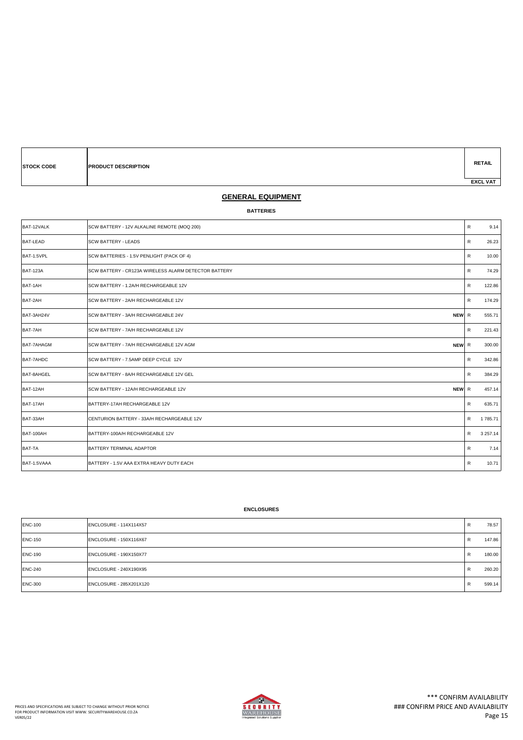| STOCK CODE | PRODUCT DESCRIPTION | | RETAIL EXCL VAT |
|---|---|---|---|

## GENERAL EQUIPMENT

### BATTERIES

| STOCK CODE | PRODUCT DESCRIPTION | | RETAIL EXCL VAT |
|---|---|---|---|
| BAT-12VALK | SCW BATTERY - 12V ALKALINE REMOTE (MOQ 200) | | R 9.14 |
| BAT-LEAD | SCW BATTERY - LEADS | | R 26.23 |
| BAT-1.5VPL | SCW BATTERIES - 1.5V PENLIGHT (PACK OF 4) | | R 10.00 |
| BAT-123A | SCW BATTERY - CR123A WIRELESS ALARM DETECTOR BATTERY | | R 74.29 |
| BAT-1AH | SCW BATTERY - 1.2A/H RECHARGEABLE 12V | | R 122.86 |
| BAT-2AH | SCW BATTERY - 2A/H RECHARGEABLE 12V | | R 174.29 |
| BAT-3AH24V | SCW BATTERY - 3A/H RECHARGEABLE 24V | **NEW** | R 555.71 |
| BAT-7AH | SCW BATTERY - 7A/H RECHARGEABLE 12V | | R 221.43 |
| BAT-7AHAGM | SCW BATTERY - 7A/H RECHARGEABLE 12V AGM | **NEW** | R 300.00 |
| BAT-7AHDC | SCW BATTERY - 7.5AMP DEEP CYCLE 12V | | R 342.86 |
| BAT-8AHGEL | SCW BATTERY - 8A/H RECHARGEABLE 12V GEL | | R 384.29 |
| BAT-12AH | SCW BATTERY - 12A/H RECHARGEABLE 12V | **NEW** | R 457.14 |
| BAT-17AH | BATTERY-17AH RECHARGEABLE 12V | | R 635.71 |
| BAT-33AH | CENTURION BATTERY - 33A/H RECHARGEABLE 12V | | R 1 785.71 |
| BAT-100AH | BATTERY-100A/H RECHARGEABLE 12V | | R 3 257.14 |
| BAT-TA | BATTERY TERMINAL ADAPTOR | | R 7.14 |
| BAT-1.5VAAA | BATTERY - 1.5V AAA EXTRA HEAVY DUTY EACH | | R 10.71 |

### ENCLOSURES

| STOCK CODE | PRODUCT DESCRIPTION | RETAIL EXCL VAT |
|---|---|---|
| ENC-100 | ENCLOSURE - 114X114X57 | R 78.57 |
| ENC-150 | ENCLOSURE - 150X116X67 | R 147.86 |
| ENC-190 | ENCLOSURE - 190X150X77 | R 180.00 |
| ENC-240 | ENCLOSURE - 240X190X95 | R 260.20 |
| ENC-300 | ENCLOSURE - 285X201X120 | R 599.14 |

PRICES AND SPECIFICATIONS ARE SUBJECT TO CHANGE WITHOUT PRIOR NOTICE
FOR PRODUCT INFORMATION VISIT WWW. SECURITYWAREHOUSE.CO.ZA
VER05/22

*** CONFIRM AVAILABILITY
### CONFIRM PRICE AND AVAILABILITY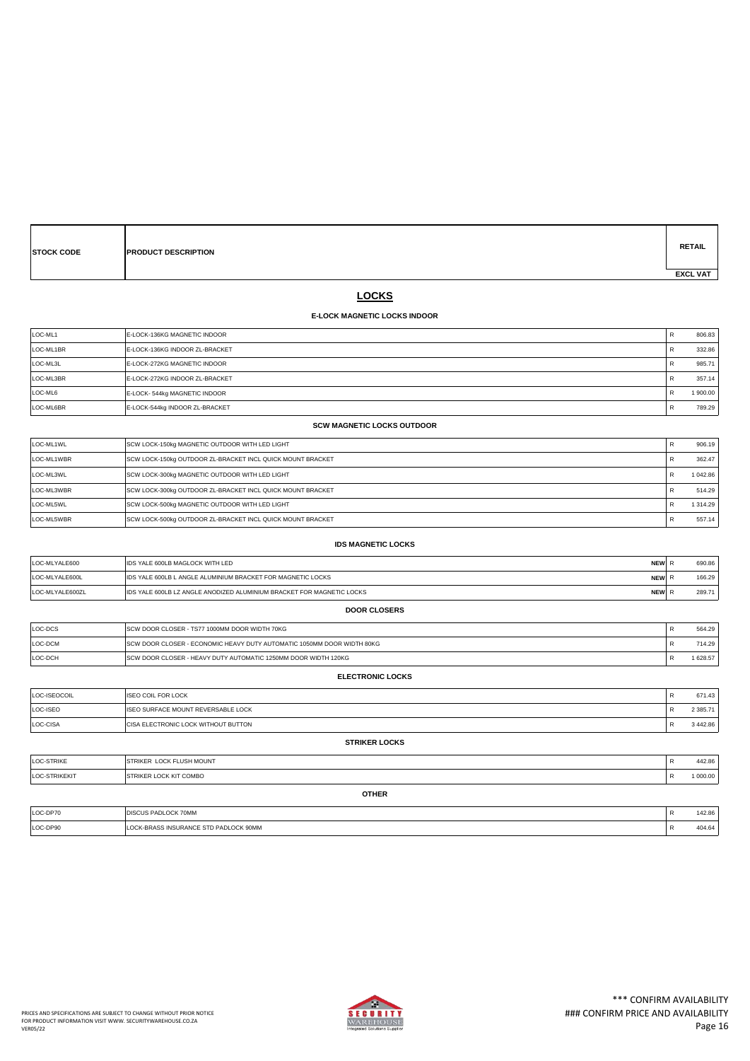| STOCK CODE | PRODUCT DESCRIPTION | | RETAIL EXCL VAT |
|---|---|---|---|

## LOCKS

### E-LOCK MAGNETIC LOCKS INDOOR

| STOCK CODE | PRODUCT DESCRIPTION | | RETAIL EXCL VAT |
|---|---|---|---|
| LOC-ML1 | E-LOCK-136KG MAGNETIC INDOOR | R | 806.83 |
| LOC-ML1BR | E-LOCK-136KG INDOOR ZL-BRACKET | R | 332.86 |
| LOC-ML3L | E-LOCK-272KG MAGNETIC INDOOR | R | 985.71 |
| LOC-ML3BR | E-LOCK-272KG INDOOR ZL-BRACKET | R | 357.14 |
| LOC-ML6 | E-LOCK- 544kg MAGNETIC INDOOR | R | 1 900.00 |
| LOC-ML6BR | E-LOCK-544kg INDOOR ZL-BRACKET | R | 789.29 |

### SCW MAGNETIC LOCKS OUTDOOR

| STOCK CODE | PRODUCT DESCRIPTION | | RETAIL EXCL VAT |
|---|---|---|---|
| LOC-ML1WL | SCW LOCK-150kg MAGNETIC OUTDOOR WITH LED LIGHT | R | 906.19 |
| LOC-ML1WBR | SCW LOCK-150kg OUTDOOR ZL-BRACKET INCL QUICK MOUNT BRACKET | R | 362.47 |
| LOC-ML3WL | SCW LOCK-300kg MAGNETIC OUTDOOR WITH LED LIGHT | R | 1 042.86 |
| LOC-ML3WBR | SCW LOCK-300kg OUTDOOR ZL-BRACKET INCL QUICK MOUNT BRACKET | R | 514.29 |
| LOC-ML5WL | SCW LOCK-500kg MAGNETIC OUTDOOR WITH LED LIGHT | R | 1 314.29 |
| LOC-ML5WBR | SCW LOCK-500kg OUTDOOR ZL-BRACKET INCL QUICK MOUNT BRACKET | R | 557.14 |

### IDS MAGNETIC LOCKS

| STOCK CODE | PRODUCT DESCRIPTION | | RETAIL EXCL VAT |
|---|---|---|---|
| LOC-MLYALE600 | IDS YALE 600LB MAGLOCK WITH LED **NEW** | R | 690.86 |
| LOC-MLYALE600L | IDS YALE 600LB L ANGLE ALUMINIUM BRACKET FOR MAGNETIC LOCKS **NEW** | R | 166.29 |
| LOC-MLYALE600ZL | IDS YALE 600LB LZ ANGLE ANODIZED ALUMINIUM BRACKET FOR MAGNETIC LOCKS **NEW** | R | 289.71 |

### DOOR CLOSERS

| STOCK CODE | PRODUCT DESCRIPTION | | RETAIL EXCL VAT |
|---|---|---|---|
| LOC-DCS | SCW DOOR CLOSER - TS77 1000MM DOOR WIDTH 70KG | R | 564.29 |
| LOC-DCM | SCW DOOR CLOSER - ECONOMIC HEAVY DUTY AUTOMATIC 1050MM DOOR WIDTH 80KG | R | 714.29 |
| LOC-DCH | SCW DOOR CLOSER - HEAVY DUTY AUTOMATIC 1250MM DOOR WIDTH 120KG | R | 1 628.57 |

### ELECTRONIC LOCKS

| STOCK CODE | PRODUCT DESCRIPTION | | RETAIL EXCL VAT |
|---|---|---|---|
| LOC-ISEOCOIL | ISEO COIL FOR LOCK | R | 671.43 |
| LOC-ISEO | ISEO SURFACE MOUNT REVERSABLE LOCK | R | 2 385.71 |
| LOC-CISA | CISA ELECTRONIC LOCK WITHOUT BUTTON | R | 3 442.86 |

### STRIKER LOCKS

| STOCK CODE | PRODUCT DESCRIPTION | | RETAIL EXCL VAT |
|---|---|---|---|
| LOC-STRIKE | STRIKER LOCK FLUSH MOUNT | R | 442.86 |
| LOC-STRIKEKIT | STRIKER LOCK KIT COMBO | R | 1 000.00 |

### OTHER

| STOCK CODE | PRODUCT DESCRIPTION | | RETAIL EXCL VAT |
|---|---|---|---|
| LOC-DP70 | DISCUS PADLOCK 70MM | R | 142.86 |
| LOC-DP90 | LOCK-BRASS INSURANCE STD PADLOCK 90MM | R | 404.64 |

PRICES AND SPECIFICATIONS ARE SUBJECT TO CHANGE WITHOUT PRIOR NOTICE
FOR PRODUCT INFORMATION VISIT WWW. SECURITYWAREHOUSE.CO.ZA
VER05/22

*** CONFIRM AVAILABILITY
### CONFIRM PRICE AND AVAILABILITY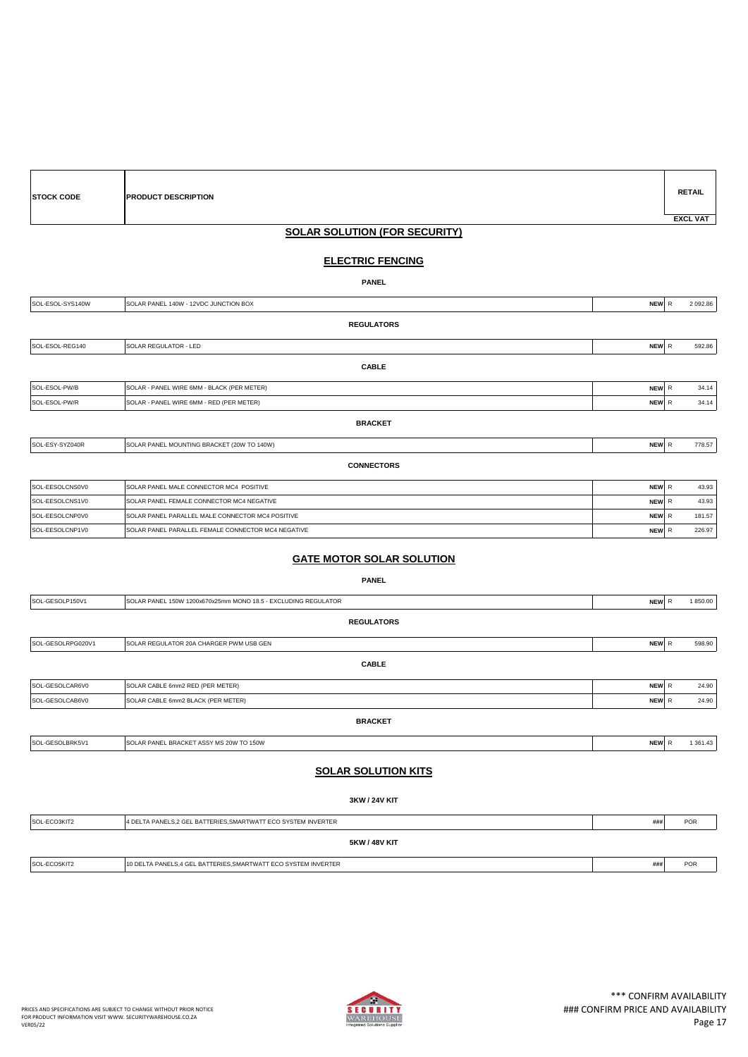| STOCK CODE | PRODUCT DESCRIPTION | | RETAIL EXCL VAT |
|---|---|---|---|

## SOLAR SOLUTION (FOR SECURITY)

### ELECTRIC FENCING

**PANEL**

| | | | |
|---|---|---|---|
| SOL-ESOL-SYS140W | SOLAR PANEL 140W - 12VDC JUNCTION BOX | NEW | R 2 092.86 |

**REGULATORS**

| | | | |
|---|---|---|---|
| SOL-ESOL-REG140 | SOLAR REGULATOR - LED | NEW | R 592.86 |

**CABLE**

| | | | |
|---|---|---|---|
| SOL-ESOL-PW/B | SOLAR - PANEL WIRE 6MM - BLACK (PER METER) | NEW | R 34.14 |
| SOL-ESOL-PW/R | SOLAR - PANEL WIRE 6MM - RED (PER METER) | NEW | R 34.14 |

**BRACKET**

| | | | |
|---|---|---|---|
| SOL-ESY-SYZ040R | SOLAR PANEL MOUNTING BRACKET (20W TO 140W) | NEW | R 778.57 |

**CONNECTORS**

| | | | |
|---|---|---|---|
| SOL-EESOLCNS0V0 | SOLAR PANEL MALE CONNECTOR MC4 POSITIVE | NEW | R 43.93 |
| SOL-EESOLCNS1V0 | SOLAR PANEL FEMALE CONNECTOR MC4 NEGATIVE | NEW | R 43.93 |
| SOL-EESOLCNP0V0 | SOLAR PANEL PARALLEL MALE CONNECTOR MC4 POSITIVE | NEW | R 181.57 |
| SOL-EESOLCNP1V0 | SOLAR PANEL PARALLEL FEMALE CONNECTOR MC4 NEGATIVE | NEW | R 226.97 |

### GATE MOTOR SOLAR SOLUTION

**PANEL**

| | | | |
|---|---|---|---|
| SOL-GESOLP150V1 | SOLAR PANEL 150W 1200x670x25mm MONO 18.5 - EXCLUDING REGULATOR | NEW | R 1 850.00 |

**REGULATORS**

| | | | |
|---|---|---|---|
| SOL-GESOLRPG020V1 | SOLAR REGULATOR 20A CHARGER PWM USB GEN | NEW | R 598.90 |

**CABLE**

| | | | |
|---|---|---|---|
| SOL-GESOLCAR6V0 | SOLAR CABLE 6mm2 RED (PER METER) | NEW | R 24.90 |
| SOL-GESOLCAB6V0 | SOLAR CABLE 6mm2 BLACK (PER METER) | NEW | R 24.90 |

**BRACKET**

| | | | |
|---|---|---|---|
| SOL-GESOLBRK5V1 | SOLAR PANEL BRACKET ASSY MS 20W TO 150W | NEW | R 1 361.43 |

### SOLAR SOLUTION KITS

**3KW / 24V KIT**

| | | | |
|---|---|---|---|
| SOL-ECO3KIT2 | 4 DELTA PANELS,2 GEL BATTERIES,SMARTWATT ECO SYSTEM INVERTER | ### | POR |

**5KW / 48V KIT**

| | | | |
|---|---|---|---|
| SOL-ECO5KIT2 | 10 DELTA PANELS,4 GEL BATTERIES,SMARTWATT ECO SYSTEM INVERTER | ### | POR |

PRICES AND SPECIFICATIONS ARE SUBJECT TO CHANGE WITHOUT PRIOR NOTICE
FOR PRODUCT INFORMATION VISIT WWW. SECURITYWAREHOUSE.CO.ZA
VER05/22

\*\*\* CONFIRM AVAILABILITY
### CONFIRM PRICE AND AVAILABILITY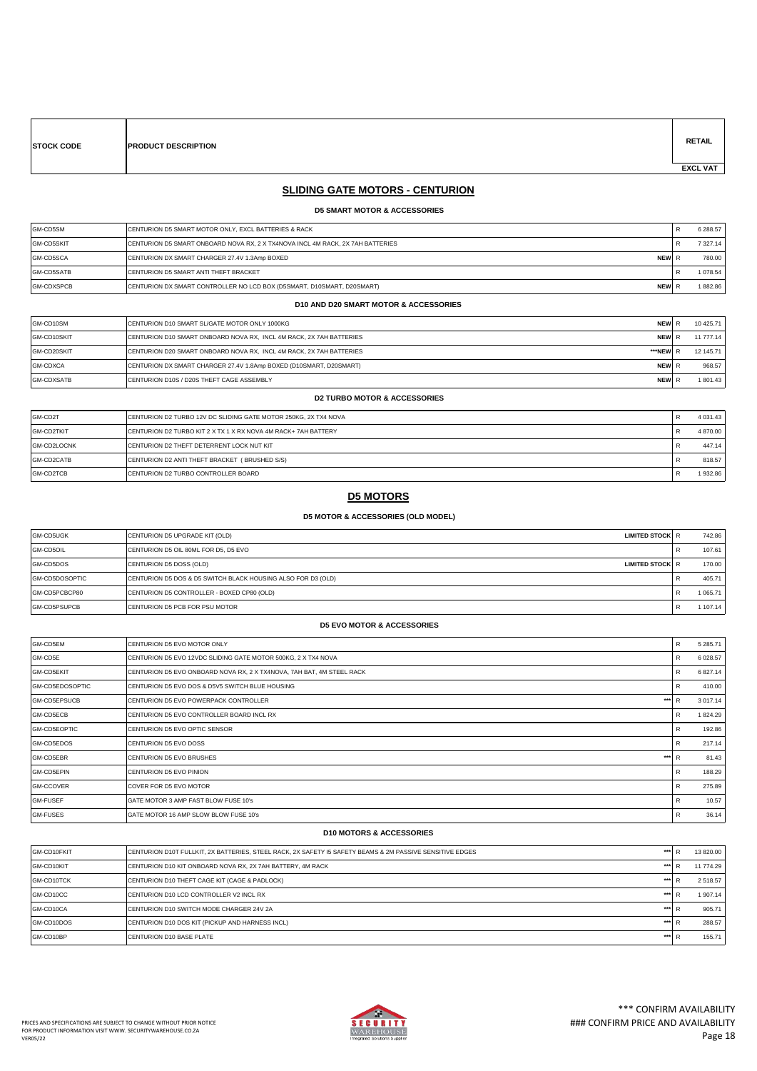| STOCK CODE | PRODUCT DESCRIPTION | | RETAIL EXCL VAT |
|---|---|---|---|

## SLIDING GATE MOTORS - CENTURION

### D5 SMART MOTOR & ACCESSORIES

| STOCK CODE | PRODUCT DESCRIPTION | | RETAIL EXCL VAT |
|---|---|---|---|
| GM-CD5SM | CENTURION D5 SMART MOTOR ONLY, EXCL BATTERIES & RACK | | R 6 288.57 |
| GM-CD5SKIT | CENTURION D5 SMART ONBOARD NOVA RX, 2 X TX4NOVA INCL 4M RACK, 2X 7AH BATTERIES | | R 7 327.14 |
| GM-CD5SCA | CENTURION DX SMART CHARGER 27.4V 1.3Amp BOXED | NEW | R 780.00 |
| GM-CD5SATB | CENTURION D5 SMART ANTI THEFT BRACKET | | R 1 078.54 |
| GM-CDXSPCB | CENTURION DX SMART CONTROLLER NO LCD BOX (D5SMART, D10SMART, D20SMART) | NEW | R 1 882.86 |

### D10 AND D20 SMART MOTOR & ACCESSORIES

| STOCK CODE | PRODUCT DESCRIPTION | | RETAIL EXCL VAT |
|---|---|---|---|
| GM-CD10SM | CENTURION D10 SMART SL/GATE MOTOR ONLY 1000KG | NEW | R 10 425.71 |
| GM-CD10SKIT | CENTURION D10 SMART ONBOARD NOVA RX, INCL 4M RACK, 2X 7AH BATTERIES | NEW | R 11 777.14 |
| GM-CD20SKIT | CENTURION D20 SMART ONBOARD NOVA RX, INCL 4M RACK, 2X 7AH BATTERIES | ***NEW | R 12 145.71 |
| GM-CDXCA | CENTURION DX SMART CHARGER 27.4V 1.8Amp BOXED (D10SMART, D20SMART) | NEW | R 968.57 |
| GM-CDXSATB | CENTURION D10S / D20S THEFT CAGE ASSEMBLY | NEW | R 1 801.43 |

### D2 TURBO MOTOR & ACCESSORIES

| STOCK CODE | PRODUCT DESCRIPTION | | RETAIL EXCL VAT |
|---|---|---|---|
| GM-CD2T | CENTURION D2 TURBO 12V DC SLIDING GATE MOTOR 250KG, 2X TX4 NOVA | | R 4 031.43 |
| GM-CD2TKIT | CENTURION D2 TURBO KIT 2 X TX 1 X RX NOVA 4M RACK+ 7AH BATTERY | | R 4 870.00 |
| GM-CD2LOCNK | CENTURION D2 THEFT DETERRENT LOCK NUT KIT | | R 447.14 |
| GM-CD2CATB | CENTURION D2 ANTI THEFT BRACKET ( BRUSHED S/S) | | R 818.57 |
| GM-CD2TCB | CENTURION D2 TURBO CONTROLLER BOARD | | R 1 932.86 |

## D5 MOTORS

### D5 MOTOR & ACCESSORIES (OLD MODEL)

| STOCK CODE | PRODUCT DESCRIPTION | | RETAIL EXCL VAT |
|---|---|---|---|
| GM-CD5UGK | CENTURION D5 UPGRADE KIT (OLD) | LIMITED STOCK | R 742.86 |
| GM-CD5OIL | CENTURION D5 OIL 80ML FOR D5, D5 EVO | | R 107.61 |
| GM-CD5DOS | CENTURION D5 DOSS (OLD) | LIMITED STOCK | R 170.00 |
| GM-CD5DOSOPTIC | CENTURION D5 DOS & D5 SWITCH BLACK HOUSING ALSO FOR D3 (OLD) | | R 405.71 |
| GM-CD5PCBCP80 | CENTURION D5 CONTROLLER - BOXED CP80 (OLD) | | R 1 065.71 |
| GM-CD5PSUPCB | CENTURION D5 PCB FOR PSU MOTOR | | R 1 107.14 |

### D5 EVO MOTOR & ACCESSORIES

| STOCK CODE | PRODUCT DESCRIPTION | | RETAIL EXCL VAT |
|---|---|---|---|
| GM-CD5EM | CENTURION D5 EVO MOTOR ONLY | | R 5 285.71 |
| GM-CD5E | CENTURION D5 EVO 12VDC SLIDING GATE MOTOR 500KG, 2 X TX4 NOVA | | R 6 028.57 |
| GM-CD5EKIT | CENTURION D5 EVO ONBOARD NOVA RX, 2 X TX4NOVA, 7AH BAT, 4M STEEL RACK | | R 6 827.14 |
| GM-CD5EDOSOPTIC | CENTURION D5 EVO DOS & D5V5 SWITCH BLUE HOUSING | | R 410.00 |
| GM-CD5EPSUCB | CENTURION D5 EVO POWERPACK CONTROLLER | *** | R 3 017.14 |
| GM-CD5ECB | CENTURION D5 EVO CONTROLLER BOARD INCL RX | | R 1 824.29 |
| GM-CD5EOPTIC | CENTURION D5 EVO OPTIC SENSOR | | R 192.86 |
| GM-CD5EDOS | CENTURION D5 EVO DOSS | | R 217.14 |
| GM-CD5EBR | CENTURION D5 EVO BRUSHES | *** | R 81.43 |
| GM-CD5EPIN | CENTURION D5 EVO PINION | | R 188.29 |
| GM-CCOVER | COVER FOR D5 EVO MOTOR | | R 275.89 |
| GM-FUSEF | GATE MOTOR 3 AMP FAST BLOW FUSE 10's | | R 10.57 |
| GM-FUSES | GATE MOTOR 16 AMP SLOW BLOW FUSE 10's | | R 36.14 |

### D10 MOTORS & ACCESSORIES

| STOCK CODE | PRODUCT DESCRIPTION | | RETAIL EXCL VAT |
|---|---|---|---|
| GM-CD10FKIT | CENTURION D10T FULLKIT, 2X BATTERIES, STEEL RACK, 2X SAFETY I5 SAFETY BEAMS & 2M PASSIVE SENSITIVE EDGES | *** | R 13 820.00 |
| GM-CD10KIT | CENTURION D10 KIT ONBOARD NOVA RX, 2X 7AH BATTERY, 4M RACK | *** | R 11 774.29 |
| GM-CD10TCK | CENTURION D10 THEFT CAGE KIT (CAGE & PADLOCK) | *** | R 2 518.57 |
| GM-CD10CC | CENTURION D10 LCD CONTROLLER V2 INCL RX | *** | R 1 907.14 |
| GM-CD10CA | CENTURION D10 SWITCH MODE CHARGER 24V 2A | *** | R 905.71 |
| GM-CD10DOS | CENTURION D10 DOS KIT (PICKUP AND HARNESS INCL) | *** | R 288.57 |
| GM-CD10BP | CENTURION D10 BASE PLATE | *** | R 155.71 |

PRICES AND SPECIFICATIONS ARE SUBJECT TO CHANGE WITHOUT PRIOR NOTICE
FOR PRODUCT INFORMATION VISIT WWW. SECURITYWAREHOUSE.CO.ZA
VER05/22

*** CONFIRM AVAILABILITY
### CONFIRM PRICE AND AVAILABILITY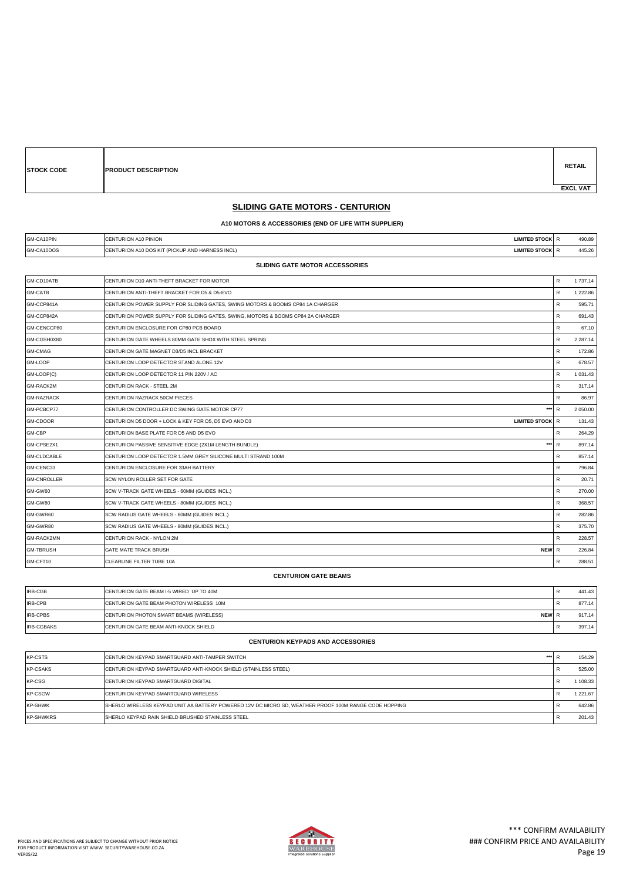| STOCK CODE | PRODUCT DESCRIPTION | | RETAIL EXCL VAT |
|---|---|---|---|

## SLIDING GATE MOTORS - CENTURION

### A10 MOTORS & ACCESSORIES (END OF LIFE WITH SUPPLIER)

| STOCK CODE | PRODUCT DESCRIPTION | | RETAIL EXCL VAT |
|---|---|---|---|
| GM-CA10PIN | CENTURION A10 PINION | LIMITED STOCK | R 490.89 |
| GM-CA10DOS | CENTURION A10 DOS KIT (PICKUP AND HARNESS INCL) | LIMITED STOCK | R 445.26 |

### SLIDING GATE MOTOR ACCESSORIES

| STOCK CODE | PRODUCT DESCRIPTION | | RETAIL EXCL VAT |
|---|---|---|---|
| GM-CD10ATB | CENTURION D10 ANTI-THEFT BRACKET FOR MOTOR | | R 1 737.14 |
| GM-CATB | CENTURION ANTI-THEFT BRACKET FOR D5 & D5-EVO | | R 1 222.86 |
| GM-CCP841A | CENTURION POWER SUPPLY FOR SLIDING GATES, SWING MOTORS & BOOMS CP84 1A CHARGER | | R 595.71 |
| GM-CCP842A | CENTURION POWER SUPPLY FOR SLIDING GATES, SWING MOTORS & BOOMS CP84 2A CHARGER | | R 691.43 |
| GM-CENCCP80 | CENTURION ENCLOSURE FOR CP80 PCB BOARD | | R 67.10 |
| GM-CGSH0X80 | CENTURION GATE WHEELS 80MM GATE SHOX WITH STEEL SPRING | | R 2 287.14 |
| GM-CMAG | CENTURION GATE MAGNET D3/D5 INCL BRACKET | | R 172.86 |
| GM-LOOP | CENTURION LOOP DETECTOR STAND ALONE 12V | | R 678.57 |
| GM-LOOP(C) | CENTURION LOOP DETECTOR 11 PIN 220V / AC | | R 1 031.43 |
| GM-RACK2M | CENTURION RACK - STEEL 2M | | R 317.14 |
| GM-RAZRACK | CENTURION RAZRACK 50CM PIECES | | R 86.97 |
| GM-PCBCP77 | CENTURION CONTROLLER DC SWING GATE MOTOR CP77 | *** | R 2 050.00 |
| GM-CDOOR | CENTURION D5 DOOR + LOCK & KEY FOR D5, D5 EVO AND D3 | LIMITED STOCK | R 131.43 |
| GM-CBP | CENTURION BASE PLATE FOR D5 AND D5 EVO | | R 264.29 |
| GM-CPSE2X1 | CENTURION PASSIVE SENSITIVE EDGE (2X1M LENGTH BUNDLE) | *** | R 897.14 |
| GM-CLDCABLE | CENTURION LOOP DETECTOR 1.5MM GREY SILICONE MULTI STRAND 100M | | R 857.14 |
| GM-CENC33 | CENTURION ENCLOSURE FOR 33AH BATTERY | | R 796.84 |
| GM-CNROLLER | SCW NYLON ROLLER SET FOR GATE | | R 20.71 |
| GM-GW60 | SCW V-TRACK GATE WHEELS - 60MM (GUIDES INCL.) | | R 270.00 |
| GM-GW80 | SCW V-TRACK GATE WHEELS - 80MM (GUIDES INCL.) | | R 368.57 |
| GM-GWR60 | SCW RADIUS GATE WHEELS - 60MM (GUIDES INCL.) | | R 282.86 |
| GM-GWR80 | SCW RADIUS GATE WHEELS - 80MM (GUIDES INCL.) | | R 375.70 |
| GM-RACK2MN | CENTURION RACK - NYLON 2M | | R 228.57 |
| GM-TBRUSH | GATE MATE TRACK BRUSH | NEW | R 226.84 |
| GM-CFT10 | CLEARLINE FILTER TUBE 10A | | R 288.51 |

### CENTURION GATE BEAMS

| STOCK CODE | PRODUCT DESCRIPTION | | RETAIL EXCL VAT |
|---|---|---|---|
| IRB-CGB | CENTURION GATE BEAM I-5 WIRED UP TO 40M | | R 441.43 |
| IRB-CPB | CENTURION GATE BEAM PHOTON WIRELESS 10M | | R 877.14 |
| IRB-CPBS | CENTURION PHOTON SMART BEAMS (WIRELESS) | NEW | R 917.14 |
| IRB-CGBAKS | CENTURION GATE BEAM ANTI-KNOCK SHIELD | | R 397.14 |

### CENTURION KEYPADS AND ACCESSORIES

| STOCK CODE | PRODUCT DESCRIPTION | | RETAIL EXCL VAT |
|---|---|---|---|
| KP-CSTS | CENTURION KEYPAD SMARTGUARD ANTI-TAMPER SWITCH | *** | R 154.29 |
| KP-CSAKS | CENTURION KEYPAD SMARTGUARD ANTI-KNOCK SHIELD (STAINLESS STEEL) | | R 525.00 |
| KP-CSG | CENTURION KEYPAD SMARTGUARD DIGITAL | | R 1 108.33 |
| KP-CSGW | CENTURION KEYPAD SMARTGUARD WIRELESS | | R 1 221.67 |
| KP-SHWK | SHERLO WIRELESS KEYPAD UNIT AA BATTERY POWERED 12V DC MICRO SD, WEATHER PROOF 100M RANGE CODE HOPPING | | R 642.86 |
| KP-SHWKRS | SHERLO KEYPAD RAIN SHIELD BRUSHED STAINLESS STEEL | | R 201.43 |

PRICES AND SPECIFICATIONS ARE SUBJECT TO CHANGE WITHOUT PRIOR NOTICE
FOR PRODUCT INFORMATION VISIT WWW. SECURITYWAREHOUSE.CO.ZA
VER05/22

\*\*\* CONFIRM AVAILABILITY
### CONFIRM PRICE AND AVAILABILITY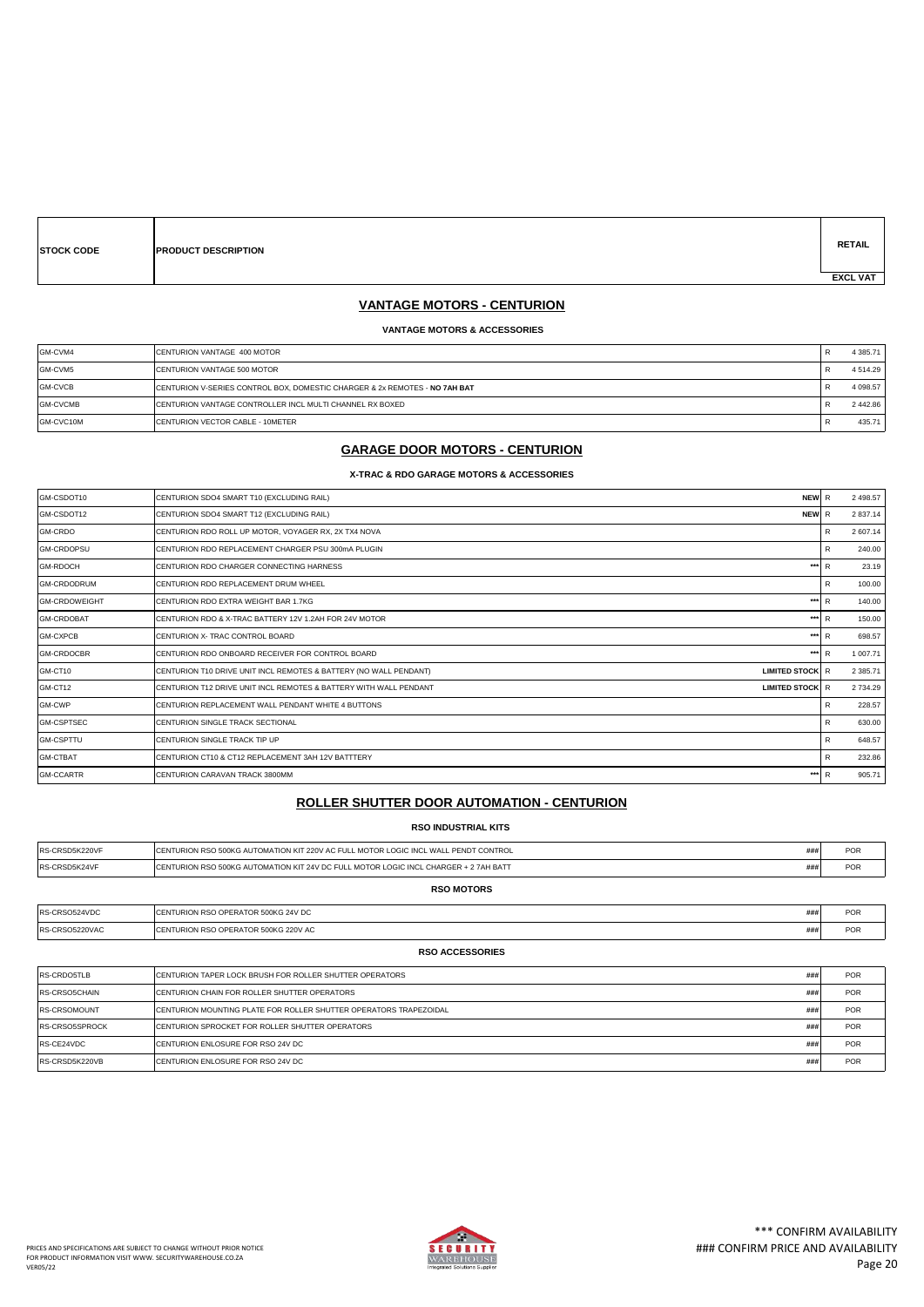| STOCK CODE | PRODUCT DESCRIPTION | | | RETAIL EXCL VAT |
|---|---|---|---|---|

## VANTAGE MOTORS - CENTURION

### VANTAGE MOTORS & ACCESSORIES

| STOCK CODE | PRODUCT DESCRIPTION | | | RETAIL EXCL VAT |
|---|---|---|---|---|
| GM-CVM4 | CENTURION VANTAGE 400 MOTOR | | R | 4 385.71 |
| GM-CVM5 | CENTURION VANTAGE 500 MOTOR | | R | 4 514.29 |
| GM-CVCB | CENTURION V-SERIES CONTROL BOX, DOMESTIC CHARGER & 2x REMOTES - **NO 7AH BAT** | | R | 4 098.57 |
| GM-CVCMB | CENTURION VANTAGE CONTROLLER INCL MULTI CHANNEL RX BOXED | | R | 2 442.86 |
| GM-CVC10M | CENTURION VECTOR CABLE - 10METER | | R | 435.71 |

## GARAGE DOOR MOTORS - CENTURION

### X-TRAC & RDO GARAGE MOTORS & ACCESSORIES

| STOCK CODE | PRODUCT DESCRIPTION | | | RETAIL EXCL VAT |
|---|---|---|---|---|
| GM-CSDOT10 | CENTURION SDO4 SMART T10 (EXCLUDING RAIL) | **NEW** | R | 2 498.57 |
| GM-CSDOT12 | CENTURION SDO4 SMART T12 (EXCLUDING RAIL) | **NEW** | R | 2 837.14 |
| GM-CRDO | CENTURION RDO ROLL UP MOTOR, VOYAGER RX, 2X TX4 NOVA | | R | 2 607.14 |
| GM-CRDOPSU | CENTURION RDO REPLACEMENT CHARGER PSU 300mA PLUGIN | | R | 240.00 |
| GM-RDOCH | CENTURION RDO CHARGER CONNECTING HARNESS | *** | R | 23.19 |
| GM-CRDODRUM | CENTURION RDO REPLACEMENT DRUM WHEEL | | R | 100.00 |
| GM-CRDOWEIGHT | CENTURION RDO EXTRA WEIGHT BAR 1.7KG | *** | R | 140.00 |
| GM-CRDOBAT | CENTURION RDO & X-TRAC BATTERY 12V 1.2AH FOR 24V MOTOR | *** | R | 150.00 |
| GM-CXPCB | CENTURION X- TRAC CONTROL BOARD | *** | R | 698.57 |
| GM-CRDOCBR | CENTURION RDO ONBOARD RECEIVER FOR CONTROL BOARD | *** | R | 1 007.71 |
| GM-CT10 | CENTURION T10 DRIVE UNIT INCL REMOTES & BATTERY (NO WALL PENDANT) | **LIMITED STOCK** | R | 2 385.71 |
| GM-CT12 | CENTURION T12 DRIVE UNIT INCL REMOTES & BATTERY WITH WALL PENDANT | **LIMITED STOCK** | R | 2 734.29 |
| GM-CWP | CENTURION REPLACEMENT WALL PENDANT WHITE 4 BUTTONS | | R | 228.57 |
| GM-CSPTSEC | CENTURION SINGLE TRACK SECTIONAL | | R | 630.00 |
| GM-CSPTTU | CENTURION SINGLE TRACK TIP UP | | R | 648.57 |
| GM-CTBAT | CENTURION CT10 & CT12 REPLACEMENT 3AH 12V BATTTERY | | R | 232.86 |
| GM-CCARTR | CENTURION CARAVAN TRACK 3800MM | *** | R | 905.71 |

## ROLLER SHUTTER DOOR AUTOMATION - CENTURION

### RSO INDUSTRIAL KITS

| STOCK CODE | PRODUCT DESCRIPTION | | | RETAIL EXCL VAT |
|---|---|---|---|---|
| RS-CRSD5K220VF | CENTURION RSO 500KG AUTOMATION KIT 220V AC FULL MOTOR LOGIC INCL WALL PENDT CONTROL | ### | | POR |
| RS-CRSD5K24VF | CENTURION RSO 500KG AUTOMATION KIT 24V DC FULL MOTOR LOGIC INCL CHARGER + 2 7AH BATT | ### | | POR |

### RSO MOTORS

| STOCK CODE | PRODUCT DESCRIPTION | | | RETAIL EXCL VAT |
|---|---|---|---|---|
| RS-CRSO524VDC | CENTURION RSO OPERATOR 500KG 24V DC | ### | | POR |
| RS-CRSO5220VAC | CENTURION RSO OPERATOR 500KG 220V AC | ### | | POR |

### RSO ACCESSORIES

| STOCK CODE | PRODUCT DESCRIPTION | | | RETAIL EXCL VAT |
|---|---|---|---|---|
| RS-CRDO5TLB | CENTURION TAPER LOCK BRUSH FOR ROLLER SHUTTER OPERATORS | ### | | POR |
| RS-CRSO5CHAIN | CENTURION CHAIN FOR ROLLER SHUTTER OPERATORS | ### | | POR |
| RS-CRSOMOUNT | CENTURION MOUNTING PLATE FOR ROLLER SHUTTER OPERATORS TRAPEZOIDAL | ### | | POR |
| RS-CRSO5SPROCK | CENTURION SPROCKET FOR ROLLER SHUTTER OPERATORS | ### | | POR |
| RS-CE24VDC | CENTURION ENLOSURE FOR RSO 24V DC | ### | | POR |
| RS-CRSD5K220VB | CENTURION ENLOSURE FOR RSO 24V DC | ### | | POR |

PRICES AND SPECIFICATIONS ARE SUBJECT TO CHANGE WITHOUT PRIOR NOTICE
FOR PRODUCT INFORMATION VISIT WWW. SECURITYWAREHOUSE.CO.ZA
VER05/22

*** CONFIRM AVAILABILITY
### CONFIRM PRICE AND AVAILABILITY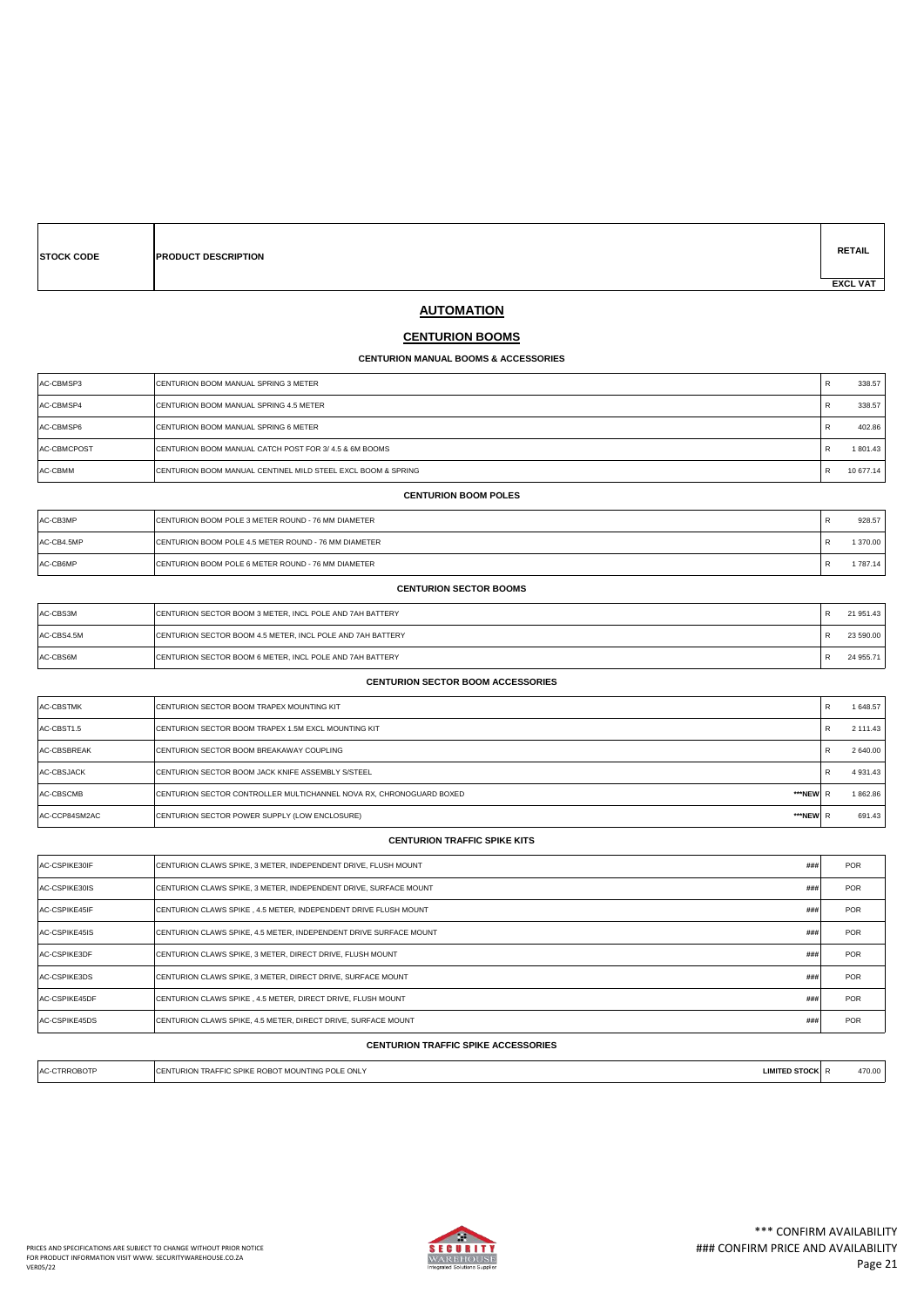| STOCK CODE | PRODUCT DESCRIPTION | | RETAIL EXCL VAT |
|---|---|---|---|

## AUTOMATION

### CENTURION BOOMS

#### CENTURION MANUAL BOOMS & ACCESSORIES

| STOCK CODE | PRODUCT DESCRIPTION | | | RETAIL EXCL VAT |
|---|---|---|---|---|
| AC-CBMSP3 | CENTURION BOOM MANUAL SPRING 3 METER | | R | 338.57 |
| AC-CBMSP4 | CENTURION BOOM MANUAL SPRING 4.5 METER | | R | 338.57 |
| AC-CBMSP6 | CENTURION BOOM MANUAL SPRING 6 METER | | R | 402.86 |
| AC-CBMCPOST | CENTURION BOOM MANUAL CATCH POST FOR 3/ 4.5 & 6M BOOMS | | R | 1 801.43 |
| AC-CBMM | CENTURION BOOM MANUAL CENTINEL MILD STEEL EXCL BOOM & SPRING | | R | 10 677.14 |

#### CENTURION BOOM POLES

| STOCK CODE | PRODUCT DESCRIPTION | | | RETAIL EXCL VAT |
|---|---|---|---|---|
| AC-CB3MP | CENTURION BOOM POLE 3 METER ROUND - 76 MM DIAMETER | | R | 928.57 |
| AC-CB4.5MP | CENTURION BOOM POLE 4.5 METER ROUND - 76 MM DIAMETER | | R | 1 370.00 |
| AC-CB6MP | CENTURION BOOM POLE 6 METER ROUND - 76 MM DIAMETER | | R | 1 787.14 |

#### CENTURION SECTOR BOOMS

| STOCK CODE | PRODUCT DESCRIPTION | | | RETAIL EXCL VAT |
|---|---|---|---|---|
| AC-CBS3M | CENTURION SECTOR BOOM 3 METER, INCL POLE AND 7AH BATTERY | | R | 21 951.43 |
| AC-CBS4.5M | CENTURION SECTOR BOOM 4.5 METER, INCL POLE AND 7AH BATTERY | | R | 23 590.00 |
| AC-CBS6M | CENTURION SECTOR BOOM 6 METER, INCL POLE AND 7AH BATTERY | | R | 24 955.71 |

#### CENTURION SECTOR BOOM ACCESSORIES

| STOCK CODE | PRODUCT DESCRIPTION | | | RETAIL EXCL VAT |
|---|---|---|---|---|
| AC-CBSTMK | CENTURION SECTOR BOOM TRAPEX MOUNTING KIT | | R | 1 648.57 |
| AC-CBST1.5 | CENTURION SECTOR BOOM TRAPEX 1.5M EXCL MOUNTING KIT | | R | 2 111.43 |
| AC-CBSBREAK | CENTURION SECTOR BOOM BREAKAWAY COUPLING | | R | 2 640.00 |
| AC-CBSJACK | CENTURION SECTOR BOOM JACK KNIFE ASSEMBLY S/STEEL | | R | 4 931.43 |
| AC-CBSCMB | CENTURION SECTOR CONTROLLER MULTICHANNEL NOVA RX, CHRONOGUARD BOXED | ***NEW | R | 1 862.86 |
| AC-CCP84SM2AC | CENTURION SECTOR POWER SUPPLY (LOW ENCLOSURE) | ***NEW | R | 691.43 |

#### CENTURION TRAFFIC SPIKE KITS

| STOCK CODE | PRODUCT DESCRIPTION | | | RETAIL EXCL VAT |
|---|---|---|---|---|
| AC-CSPIKE30IF | CENTURION CLAWS SPIKE, 3 METER, INDEPENDENT DRIVE, FLUSH MOUNT | ### | | POR |
| AC-CSPIKE30IS | CENTURION CLAWS SPIKE, 3 METER, INDEPENDENT DRIVE, SURFACE MOUNT | ### | | POR |
| AC-CSPIKE45IF | CENTURION CLAWS SPIKE , 4.5 METER, INDEPENDENT DRIVE FLUSH MOUNT | ### | | POR |
| AC-CSPIKE45IS | CENTURION CLAWS SPIKE, 4.5 METER, INDEPENDENT DRIVE SURFACE MOUNT | ### | | POR |
| AC-CSPIKE3DF | CENTURION CLAWS SPIKE, 3 METER, DIRECT DRIVE, FLUSH MOUNT | ### | | POR |
| AC-CSPIKE3DS | CENTURION CLAWS SPIKE, 3 METER, DIRECT DRIVE, SURFACE MOUNT | ### | | POR |
| AC-CSPIKE45DF | CENTURION CLAWS SPIKE , 4.5 METER, DIRECT DRIVE, FLUSH MOUNT | ### | | POR |
| AC-CSPIKE45DS | CENTURION CLAWS SPIKE, 4.5 METER, DIRECT DRIVE, SURFACE MOUNT | ### | | POR |

#### CENTURION TRAFFIC SPIKE ACCESSORIES

| STOCK CODE | PRODUCT DESCRIPTION | | | RETAIL EXCL VAT |
|---|---|---|---|---|
| AC-CTRROBOTP | CENTURION TRAFFIC SPIKE ROBOT MOUNTING POLE ONLY | LIMITED STOCK | R | 470.00 |

PRICES AND SPECIFICATIONS ARE SUBJECT TO CHANGE WITHOUT PRIOR NOTICE
FOR PRODUCT INFORMATION VISIT WWW. SECURITYWAREHOUSE.CO.ZA
VER05/22

*** CONFIRM AVAILABILITY
### CONFIRM PRICE AND AVAILABILITY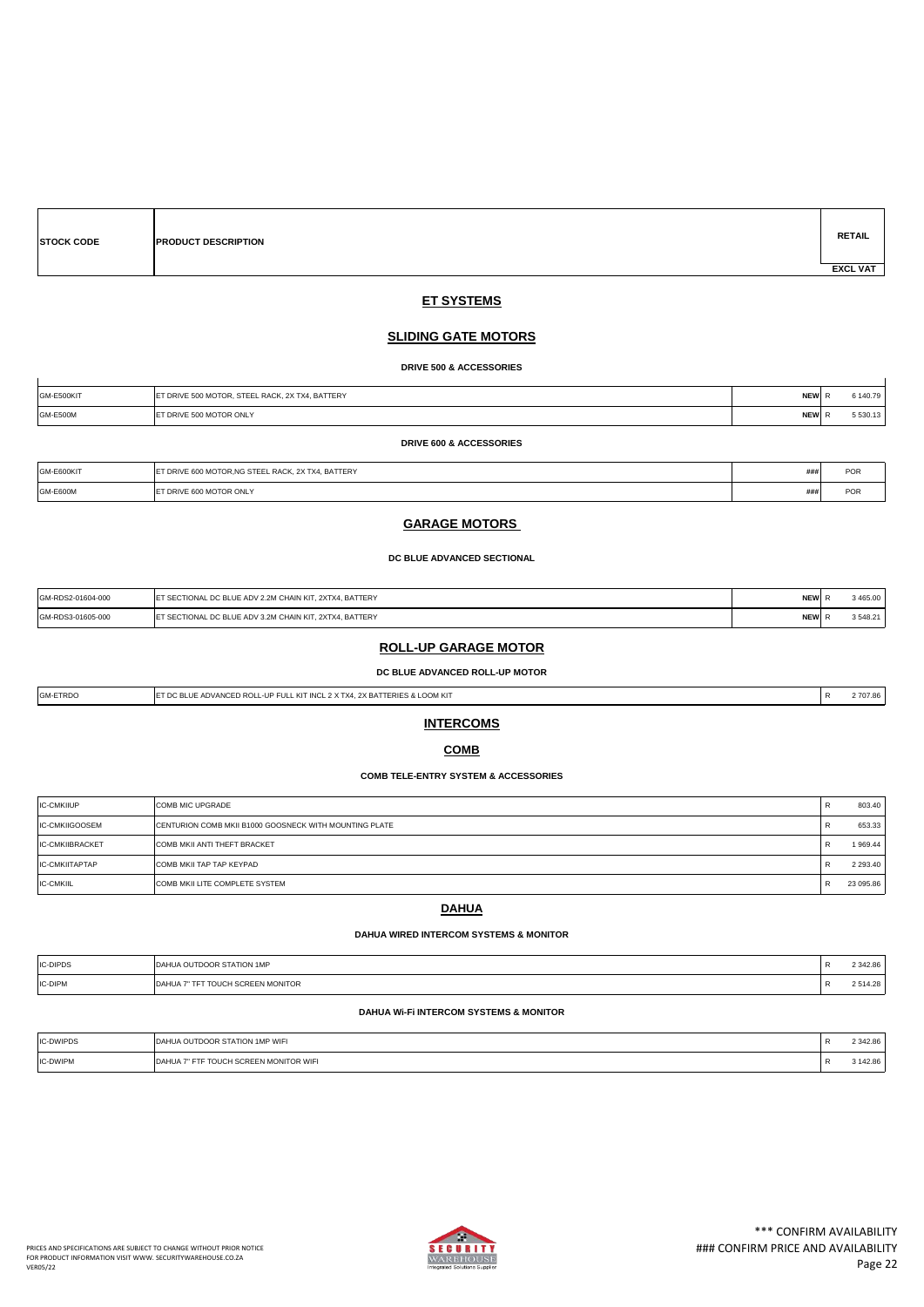| STOCK CODE | PRODUCT DESCRIPTION | | RETAIL EXCL VAT |
|---|---|---|---|

## ET SYSTEMS

### SLIDING GATE MOTORS

#### DRIVE 500 & ACCESSORIES

| STOCK CODE | PRODUCT DESCRIPTION | | RETAIL EXCL VAT |
|---|---|---|---|
| GM-E500KIT | ET DRIVE 500 MOTOR, STEEL RACK, 2X TX4, BATTERY | NEW | R 6 140.79 |
| GM-E500M | ET DRIVE 500 MOTOR ONLY | NEW | R 5 530.13 |

#### DRIVE 600 & ACCESSORIES

| STOCK CODE | PRODUCT DESCRIPTION | | RETAIL EXCL VAT |
|---|---|---|---|
| GM-E600KIT | ET DRIVE 600 MOTOR,NG STEEL RACK, 2X TX4, BATTERY | ### | POR |
| GM-E600M | ET DRIVE 600 MOTOR ONLY | ### | POR |

### GARAGE MOTORS

#### DC BLUE ADVANCED SECTIONAL

| STOCK CODE | PRODUCT DESCRIPTION | | RETAIL EXCL VAT |
|---|---|---|---|
| GM-RDS2-01604-000 | ET SECTIONAL DC BLUE ADV 2.2M CHAIN KIT, 2XTX4, BATTERY | NEW | R 3 465.00 |
| GM-RDS3-01605-000 | ET SECTIONAL DC BLUE ADV 3.2M CHAIN KIT, 2XTX4, BATTERY | NEW | R 3 548.21 |

### ROLL-UP GARAGE MOTOR

#### DC BLUE ADVANCED ROLL-UP MOTOR

| STOCK CODE | PRODUCT DESCRIPTION | | RETAIL EXCL VAT |
|---|---|---|---|
| GM-ETRDO | ET DC BLUE ADVANCED ROLL-UP FULL KIT INCL 2 X TX4, 2X BATTERIES & LOOM KIT | | R 2 707.86 |

## INTERCOMS

### COMB

#### COMB TELE-ENTRY SYSTEM & ACCESSORIES

| STOCK CODE | PRODUCT DESCRIPTION | | RETAIL EXCL VAT |
|---|---|---|---|
| IC-CMKIIUP | COMB MIC UPGRADE | | R 803.40 |
| IC-CMKIIGOOSEM | CENTURION COMB MKII B1000 GOOSNECK WITH MOUNTING PLATE | | R 653.33 |
| IC-CMKIIBRACKET | COMB MKII ANTI THEFT BRACKET | | R 1 969.44 |
| IC-CMKIITAPTAP | COMB MKII TAP TAP KEYPAD | | R 2 293.40 |
| IC-CMKIIL | COMB MKII LITE COMPLETE SYSTEM | | R 23 095.86 |

### DAHUA

#### DAHUA WIRED INTERCOM SYSTEMS & MONITOR

| STOCK CODE | PRODUCT DESCRIPTION | | RETAIL EXCL VAT |
|---|---|---|---|
| IC-DIPDS | DAHUA OUTDOOR STATION 1MP | | R 2 342.86 |
| IC-DIPM | DAHUA 7" TFT TOUCH SCREEN MONITOR | | R 2 514.28 |

#### DAHUA Wi-Fi INTERCOM SYSTEMS & MONITOR

| STOCK CODE | PRODUCT DESCRIPTION | | RETAIL EXCL VAT |
|---|---|---|---|
| IC-DWIPDS | DAHUA OUTDOOR STATION 1MP WIFI | | R 2 342.86 |
| IC-DWIPM | DAHUA 7" FTF TOUCH SCREEN MONITOR WIFI | | R 3 142.86 |

PRICES AND SPECIFICATIONS ARE SUBJECT TO CHANGE WITHOUT PRIOR NOTICE
FOR PRODUCT INFORMATION VISIT WWW. SECURITYWAREHOUSE.CO.ZA
VER05/22

*** CONFIRM AVAILABILITY
### CONFIRM PRICE AND AVAILABILITY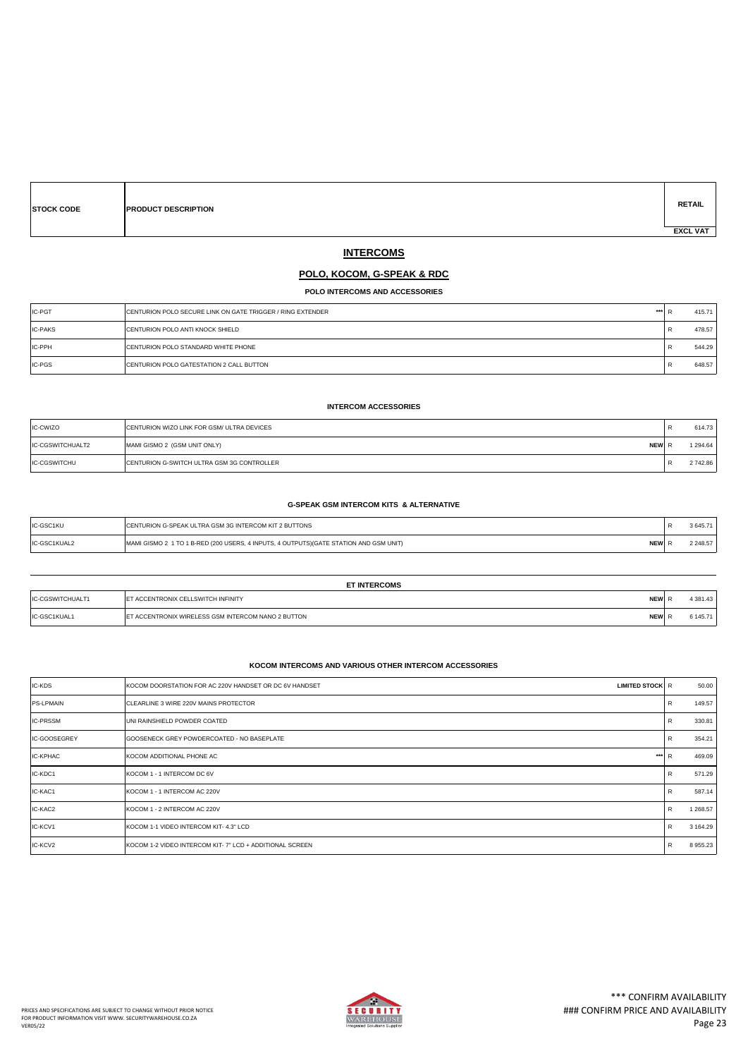| STOCK CODE | PRODUCT DESCRIPTION | | RETAIL EXCL VAT |
|---|---|---|---|

# INTERCOMS

## POLO, KOCOM, G-SPEAK & RDC

### POLO INTERCOMS AND ACCESSORIES

| | | | | |
|---|---|---|---|---|
| IC-PGT | CENTURION POLO SECURE LINK ON GATE TRIGGER / RING EXTENDER | *** | R | 415.71 |
| IC-PAKS | CENTURION POLO ANTI KNOCK SHIELD | | R | 478.57 |
| IC-PPH | CENTURION POLO STANDARD WHITE PHONE | | R | 544.29 |
| IC-PGS | CENTURION POLO GATESTATION 2 CALL BUTTON | | R | 648.57 |

### INTERCOM ACCESSORIES

| | | | | |
|---|---|---|---|---|
| IC-CWIZO | CENTURION WIZO LINK FOR GSM/ ULTRA DEVICES | | R | 614.73 |
| IC-CGSWITCHUALT2 | MAMI GISMO 2 (GSM UNIT ONLY) | NEW | R | 1 294.64 |
| IC-CGSWITCHU | CENTURION G-SWITCH ULTRA GSM 3G CONTROLLER | | R | 2 742.86 |

### G-SPEAK GSM INTERCOM KITS & ALTERNATIVE

| | | | | |
|---|---|---|---|---|
| IC-GSC1KU | CENTURION G-SPEAK ULTRA GSM 3G INTERCOM KIT 2 BUTTONS | | R | 3 645.71 |
| IC-GSC1KUAL2 | MAMI GISMO 2 1 TO 1 B-RED (200 USERS, 4 INPUTS, 4 OUTPUTS)(GATE STATION AND GSM UNIT) | NEW | R | 2 248.57 |

### ET INTERCOMS

| | | | | |
|---|---|---|---|---|
| IC-CGSWITCHUALT1 | ET ACCENTRONIX CELLSWITCH INFINITY | NEW | R | 4 381.43 |
| IC-GSC1KUAL1 | ET ACCENTRONIX WIRELESS GSM INTERCOM NANO 2 BUTTON | NEW | R | 6 145.71 |

### KOCOM INTERCOMS AND VARIOUS OTHER INTERCOM ACCESSORIES

| | | | | |
|---|---|---|---|---|
| IC-KDS | KOCOM DOORSTATION FOR AC 220V HANDSET OR DC 6V HANDSET | LIMITED STOCK | R | 50.00 |
| PS-LPMAIN | CLEARLINE 3 WIRE 220V MAINS PROTECTOR | | R | 149.57 |
| IC-PRSSM | UNI RAINSHIELD POWDER COATED | | R | 330.81 |
| IC-GOOSEGREY | GOOSENECK GREY POWDERCOATED - NO BASEPLATE | | R | 354.21 |
| IC-KPHAC | KOCOM ADDITIONAL PHONE AC | *** | R | 469.09 |
| IC-KDC1 | KOCOM 1 - 1 INTERCOM DC 6V | | R | 571.29 |
| IC-KAC1 | KOCOM 1 - 1 INTERCOM AC 220V | | R | 587.14 |
| IC-KAC2 | KOCOM 1 - 2 INTERCOM AC 220V | | R | 1 268.57 |
| IC-KCV1 | KOCOM 1-1 VIDEO INTERCOM KIT- 4.3" LCD | | R | 3 164.29 |
| IC-KCV2 | KOCOM 1-2 VIDEO INTERCOM KIT- 7" LCD + ADDITIONAL SCREEN | | R | 8 955.23 |

PRICES AND SPECIFICATIONS ARE SUBJECT TO CHANGE WITHOUT PRIOR NOTICE
FOR PRODUCT INFORMATION VISIT WWW. SECURITYWAREHOUSE.CO.ZA
VER05/22

*** CONFIRM AVAILABILITY
### CONFIRM PRICE AND AVAILABILITY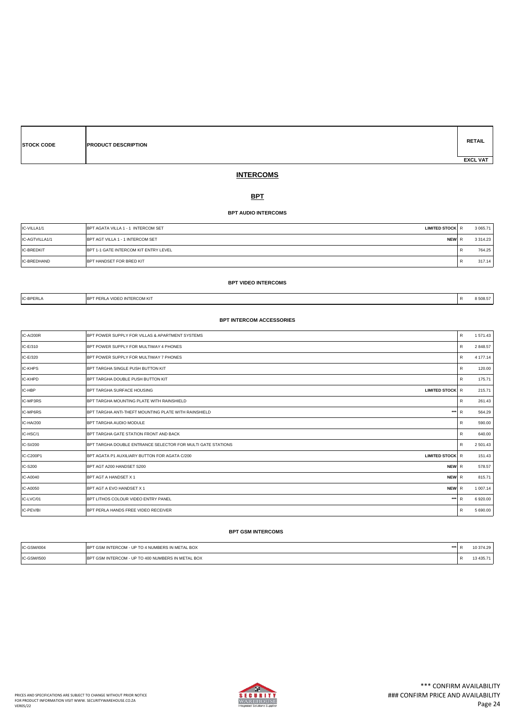| STOCK CODE | PRODUCT DESCRIPTION | | RETAIL EXCL VAT |
|---|---|---|---|

## INTERCOMS

### BPT

#### BPT AUDIO INTERCOMS

| STOCK CODE | PRODUCT DESCRIPTION | | RETAIL EXCL VAT |
|---|---|---|---|
| IC-VILLA1/1 | BPT AGATA VILLA 1 - 1 INTERCOM SET | LIMITED STOCK | R 3 065.71 |
| IC-AGTVILLA1/1 | BPT AGT VILLA 1 - 1 INTERCOM SET | NEW | R 3 314.23 |
| IC-BREDKIT | BPT 1-1 GATE INTERCOM KIT ENTRY LEVEL | | R 764.25 |
| IC-BREDHAND | BPT HANDSET FOR BRED KIT | | R 317.14 |

#### BPT VIDEO INTERCOMS

| STOCK CODE | PRODUCT DESCRIPTION | | RETAIL EXCL VAT |
|---|---|---|---|
| IC-BPERLA | BPT PERLA VIDEO INTERCOM KIT | | R 8 508.57 |

#### BPT INTERCOM ACCESSORIES

| STOCK CODE | PRODUCT DESCRIPTION | | RETAIL EXCL VAT |
|---|---|---|---|
| IC-A/200R | BPT POWER SUPPLY FOR VILLAS & APARTMENT SYSTEMS | | R 1 571.43 |
| IC-E/310 | BPT POWER SUPPLY FOR MULTIWAY 4 PHONES | | R 2 848.57 |
| IC-E/320 | BPT POWER SUPPLY FOR MULTIWAY 7 PHONES | | R 4 177.14 |
| IC-KHPS | BPT TARGHA SINGLE PUSH BUTTON KIT | | R 120.00 |
| IC-KHPD | BPT TARGHA DOUBLE PUSH BUTTON KIT | | R 175.71 |
| IC-HBP | BPT TARGHA SURFACE HOUSING | LIMITED STOCK | R 215.71 |
| IC-MP3RS | BPT TARGHA MOUNTING PLATE WITH RAINSHIELD | | R 261.43 |
| IC-MP6RS | BPT TARGHA ANTI-THEFT MOUNTING PLATE WITH RAINSHIELD | *** | R 564.29 |
| IC-HA/200 | BPT TARGHA AUDIO MODULE | | R 590.00 |
| IC-HSC/1 | BPT TARGHA GATE STATION FRONT AND BACK | | R 640.00 |
| IC-SI/200 | BPT TARGHA DOUBLE ENTRANCE SELECTOR FOR MULTI GATE STATIONS | | R 2 501.43 |
| IC-C200P1 | BPT AGATA P1 AUXILIARY BUTTON FOR AGATA C/200 | LIMITED STOCK | R 151.43 |
| IC-S200 | BPT AGT A200 HANDSET S200 | NEW | R 578.57 |
| IC-A0040 | BPT AGT A HANDSET X 1 | NEW | R 815.71 |
| IC-A0050 | BPT AGT A EVO HANDSET X 1 | NEW | R 1 007.14 |
| IC-LVC/01 | BPT LITHOS COLOUR VIDEO ENTRY PANEL | *** | R 6 920.00 |
| IC-PEV/BI | BPT PERLA HANDS FREE VIDEO RECEIVER | | R 5 690.00 |

#### BPT GSM INTERCOMS

| STOCK CODE | PRODUCT DESCRIPTION | | RETAIL EXCL VAT |
|---|---|---|---|
| IC-GSM/I004 | BPT GSM INTERCOM - UP TO 4 NUMBERS IN METAL BOX | *** | R 10 374.29 |
| IC-GSM/I500 | BPT GSM INTERCOM - UP TO 400 NUMBERS IN METAL BOX | | R 13 435.71 |

PRICES AND SPECIFICATIONS ARE SUBJECT TO CHANGE WITHOUT PRIOR NOTICE
FOR PRODUCT INFORMATION VISIT WWW. SECURITYWAREHOUSE.CO.ZA
VER05/22

*** CONFIRM AVAILABILITY
### CONFIRM PRICE AND AVAILABILITY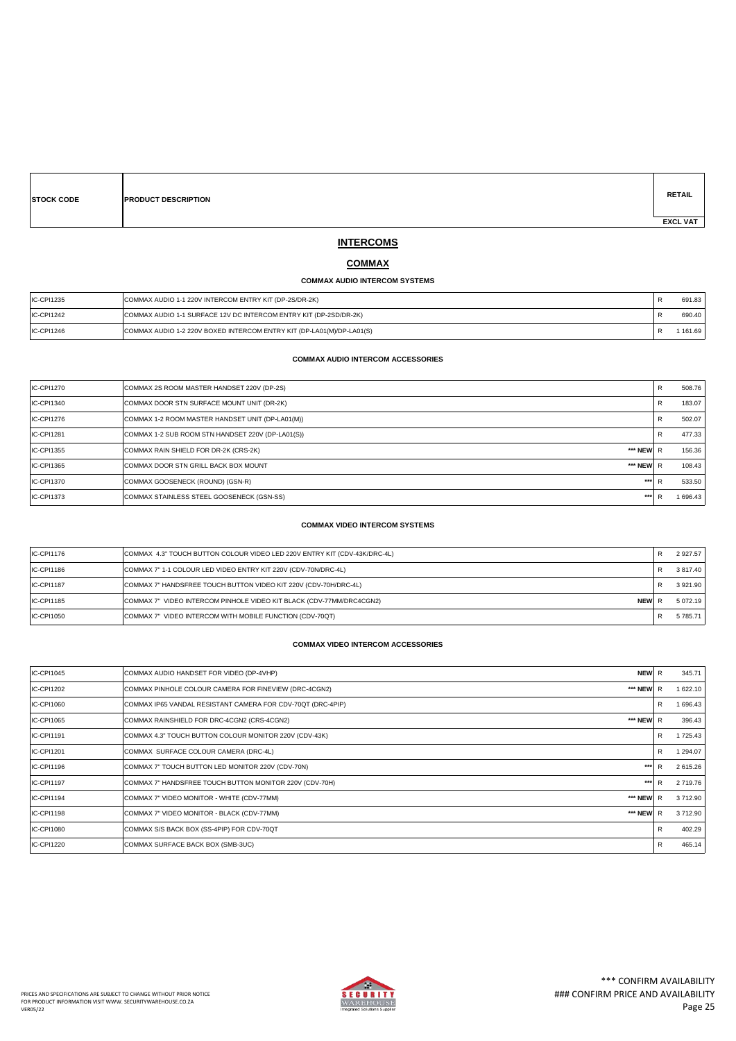| STOCK CODE | PRODUCT DESCRIPTION | | RETAIL EXCL VAT |
|---|---|---|---|

## INTERCOMS

### COMMAX

#### COMMAX AUDIO INTERCOM SYSTEMS

| STOCK CODE | PRODUCT DESCRIPTION | | RETAIL EXCL VAT |
|---|---|---|---|
| IC-CPI1235 | COMMAX AUDIO 1-1 220V INTERCOM ENTRY KIT (DP-2S/DR-2K) | | R 691.83 |
| IC-CPI1242 | COMMAX AUDIO 1-1 SURFACE 12V DC INTERCOM ENTRY KIT (DP-2SD/DR-2K) | | R 690.40 |
| IC-CPI1246 | COMMAX AUDIO 1-2 220V BOXED INTERCOM ENTRY KIT (DP-LA01(M)/DP-LA01(S) | | R 1 161.69 |

#### COMMAX AUDIO INTERCOM ACCESSORIES

| STOCK CODE | PRODUCT DESCRIPTION | | RETAIL EXCL VAT |
|---|---|---|---|
| IC-CPI1270 | COMMAX 2S ROOM MASTER HANDSET 220V (DP-2S) | | R 508.76 |
| IC-CPI1340 | COMMAX DOOR STN SURFACE MOUNT UNIT (DR-2K) | | R 183.07 |
| IC-CPI1276 | COMMAX 1-2 ROOM MASTER HANDSET UNIT (DP-LA01(M)) | | R 502.07 |
| IC-CPI1281 | COMMAX 1-2 SUB ROOM STN HANDSET 220V (DP-LA01(S)) | | R 477.33 |
| IC-CPI1355 | COMMAX RAIN SHIELD FOR DR-2K (CRS-2K) | *** NEW | R 156.36 |
| IC-CPI1365 | COMMAX DOOR STN GRILL BACK BOX MOUNT | *** NEW | R 108.43 |
| IC-CPI1370 | COMMAX GOOSENECK (ROUND) (GSN-R) | *** | R 533.50 |
| IC-CPI1373 | COMMAX STAINLESS STEEL GOOSENECK (GSN-SS) | *** | R 1 696.43 |

#### COMMAX VIDEO INTERCOM SYSTEMS

| STOCK CODE | PRODUCT DESCRIPTION | | RETAIL EXCL VAT |
|---|---|---|---|
| IC-CPI1176 | COMMAX 4.3" TOUCH BUTTON COLOUR VIDEO LED 220V ENTRY KIT (CDV-43K/DRC-4L) | | R 2 927.57 |
| IC-CPI1186 | COMMAX 7" 1-1 COLOUR LED VIDEO ENTRY KIT 220V (CDV-70N/DRC-4L) | | R 3 817.40 |
| IC-CPI1187 | COMMAX 7" HANDSFREE TOUCH BUTTON VIDEO KIT 220V (CDV-70H/DRC-4L) | | R 3 921.90 |
| IC-CPI1185 | COMMAX 7" VIDEO INTERCOM PINHOLE VIDEO KIT BLACK (CDV-77MM/DRC4CGN2) | NEW | R 5 072.19 |
| IC-CPI1050 | COMMAX 7" VIDEO INTERCOM WITH MOBILE FUNCTION (CDV-70QT) | | R 5 785.71 |

#### COMMAX VIDEO INTERCOM ACCESSORIES

| STOCK CODE | PRODUCT DESCRIPTION | | RETAIL EXCL VAT |
|---|---|---|---|
| IC-CPI1045 | COMMAX AUDIO HANDSET FOR VIDEO (DP-4VHP) | NEW | R 345.71 |
| IC-CPI1202 | COMMAX PINHOLE COLOUR CAMERA FOR FINEVIEW (DRC-4CGN2) | *** NEW | R 1 622.10 |
| IC-CPI1060 | COMMAX IP65 VANDAL RESISTANT CAMERA FOR CDV-70QT (DRC-4PIP) | | R 1 696.43 |
| IC-CPI1065 | COMMAX RAINSHIELD FOR DRC-4CGN2 (CRS-4CGN2) | *** NEW | R 396.43 |
| IC-CPI1191 | COMMAX 4.3" TOUCH BUTTON COLOUR MONITOR 220V (CDV-43K) | | R 1 725.43 |
| IC-CPI1201 | COMMAX SURFACE COLOUR CAMERA (DRC-4L) | | R 1 294.07 |
| IC-CPI1196 | COMMAX 7" TOUCH BUTTON LED MONITOR 220V (CDV-70N) | *** | R 2 615.26 |
| IC-CPI1197 | COMMAX 7" HANDSFREE TOUCH BUTTON MONITOR 220V (CDV-70H) | *** | R 2 719.76 |
| IC-CPI1194 | COMMAX 7" VIDEO MONITOR - WHITE (CDV-77MM) | *** NEW | R 3 712.90 |
| IC-CPI1198 | COMMAX 7" VIDEO MONITOR - BLACK (CDV-77MM) | *** NEW | R 3 712.90 |
| IC-CPI1080 | COMMAX S/S BACK BOX (SS-4PIP) FOR CDV-70QT | | R 402.29 |
| IC-CPI1220 | COMMAX SURFACE BACK BOX (SMB-3UC) | | R 465.14 |

PRICES AND SPECIFICATIONS ARE SUBJECT TO CHANGE WITHOUT PRIOR NOTICE
FOR PRODUCT INFORMATION VISIT WWW. SECURITYWAREHOUSE.CO.ZA
VER05/22

*** CONFIRM AVAILABILITY
### CONFIRM PRICE AND AVAILABILITY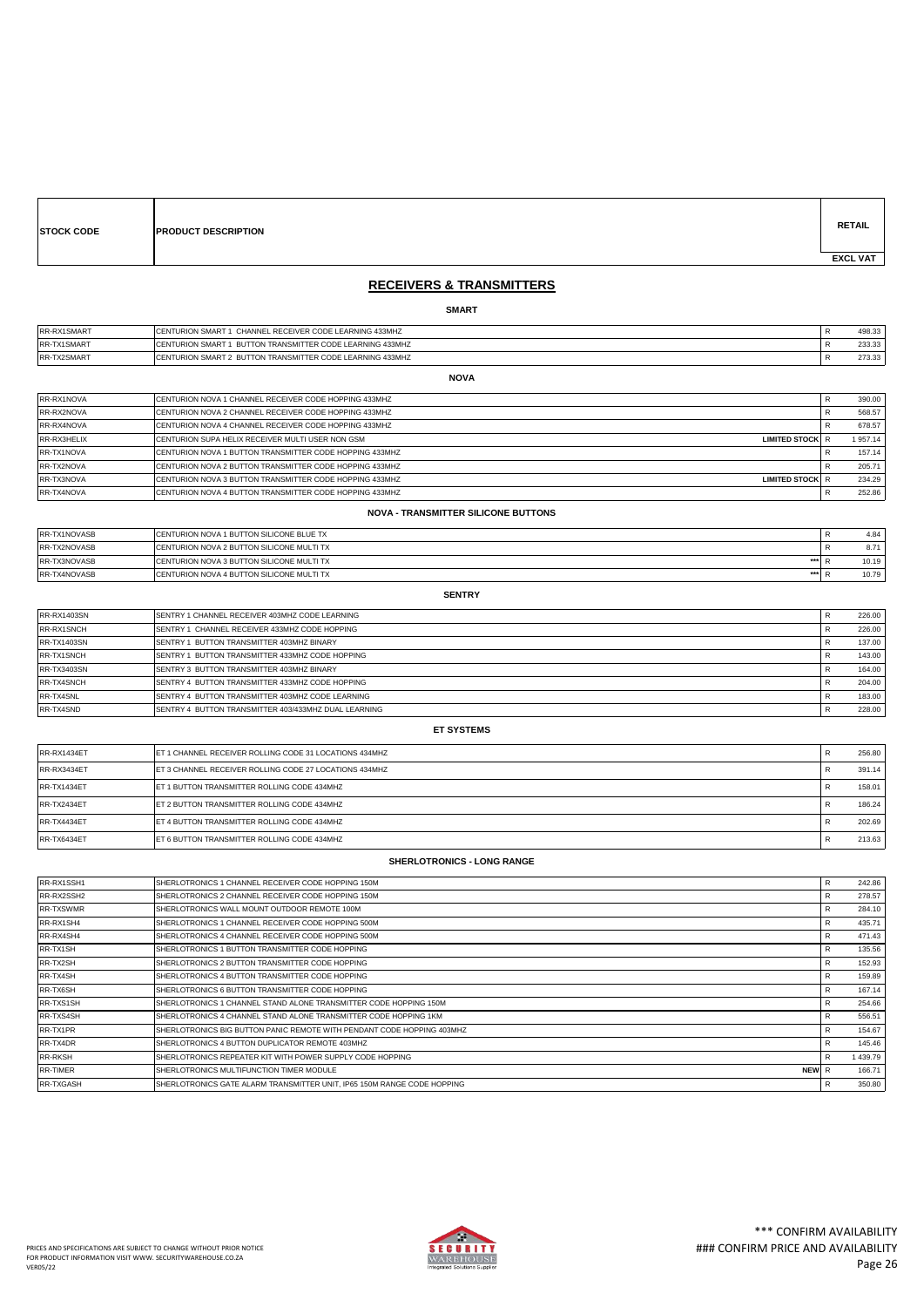| STOCK CODE | PRODUCT DESCRIPTION | | RETAIL EXCL VAT |
|---|---|---|---|

## RECEIVERS & TRANSMITTERS

### SMART

| STOCK CODE | PRODUCT DESCRIPTION | | RETAIL EXCL VAT |
|---|---|---|---|
| RR-RX1SMART | CENTURION SMART 1 CHANNEL RECEIVER CODE LEARNING 433MHZ | R | 498.33 |
| RR-TX1SMART | CENTURION SMART 1 BUTTON TRANSMITTER CODE LEARNING 433MHZ | R | 233.33 |
| RR-TX2SMART | CENTURION SMART 2 BUTTON TRANSMITTER CODE LEARNING 433MHZ | R | 273.33 |

### NOVA

| STOCK CODE | PRODUCT DESCRIPTION | | | RETAIL EXCL VAT |
|---|---|---|---|---|
| RR-RX1NOVA | CENTURION NOVA 1 CHANNEL RECEIVER CODE HOPPING 433MHZ | | R | 390.00 |
| RR-RX2NOVA | CENTURION NOVA 2 CHANNEL RECEIVER CODE HOPPING 433MHZ | | R | 568.57 |
| RR-RX4NOVA | CENTURION NOVA 4 CHANNEL RECEIVER CODE HOPPING 433MHZ | | R | 678.57 |
| RR-RX3HELIX | CENTURION SUPA HELIX RECEIVER MULTI USER NON GSM | LIMITED STOCK | R | 1 957.14 |
| RR-TX1NOVA | CENTURION NOVA 1 BUTTON TRANSMITTER CODE HOPPING 433MHZ | | R | 157.14 |
| RR-TX2NOVA | CENTURION NOVA 2 BUTTON TRANSMITTER CODE HOPPING 433MHZ | | R | 205.71 |
| RR-TX3NOVA | CENTURION NOVA 3 BUTTON TRANSMITTER CODE HOPPING 433MHZ | LIMITED STOCK | R | 234.29 |
| RR-TX4NOVA | CENTURION NOVA 4 BUTTON TRANSMITTER CODE HOPPING 433MHZ | | R | 252.86 |

### NOVA - TRANSMITTER SILICONE BUTTONS

| STOCK CODE | PRODUCT DESCRIPTION | | | RETAIL EXCL VAT |
|---|---|---|---|---|
| RR-TX1NOVASB | CENTURION NOVA 1 BUTTON SILICONE BLUE TX | | R | 4.84 |
| RR-TX2NOVASB | CENTURION NOVA 2 BUTTON SILICONE MULTI TX | | R | 8.71 |
| RR-TX3NOVASB | CENTURION NOVA 3 BUTTON SILICONE MULTI TX | *** | R | 10.19 |
| RR-TX4NOVASB | CENTURION NOVA 4 BUTTON SILICONE MULTI TX | *** | R | 10.79 |

### SENTRY

| STOCK CODE | PRODUCT DESCRIPTION | | RETAIL EXCL VAT |
|---|---|---|---|
| RR-RX1403SN | SENTRY 1 CHANNEL RECEIVER 403MHZ CODE LEARNING | R | 226.00 |
| RR-RX1SNCH | SENTRY 1 CHANNEL RECEIVER 433MHZ CODE HOPPING | R | 226.00 |
| RR-TX1403SN | SENTRY 1 BUTTON TRANSMITTER 403MHZ BINARY | R | 137.00 |
| RR-TX1SNCH | SENTRY 1 BUTTON TRANSMITTER 433MHZ CODE HOPPING | R | 143.00 |
| RR-TX3403SN | SENTRY 3 BUTTON TRANSMITTER 403MHZ BINARY | R | 164.00 |
| RR-TX4SNCH | SENTRY 4 BUTTON TRANSMITTER 433MHZ CODE HOPPING | R | 204.00 |
| RR-TX4SNL | SENTRY 4 BUTTON TRANSMITTER 403MHZ CODE LEARNING | R | 183.00 |
| RR-TX4SND | SENTRY 4 BUTTON TRANSMITTER 403/433MHZ DUAL LEARNING | R | 228.00 |

### ET SYSTEMS

| STOCK CODE | PRODUCT DESCRIPTION | | RETAIL EXCL VAT |
|---|---|---|---|
| RR-RX1434ET | ET 1 CHANNEL RECEIVER ROLLING CODE 31 LOCATIONS 434MHZ | R | 256.80 |
| RR-RX3434ET | ET 3 CHANNEL RECEIVER ROLLING CODE 27 LOCATIONS 434MHZ | R | 391.14 |
| RR-TX1434ET | ET 1 BUTTON TRANSMITTER ROLLING CODE 434MHZ | R | 158.01 |
| RR-TX2434ET | ET 2 BUTTON TRANSMITTER ROLLING CODE 434MHZ | R | 186.24 |
| RR-TX4434ET | ET 4 BUTTON TRANSMITTER ROLLING CODE 434MHZ | R | 202.69 |
| RR-TX6434ET | ET 6 BUTTON TRANSMITTER ROLLING CODE 434MHZ | R | 213.63 |

### SHERLOTRONICS - LONG RANGE

| STOCK CODE | PRODUCT DESCRIPTION | | | RETAIL EXCL VAT |
|---|---|---|---|---|
| RR-RX1SSH1 | SHERLOTRONICS 1 CHANNEL RECEIVER CODE HOPPING 150M | | R | 242.86 |
| RR-RX2SSH2 | SHERLOTRONICS 2 CHANNEL RECEIVER CODE HOPPING 150M | | R | 278.57 |
| RR-TXSWMR | SHERLOTRONICS WALL MOUNT OUTDOOR REMOTE 100M | | R | 284.10 |
| RR-RX1SH4 | SHERLOTRONICS 1 CHANNEL RECEIVER CODE HOPPING 500M | | R | 435.71 |
| RR-RX4SH4 | SHERLOTRONICS 4 CHANNEL RECEIVER CODE HOPPING 500M | | R | 471.43 |
| RR-TX1SH | SHERLOTRONICS 1 BUTTON TRANSMITTER CODE HOPPING | | R | 135.56 |
| RR-TX2SH | SHERLOTRONICS 2 BUTTON TRANSMITTER CODE HOPPING | | R | 152.93 |
| RR-TX4SH | SHERLOTRONICS 4 BUTTON TRANSMITTER CODE HOPPING | | R | 159.89 |
| RR-TX6SH | SHERLOTRONICS 6 BUTTON TRANSMITTER CODE HOPPING | | R | 167.14 |
| RR-TXS1SH | SHERLOTRONICS 1 CHANNEL STAND ALONE TRANSMITTER CODE HOPPING 150M | | R | 254.66 |
| RR-TXS4SH | SHERLOTRONICS 4 CHANNEL STAND ALONE TRANSMITTER CODE HOPPING 1KM | | R | 556.51 |
| RR-TX1PR | SHERLOTRONICS BIG BUTTON PANIC REMOTE WITH PENDANT CODE HOPPING 403MHZ | | R | 154.67 |
| RR-TX4DR | SHERLOTRONICS 4 BUTTON DUPLICATOR REMOTE 403MHZ | | R | 145.46 |
| RR-RKSH | SHERLOTRONICS REPEATER KIT WITH POWER SUPPLY CODE HOPPING | | R | 1 439.79 |
| RR-TIMER | SHERLOTRONICS MULTIFUNCTION TIMER MODULE | NEW | R | 166.71 |
| RR-TXGASH | SHERLOTRONICS GATE ALARM TRANSMITTER UNIT, IP65 150M RANGE CODE HOPPING | | R | 350.80 |

PRICES AND SPECIFICATIONS ARE SUBJECT TO CHANGE WITHOUT PRIOR NOTICE
FOR PRODUCT INFORMATION VISIT WWW. SECURITYWAREHOUSE.CO.ZA
VER05/22

\*\*\* CONFIRM AVAILABILITY
### CONFIRM PRICE AND AVAILABILITY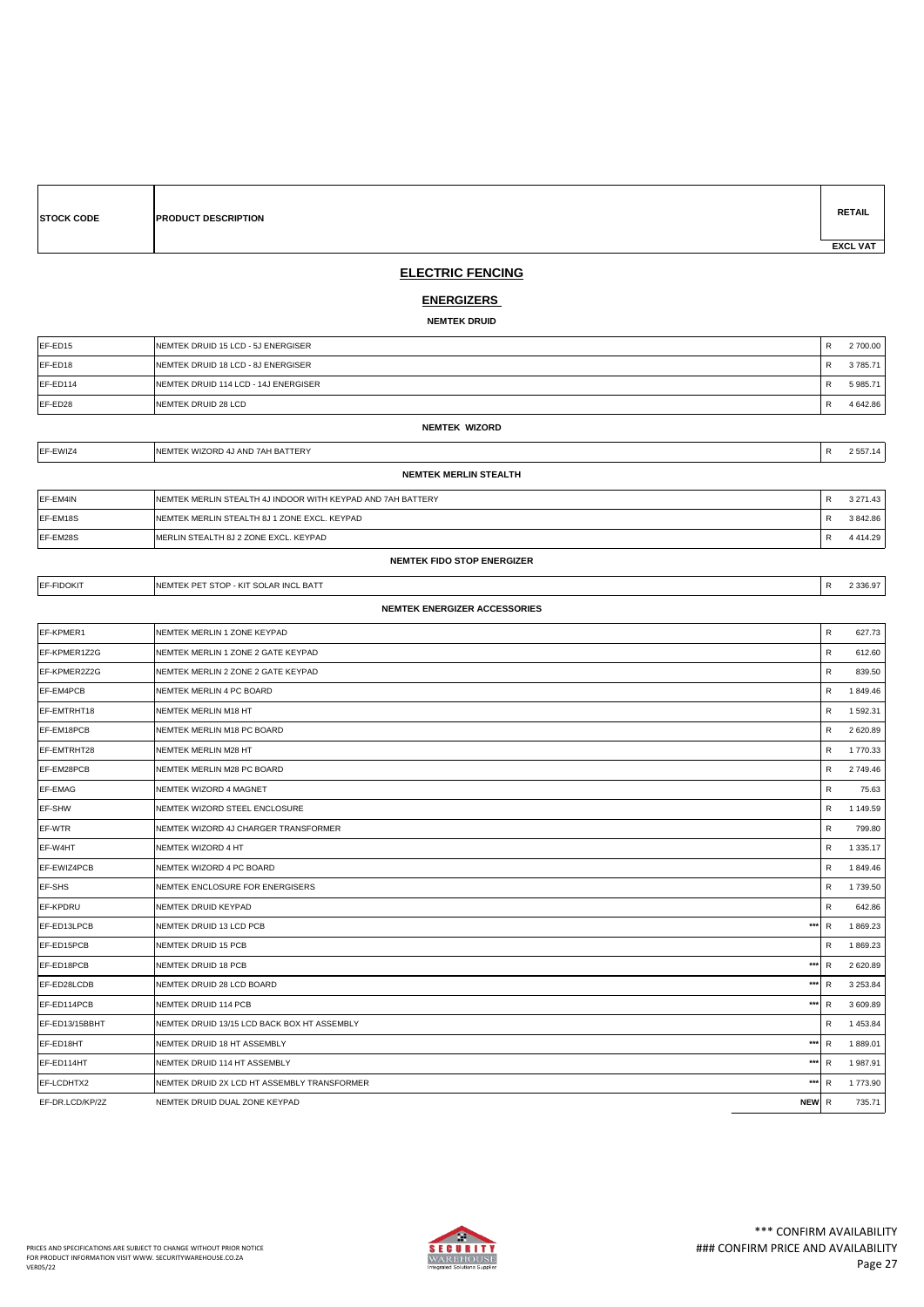| STOCK CODE | PRODUCT DESCRIPTION | | RETAIL EXCL VAT |
|---|---|---|---|

## ELECTRIC FENCING

### ENERGIZERS

#### NEMTEK DRUID

| STOCK CODE | PRODUCT DESCRIPTION | | RETAIL EXCL VAT |
|---|---|---|---|
| EF-ED15 | NEMTEK DRUID 15 LCD - 5J ENERGISER | R | 2 700.00 |
| EF-ED18 | NEMTEK DRUID 18 LCD - 8J ENERGISER | R | 3 785.71 |
| EF-ED114 | NEMTEK DRUID 114 LCD - 14J ENERGISER | R | 5 985.71 |
| EF-ED28 | NEMTEK DRUID 28 LCD | R | 4 642.86 |

#### NEMTEK WIZORD

| STOCK CODE | PRODUCT DESCRIPTION | | RETAIL EXCL VAT |
|---|---|---|---|
| EF-EWIZ4 | NEMTEK WIZORD 4J AND 7AH BATTERY | R | 2 557.14 |

#### NEMTEK MERLIN STEALTH

| STOCK CODE | PRODUCT DESCRIPTION | | RETAIL EXCL VAT |
|---|---|---|---|
| EF-EM4IN | NEMTEK MERLIN STEALTH 4J INDOOR WITH KEYPAD AND 7AH BATTERY | R | 3 271.43 |
| EF-EM18S | NEMTEK MERLIN STEALTH 8J 1 ZONE EXCL. KEYPAD | R | 3 842.86 |
| EF-EM28S | MERLIN STEALTH 8J 2 ZONE EXCL. KEYPAD | R | 4 414.29 |

#### NEMTEK FIDO STOP ENERGIZER

| STOCK CODE | PRODUCT DESCRIPTION | | RETAIL EXCL VAT |
|---|---|---|---|
| EF-FIDOKIT | NEMTEK PET STOP - KIT SOLAR INCL BATT | R | 2 336.97 |

#### NEMTEK ENERGIZER ACCESSORIES

| STOCK CODE | PRODUCT DESCRIPTION | | | RETAIL EXCL VAT |
|---|---|---|---|---|
| EF-KPMER1 | NEMTEK MERLIN 1 ZONE KEYPAD | | R | 627.73 |
| EF-KPMER1Z2G | NEMTEK MERLIN 1 ZONE 2 GATE KEYPAD | | R | 612.60 |
| EF-KPMER2Z2G | NEMTEK MERLIN 2 ZONE 2 GATE KEYPAD | | R | 839.50 |
| EF-EM4PCB | NEMTEK MERLIN 4 PC BOARD | | R | 1 849.46 |
| EF-EMTRHT18 | NEMTEK MERLIN M18 HT | | R | 1 592.31 |
| EF-EM18PCB | NEMTEK MERLIN M18 PC BOARD | | R | 2 620.89 |
| EF-EMTRHT28 | NEMTEK MERLIN M28 HT | | R | 1 770.33 |
| EF-EM28PCB | NEMTEK MERLIN M28 PC BOARD | | R | 2 749.46 |
| EF-EMAG | NEMTEK WIZORD 4 MAGNET | | R | 75.63 |
| EF-SHW | NEMTEK WIZORD STEEL ENCLOSURE | | R | 1 149.59 |
| EF-WTR | NEMTEK WIZORD 4J CHARGER TRANSFORMER | | R | 799.80 |
| EF-W4HT | NEMTEK WIZORD 4 HT | | R | 1 335.17 |
| EF-EWIZ4PCB | NEMTEK WIZORD 4 PC BOARD | | R | 1 849.46 |
| EF-SHS | NEMTEK ENCLOSURE FOR ENERGISERS | | R | 1 739.50 |
| EF-KPDRU | NEMTEK DRUID KEYPAD | | R | 642.86 |
| EF-ED13LPCB | NEMTEK DRUID 13 LCD PCB | *** | R | 1 869.23 |
| EF-ED15PCB | NEMTEK DRUID 15 PCB | | R | 1 869.23 |
| EF-ED18PCB | NEMTEK DRUID 18 PCB | *** | R | 2 620.89 |
| EF-ED28LCDB | NEMTEK DRUID 28 LCD BOARD | *** | R | 3 253.84 |
| EF-ED114PCB | NEMTEK DRUID 114 PCB | *** | R | 3 609.89 |
| EF-ED13/15BBHT | NEMTEK DRUID 13/15 LCD BACK BOX HT ASSEMBLY | | R | 1 453.84 |
| EF-ED18HT | NEMTEK DRUID 18 HT ASSEMBLY | *** | R | 1 889.01 |
| EF-ED114HT | NEMTEK DRUID 114 HT ASSEMBLY | *** | R | 1 987.91 |
| EF-LCDHTX2 | NEMTEK DRUID 2X LCD HT ASSEMBLY TRANSFORMER | *** | R | 1 773.90 |
| EF-DR.LCD/KP/2Z | NEMTEK DRUID DUAL ZONE KEYPAD | NEW | R | 735.71 |

PRICES AND SPECIFICATIONS ARE SUBJECT TO CHANGE WITHOUT PRIOR NOTICE
FOR PRODUCT INFORMATION VISIT WWW. SECURITYWAREHOUSE.CO.ZA
VER05/22

*** CONFIRM AVAILABILITY
### CONFIRM PRICE AND AVAILABILITY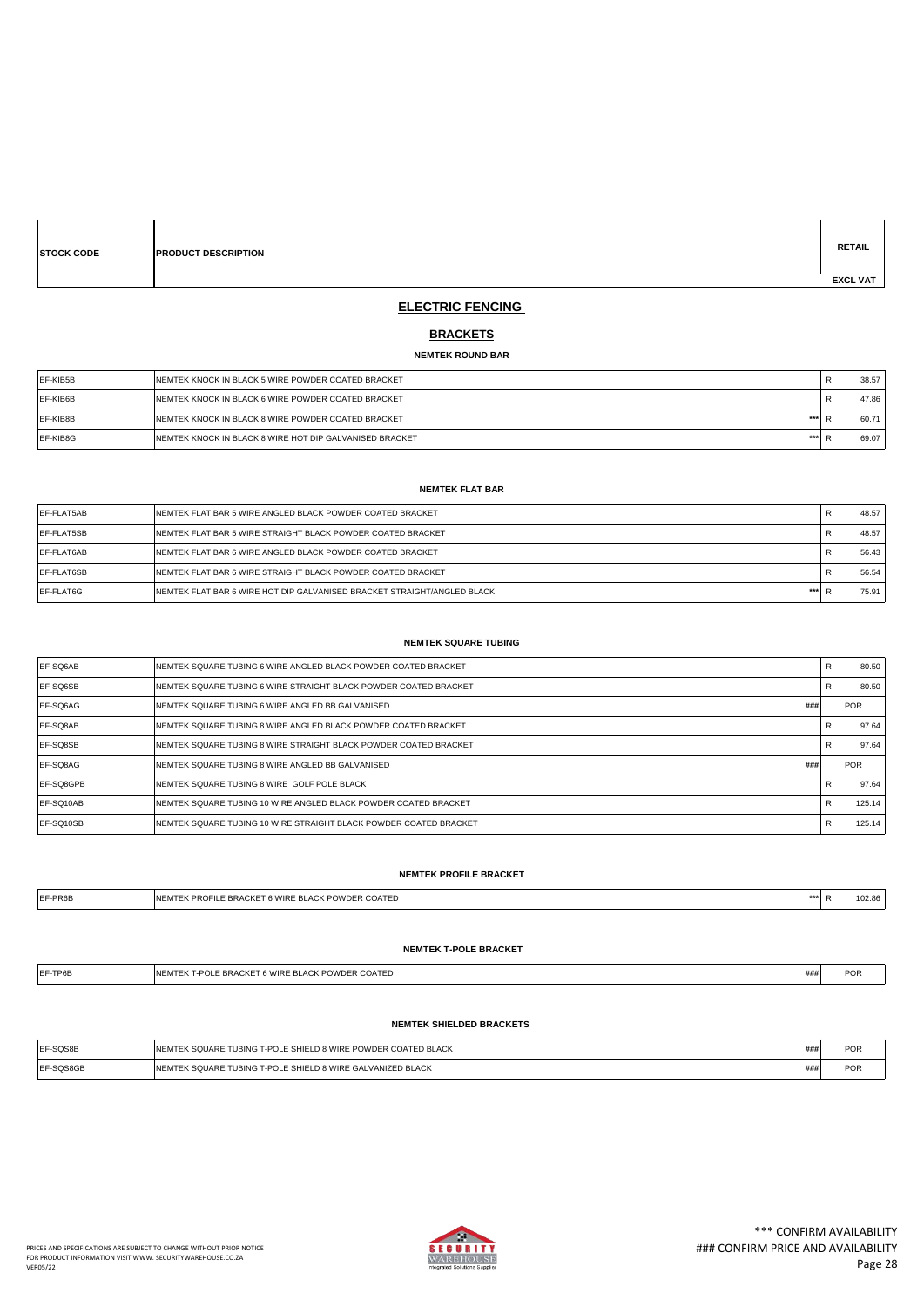| STOCK CODE | PRODUCT DESCRIPTION | | RETAIL EXCL VAT |
|---|---|---|---|

## ELECTRIC FENCING

### BRACKETS

**NEMTEK ROUND BAR**

| STOCK CODE | PRODUCT DESCRIPTION | | RETAIL EXCL VAT |
|---|---|---|---|
| EF-KIB5B | NEMTEK KNOCK IN BLACK 5 WIRE POWDER COATED BRACKET | | R 38.57 |
| EF-KIB6B | NEMTEK KNOCK IN BLACK 6 WIRE POWDER COATED BRACKET | | R 47.86 |
| EF-KIB8B | NEMTEK KNOCK IN BLACK 8 WIRE POWDER COATED BRACKET | *** | R 60.71 |
| EF-KIB8G | NEMTEK KNOCK IN BLACK 8 WIRE HOT DIP GALVANISED BRACKET | *** | R 69.07 |

**NEMTEK FLAT BAR**

| STOCK CODE | PRODUCT DESCRIPTION | | RETAIL EXCL VAT |
|---|---|---|---|
| EF-FLAT5AB | NEMTEK FLAT BAR 5 WIRE ANGLED BLACK POWDER COATED BRACKET | | R 48.57 |
| EF-FLAT5SB | NEMTEK FLAT BAR 5 WIRE STRAIGHT BLACK POWDER COATED BRACKET | | R 48.57 |
| EF-FLAT6AB | NEMTEK FLAT BAR 6 WIRE ANGLED BLACK POWDER COATED BRACKET | | R 56.43 |
| EF-FLAT6SB | NEMTEK FLAT BAR 6 WIRE STRAIGHT BLACK POWDER COATED BRACKET | | R 56.54 |
| EF-FLAT6G | NEMTEK FLAT BAR 6 WIRE HOT DIP GALVANISED BRACKET STRAIGHT/ANGLED BLACK | *** | R 75.91 |

**NEMTEK SQUARE TUBING**

| STOCK CODE | PRODUCT DESCRIPTION | | RETAIL EXCL VAT |
|---|---|---|---|
| EF-SQ6AB | NEMTEK SQUARE TUBING 6 WIRE ANGLED BLACK POWDER COATED BRACKET | | R 80.50 |
| EF-SQ6SB | NEMTEK SQUARE TUBING 6 WIRE STRAIGHT BLACK POWDER COATED BRACKET | | R 80.50 |
| EF-SQ6AG | NEMTEK SQUARE TUBING 6 WIRE ANGLED BB GALVANISED | ### | POR |
| EF-SQ8AB | NEMTEK SQUARE TUBING 8 WIRE ANGLED BLACK POWDER COATED BRACKET | | R 97.64 |
| EF-SQ8SB | NEMTEK SQUARE TUBING 8 WIRE STRAIGHT BLACK POWDER COATED BRACKET | | R 97.64 |
| EF-SQ8AG | NEMTEK SQUARE TUBING 8 WIRE ANGLED BB GALVANISED | ### | POR |
| EF-SQ8GPB | NEMTEK SQUARE TUBING 8 WIRE GOLF POLE BLACK | | R 97.64 |
| EF-SQ10AB | NEMTEK SQUARE TUBING 10 WIRE ANGLED BLACK POWDER COATED BRACKET | | R 125.14 |
| EF-SQ10SB | NEMTEK SQUARE TUBING 10 WIRE STRAIGHT BLACK POWDER COATED BRACKET | | R 125.14 |

**NEMTEK PROFILE BRACKET**

| STOCK CODE | PRODUCT DESCRIPTION | | RETAIL EXCL VAT |
|---|---|---|---|
| EF-PR6B | NEMTEK PROFILE BRACKET 6 WIRE BLACK POWDER COATED | *** | R 102.86 |

**NEMTEK T-POLE BRACKET**

| STOCK CODE | PRODUCT DESCRIPTION | | RETAIL EXCL VAT |
|---|---|---|---|
| EF-TP6B | NEMTEK T-POLE BRACKET 6 WIRE BLACK POWDER COATED | ### | POR |

**NEMTEK SHIELDED BRACKETS**

| STOCK CODE | PRODUCT DESCRIPTION | | RETAIL EXCL VAT |
|---|---|---|---|
| EF-SQS8B | NEMTEK SQUARE TUBING T-POLE SHIELD 8 WIRE POWDER COATED BLACK | ### | POR |
| EF-SQS8GB | NEMTEK SQUARE TUBING T-POLE SHIELD 8 WIRE GALVANIZED BLACK | ### | POR |

PRICES AND SPECIFICATIONS ARE SUBJECT TO CHANGE WITHOUT PRIOR NOTICE
FOR PRODUCT INFORMATION VISIT WWW. SECURITYWAREHOUSE.CO.ZA
VER05/22

*** CONFIRM AVAILABILITY
### CONFIRM PRICE AND AVAILABILITY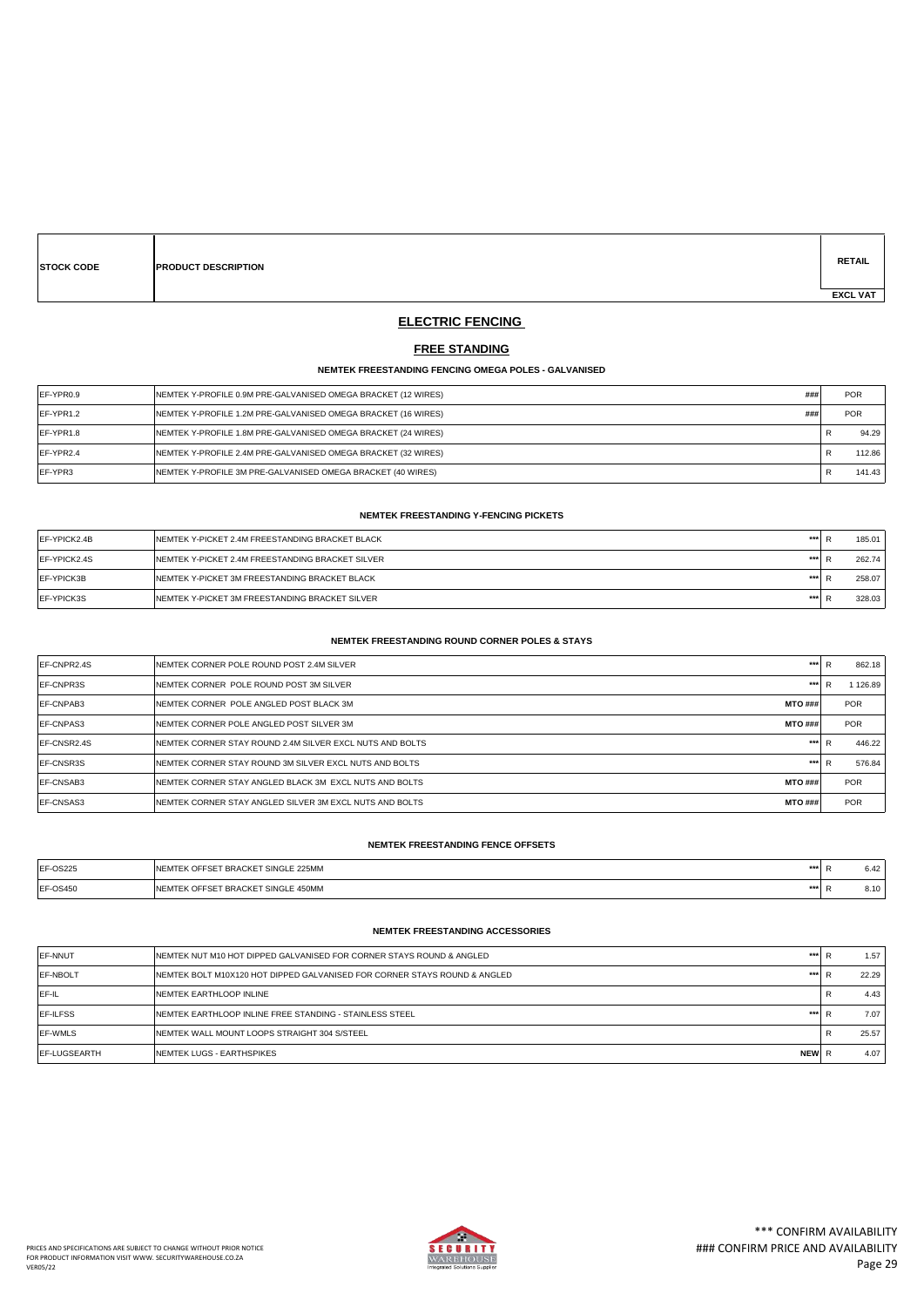| STOCK CODE | PRODUCT DESCRIPTION | | RETAIL EXCL VAT |
|---|---|---|---|

## ELECTRIC FENCING

## FREE STANDING

### NEMTEK FREESTANDING FENCING OMEGA POLES - GALVANISED

| STOCK CODE | PRODUCT DESCRIPTION | | RETAIL EXCL VAT |
|---|---|---|---|
| EF-YPR0.9 | NEMTEK Y-PROFILE 0.9M PRE-GALVANISED OMEGA BRACKET (12 WIRES) | ### | POR |
| EF-YPR1.2 | NEMTEK Y-PROFILE 1.2M PRE-GALVANISED OMEGA BRACKET (16 WIRES) | ### | POR |
| EF-YPR1.8 | NEMTEK Y-PROFILE 1.8M PRE-GALVANISED OMEGA BRACKET (24 WIRES) | | R 94.29 |
| EF-YPR2.4 | NEMTEK Y-PROFILE 2.4M PRE-GALVANISED OMEGA BRACKET (32 WIRES) | | R 112.86 |
| EF-YPR3 | NEMTEK Y-PROFILE 3M PRE-GALVANISED OMEGA BRACKET (40 WIRES) | | R 141.43 |

### NEMTEK FREESTANDING Y-FENCING PICKETS

| STOCK CODE | PRODUCT DESCRIPTION | | RETAIL EXCL VAT |
|---|---|---|---|
| EF-YPICK2.4B | NEMTEK Y-PICKET 2.4M FREESTANDING BRACKET BLACK | *** | R 185.01 |
| EF-YPICK2.4S | NEMTEK Y-PICKET 2.4M FREESTANDING BRACKET SILVER | *** | R 262.74 |
| EF-YPICK3B | NEMTEK Y-PICKET 3M FREESTANDING BRACKET BLACK | *** | R 258.07 |
| EF-YPICK3S | NEMTEK Y-PICKET 3M FREESTANDING BRACKET SILVER | *** | R 328.03 |

### NEMTEK FREESTANDING ROUND CORNER POLES & STAYS

| STOCK CODE | PRODUCT DESCRIPTION | | RETAIL EXCL VAT |
|---|---|---|---|
| EF-CNPR2.4S | NEMTEK CORNER POLE ROUND POST 2.4M SILVER | *** | R 862.18 |
| EF-CNPR3S | NEMTEK CORNER POLE ROUND POST 3M SILVER | *** | R 1 126.89 |
| EF-CNPAB3 | NEMTEK CORNER POLE ANGLED POST BLACK 3M | MTO ### | POR |
| EF-CNPAS3 | NEMTEK CORNER POLE ANGLED POST SILVER 3M | MTO ### | POR |
| EF-CNSR2.4S | NEMTEK CORNER STAY ROUND 2.4M SILVER EXCL NUTS AND BOLTS | *** | R 446.22 |
| EF-CNSR3S | NEMTEK CORNER STAY ROUND 3M SILVER EXCL NUTS AND BOLTS | *** | R 576.84 |
| EF-CNSAB3 | NEMTEK CORNER STAY ANGLED BLACK 3M EXCL NUTS AND BOLTS | MTO ### | POR |
| EF-CNSAS3 | NEMTEK CORNER STAY ANGLED SILVER 3M EXCL NUTS AND BOLTS | MTO ### | POR |

### NEMTEK FREESTANDING FENCE OFFSETS

| STOCK CODE | PRODUCT DESCRIPTION | | RETAIL EXCL VAT |
|---|---|---|---|
| EF-OS225 | NEMTEK OFFSET BRACKET SINGLE 225MM | *** | R 6.42 |
| EF-OS450 | NEMTEK OFFSET BRACKET SINGLE 450MM | *** | R 8.10 |

### NEMTEK FREESTANDING ACCESSORIES

| STOCK CODE | PRODUCT DESCRIPTION | | RETAIL EXCL VAT |
|---|---|---|---|
| EF-NNUT | NEMTEK NUT M10 HOT DIPPED GALVANISED FOR CORNER STAYS ROUND & ANGLED | *** | R 1.57 |
| EF-NBOLT | NEMTEK BOLT M10X120 HOT DIPPED GALVANISED FOR CORNER STAYS ROUND & ANGLED | *** | R 22.29 |
| EF-IL | NEMTEK EARTHLOOP INLINE | | R 4.43 |
| EF-ILFSS | NEMTEK EARTHLOOP INLINE FREE STANDING - STAINLESS STEEL | *** | R 7.07 |
| EF-WMLS | NEMTEK WALL MOUNT LOOPS STRAIGHT 304 S/STEEL | | R 25.57 |
| EF-LUGSEARTH | NEMTEK LUGS - EARTHSPIKES | NEW | R 4.07 |

PRICES AND SPECIFICATIONS ARE SUBJECT TO CHANGE WITHOUT PRIOR NOTICE
FOR PRODUCT INFORMATION VISIT WWW. SECURITYWAREHOUSE.CO.ZA
VER05/22

*** CONFIRM AVAILABILITY
### CONFIRM PRICE AND AVAILABILITY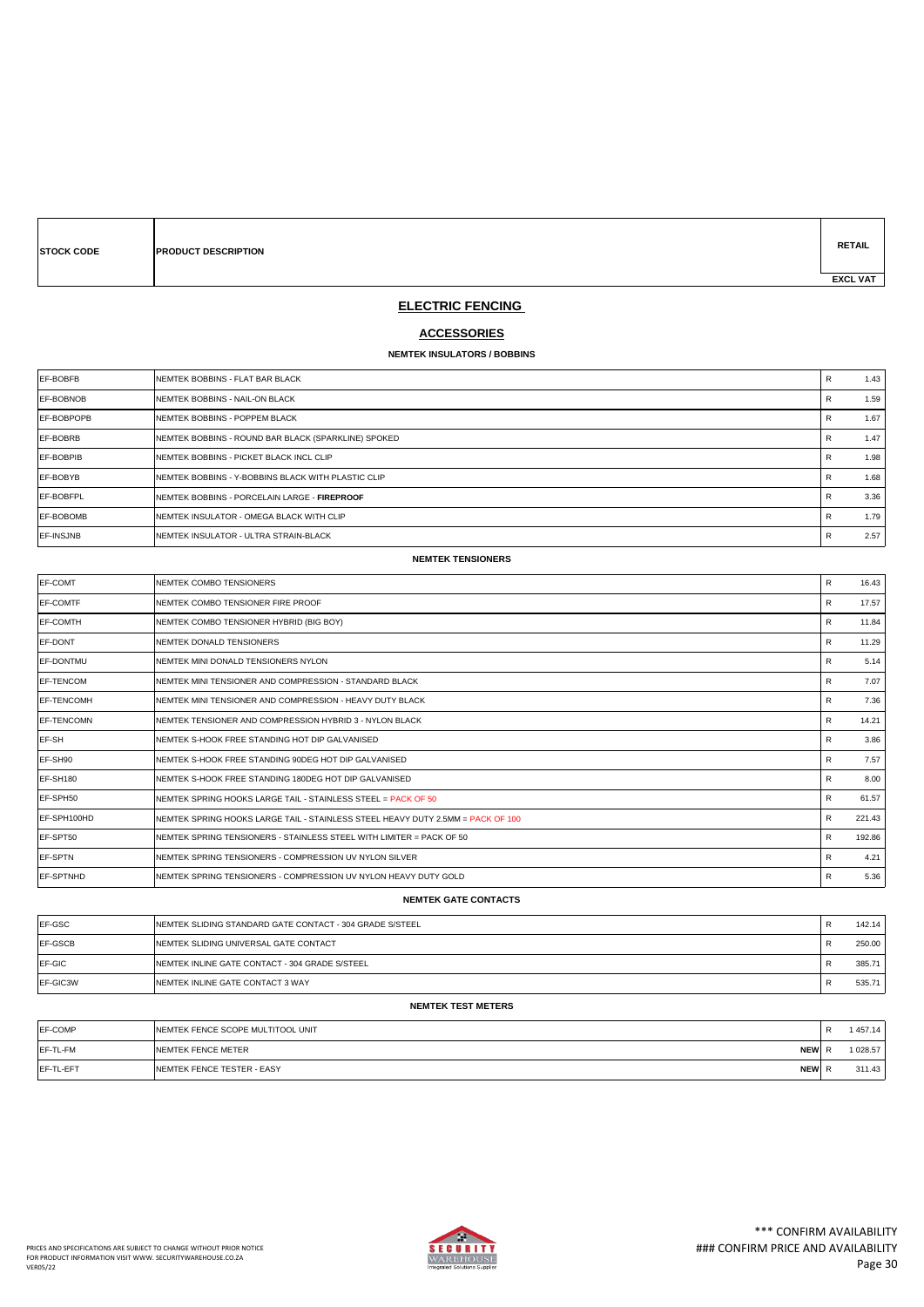| STOCK CODE | PRODUCT DESCRIPTION | | RETAIL EXCL VAT |
|---|---|---|---|

## ELECTRIC FENCING

## ACCESSORIES

### NEMTEK INSULATORS / BOBBINS

| STOCK CODE | PRODUCT DESCRIPTION | | RETAIL EXCL VAT |
|---|---|---|---|
| EF-BOBFB | NEMTEK BOBBINS - FLAT BAR BLACK | R | 1.43 |
| EF-BOBNOB | NEMTEK BOBBINS - NAIL-ON BLACK | R | 1.59 |
| EF-BOBPOPB | NEMTEK BOBBINS - POPPEM BLACK | R | 1.67 |
| EF-BOBRB | NEMTEK BOBBINS - ROUND BAR BLACK (SPARKLINE) SPOKED | R | 1.47 |
| EF-BOBPIB | NEMTEK BOBBINS - PICKET BLACK INCL CLIP | R | 1.98 |
| EF-BOBYB | NEMTEK BOBBINS - Y-BOBBINS BLACK WITH PLASTIC CLIP | R | 1.68 |
| EF-BOBFPL | NEMTEK BOBBINS - PORCELAIN LARGE - **FIREPROOF** | R | 3.36 |
| EF-BOBOMB | NEMTEK INSULATOR - OMEGA BLACK WITH CLIP | R | 1.79 |
| EF-INSJNB | NEMTEK INSULATOR - ULTRA STRAIN-BLACK | R | 2.57 |

### NEMTEK TENSIONERS

| STOCK CODE | PRODUCT DESCRIPTION | | RETAIL EXCL VAT |
|---|---|---|---|
| EF-COMT | NEMTEK COMBO TENSIONERS | R | 16.43 |
| EF-COMTF | NEMTEK COMBO TENSIONER FIRE PROOF | R | 17.57 |
| EF-COMTH | NEMTEK COMBO TENSIONER HYBRID (BIG BOY) | R | 11.84 |
| EF-DONT | NEMTEK DONALD TENSIONERS | R | 11.29 |
| EF-DONTMU | NEMTEK MINI DONALD TENSIONERS NYLON | R | 5.14 |
| EF-TENCOM | NEMTEK MINI TENSIONER AND COMPRESSION - STANDARD BLACK | R | 7.07 |
| EF-TENCOMH | NEMTEK MINI TENSIONER AND COMPRESSION - HEAVY DUTY BLACK | R | 7.36 |
| EF-TENCOMN | NEMTEK TENSIONER AND COMPRESSION HYBRID 3 - NYLON BLACK | R | 14.21 |
| EF-SH | NEMTEK S-HOOK FREE STANDING HOT DIP GALVANISED | R | 3.86 |
| EF-SH90 | NEMTEK S-HOOK FREE STANDING 90DEG HOT DIP GALVANISED | R | 7.57 |
| EF-SH180 | NEMTEK S-HOOK FREE STANDING 180DEG HOT DIP GALVANISED | R | 8.00 |
| EF-SPH50 | NEMTEK SPRING HOOKS LARGE TAIL - STAINLESS STEEL = PACK OF 50 | R | 61.57 |
| EF-SPH100HD | NEMTEK SPRING HOOKS LARGE TAIL - STAINLESS STEEL HEAVY DUTY 2.5MM = PACK OF 100 | R | 221.43 |
| EF-SPT50 | NEMTEK SPRING TENSIONERS - STAINLESS STEEL WITH LIMITER = PACK OF 50 | R | 192.86 |
| EF-SPTN | NEMTEK SPRING TENSIONERS - COMPRESSION UV NYLON SILVER | R | 4.21 |
| EF-SPTNHD | NEMTEK SPRING TENSIONERS - COMPRESSION UV NYLON HEAVY DUTY GOLD | R | 5.36 |

### NEMTEK GATE CONTACTS

| STOCK CODE | PRODUCT DESCRIPTION | | RETAIL EXCL VAT |
|---|---|---|---|
| EF-GSC | NEMTEK SLIDING STANDARD GATE CONTACT - 304 GRADE S/STEEL | R | 142.14 |
| EF-GSCB | NEMTEK SLIDING UNIVERSAL GATE CONTACT | R | 250.00 |
| EF-GIC | NEMTEK INLINE GATE CONTACT - 304 GRADE S/STEEL | R | 385.71 |
| EF-GIC3W | NEMTEK INLINE GATE CONTACT 3 WAY | R | 535.71 |

### NEMTEK TEST METERS

| STOCK CODE | PRODUCT DESCRIPTION | | | RETAIL EXCL VAT |
|---|---|---|---|---|
| EF-COMP | NEMTEK FENCE SCOPE MULTITOOL UNIT | | R | 1 457.14 |
| EF-TL-FM | NEMTEK FENCE METER | **NEW** | R | 1 028.57 |
| EF-TL-EFT | NEMTEK FENCE TESTER - EASY | **NEW** | R | 311.43 |

PRICES AND SPECIFICATIONS ARE SUBJECT TO CHANGE WITHOUT PRIOR NOTICE
FOR PRODUCT INFORMATION VISIT WWW. SECURITYWAREHOUSE.CO.ZA
VER05/22

\*\*\* CONFIRM AVAILABILITY
### CONFIRM PRICE AND AVAILABILITY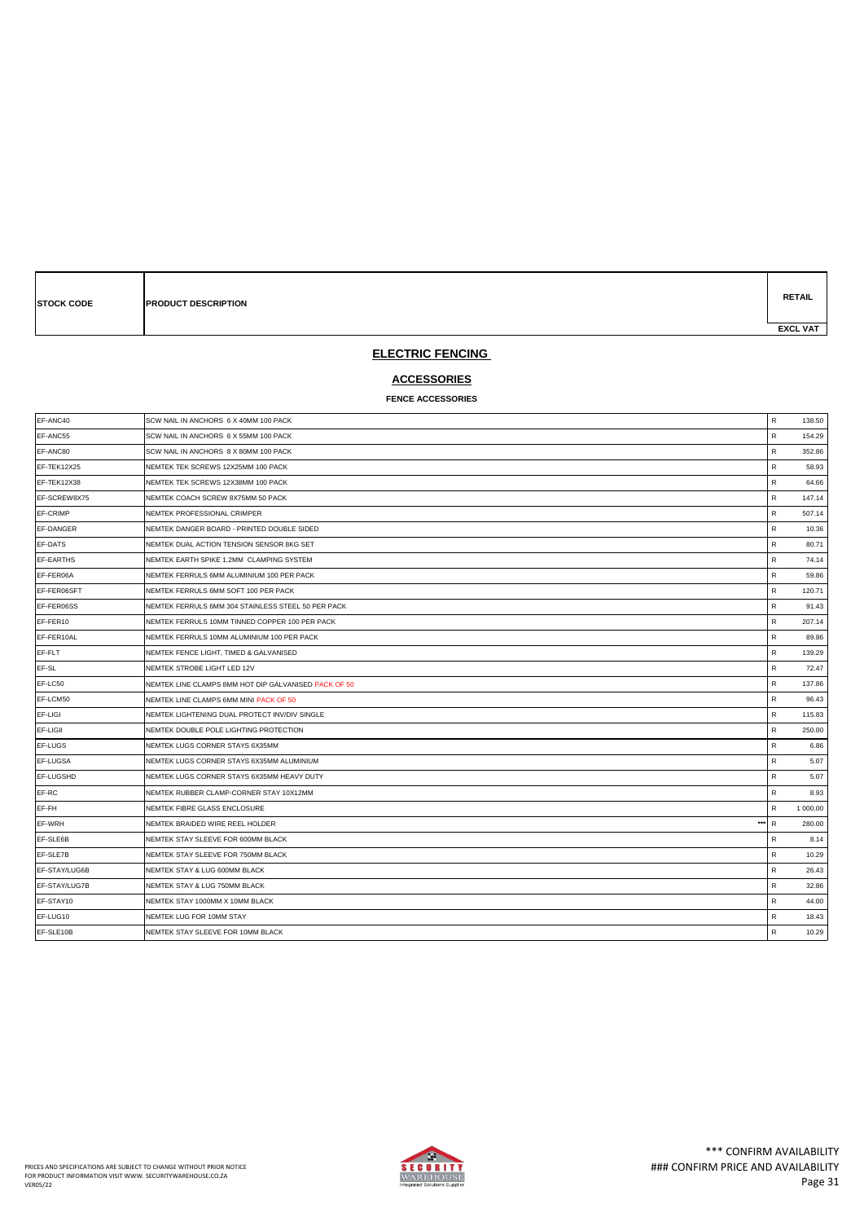| STOCK CODE | PRODUCT DESCRIPTION | | RETAIL EXCL VAT |
|---|---|---|---|

## ELECTRIC FENCING

### ACCESSORIES

#### FENCE ACCESSORIES

| STOCK CODE | PRODUCT DESCRIPTION | | RETAIL EXCL VAT |
|---|---|---|---|
| EF-ANC40 | SCW NAIL IN ANCHORS 6 X 40MM 100 PACK | R | 138.50 |
| EF-ANC55 | SCW NAIL IN ANCHORS 6 X 55MM 100 PACK | R | 154.29 |
| EF-ANC80 | SCW NAIL IN ANCHORS 8 X 80MM 100 PACK | R | 352.86 |
| EF-TEK12X25 | NEMTEK TEK SCREWS 12X25MM 100 PACK | R | 58.93 |
| EF-TEK12X38 | NEMTEK TEK SCREWS 12X38MM 100 PACK | R | 64.66 |
| EF-SCREW8X75 | NEMTEK COACH SCREW 8X75MM 50 PACK | R | 147.14 |
| EF-CRIMP | NEMTEK PROFESSIONAL CRIMPER | R | 507.14 |
| EF-DANGER | NEMTEK DANGER BOARD - PRINTED DOUBLE SIDED | R | 10.36 |
| EF-DATS | NEMTEK DUAL ACTION TENSION SENSOR 8KG SET | R | 80.71 |
| EF-EARTHS | NEMTEK EARTH SPIKE 1.2MM CLAMPING SYSTEM | R | 74.14 |
| EF-FER06A | NEMTEK FERRULS 6MM ALUMINIUM 100 PER PACK | R | 59.86 |
| EF-FER06SFT | NEMTEK FERRULS 6MM SOFT 100 PER PACK | R | 120.71 |
| EF-FER06SS | NEMTEK FERRULS 6MM 304 STAINLESS STEEL 50 PER PACK | R | 91.43 |
| EF-FER10 | NEMTEK FERRULS 10MM TINNED COPPER 100 PER PACK | R | 207.14 |
| EF-FER10AL | NEMTEK FERRULS 10MM ALUMINIUM 100 PER PACK | R | 89.86 |
| EF-FLT | NEMTEK FENCE LIGHT, TIMED & GALVANISED | R | 139.29 |
| EF-SL | NEMTEK STROBE LIGHT LED 12V | R | 72.47 |
| EF-LC50 | NEMTEK LINE CLAMPS 8MM HOT DIP GALVANISED PACK OF 50 | R | 137.86 |
| EF-LCM50 | NEMTEK LINE CLAMPS 6MM MINI PACK OF 50 | R | 96.43 |
| EF-LIGI | NEMTEK LIGHTENING DUAL PROTECT INV/DIV SINGLE | R | 115.83 |
| EF-LIGII | NEMTEK DOUBLE POLE LIGHTING PROTECTION | R | 250.00 |
| EF-LUGS | NEMTEK LUGS CORNER STAYS 6X35MM | R | 6.86 |
| EF-LUGSA | NEMTEK LUGS CORNER STAYS 6X35MM ALUMINIUM | R | 5.07 |
| EF-LUGSHD | NEMTEK LUGS CORNER STAYS 6X35MM HEAVY DUTY | R | 5.07 |
| EF-RC | NEMTEK RUBBER CLAMP-CORNER STAY 10X12MM | R | 8.93 |
| EF-FH | NEMTEK FIBRE GLASS ENCLOSURE | R | 1 000.00 |
| EF-WRH | NEMTEK BRAIDED WIRE REEL HOLDER *** | R | 280.00 |
| EF-SLE6B | NEMTEK STAY SLEEVE FOR 600MM BLACK | R | 8.14 |
| EF-SLE7B | NEMTEK STAY SLEEVE FOR 750MM BLACK | R | 10.29 |
| EF-STAY/LUG6B | NEMTEK STAY & LUG 600MM BLACK | R | 26.43 |
| EF-STAY/LUG7B | NEMTEK STAY & LUG 750MM BLACK | R | 32.86 |
| EF-STAY10 | NEMTEK STAY 1000MM X 10MM BLACK | R | 44.00 |
| EF-LUG10 | NEMTEK LUG FOR 10MM STAY | R | 18.43 |
| EF-SLE10B | NEMTEK STAY SLEEVE FOR 10MM BLACK | R | 10.29 |

PRICES AND SPECIFICATIONS ARE SUBJECT TO CHANGE WITHOUT PRIOR NOTICE
FOR PRODUCT INFORMATION VISIT WWW. SECURITYWAREHOUSE.CO.ZA
VER05/22

*** CONFIRM AVAILABILITY
### CONFIRM PRICE AND AVAILABILITY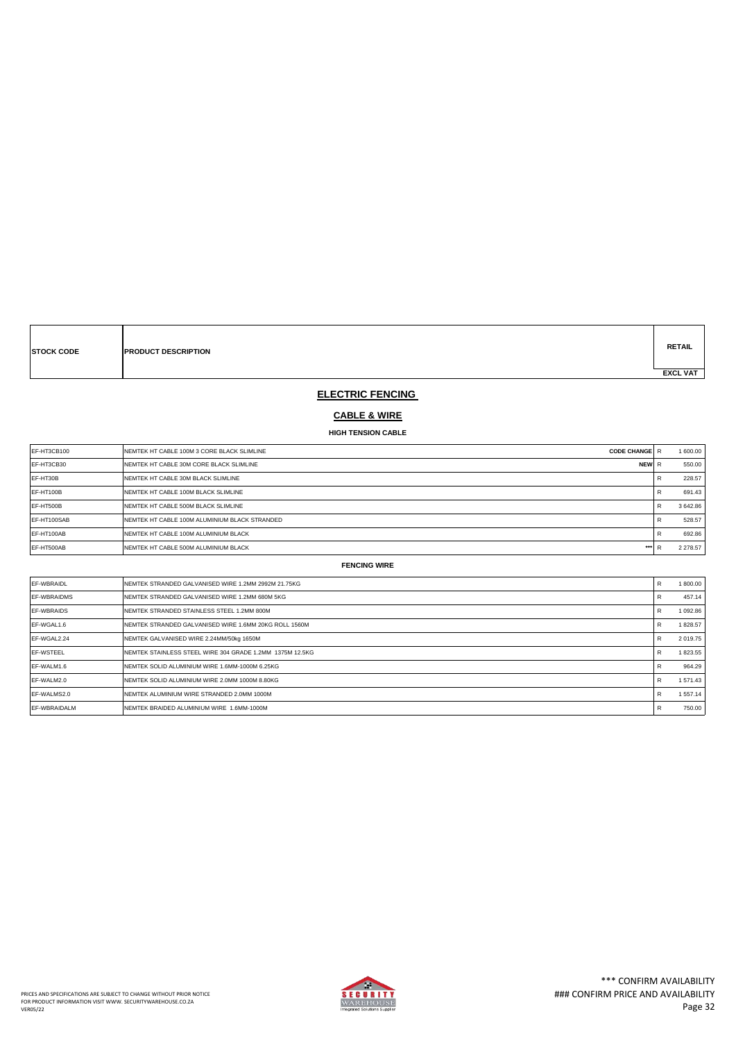| STOCK CODE | PRODUCT DESCRIPTION | | | RETAIL EXCL VAT |
|---|---|---|---|---|

## ELECTRIC FENCING

### CABLE & WIRE

#### HIGH TENSION CABLE

| | | | | |
|---|---|---|---|---|
| EF-HT3CB100 | NEMTEK HT CABLE 100M 3 CORE BLACK SLIMLINE | CODE CHANGE | R | 1 600.00 |
| EF-HT3CB30 | NEMTEK HT CABLE 30M CORE BLACK SLIMLINE | NEW | R | 550.00 |
| EF-HT30B | NEMTEK HT CABLE 30M BLACK SLIMLINE | | R | 228.57 |
| EF-HT100B | NEMTEK HT CABLE 100M BLACK SLIMLINE | | R | 691.43 |
| EF-HT500B | NEMTEK HT CABLE 500M BLACK SLIMLINE | | R | 3 642.86 |
| EF-HT100SAB | NEMTEK HT CABLE 100M ALUMINIUM BLACK STRANDED | | R | 528.57 |
| EF-HT100AB | NEMTEK HT CABLE 100M ALUMINIUM BLACK | | R | 692.86 |
| EF-HT500AB | NEMTEK HT CABLE 500M ALUMINIUM BLACK | *** | R | 2 278.57 |

#### FENCING WIRE

| | | | | |
|---|---|---|---|---|
| EF-WBRAIDL | NEMTEK STRANDED GALVANISED WIRE 1.2MM 2992M 21.75KG | | R | 1 800.00 |
| EF-WBRAIDMS | NEMTEK STRANDED GALVANISED WIRE 1.2MM 680M 5KG | | R | 457.14 |
| EF-WBRAIDS | NEMTEK STRANDED STAINLESS STEEL 1.2MM 800M | | R | 1 092.86 |
| EF-WGAL1.6 | NEMTEK STRANDED GALVANISED WIRE 1.6MM 20KG ROLL 1560M | | R | 1 828.57 |
| EF-WGAL2.24 | NEMTEK GALVANISED WIRE 2.24MM/50kg 1650M | | R | 2 019.75 |
| EF-WSTEEL | NEMTEK STAINLESS STEEL WIRE 304 GRADE 1.2MM 1375M 12.5KG | | R | 1 823.55 |
| EF-WALM1.6 | NEMTEK SOLID ALUMINIUM WIRE 1.6MM-1000M 6.25KG | | R | 964.29 |
| EF-WALM2.0 | NEMTEK SOLID ALUMINIUM WIRE 2.0MM 1000M 8.80KG | | R | 1 571.43 |
| EF-WALMS2.0 | NEMTEK ALUMINIUM WIRE STRANDED 2.0MM 1000M | | R | 1 557.14 |
| EF-WBRAIDALM | NEMTEK BRAIDED ALUMINIUM WIRE 1.6MM-1000M | | R | 750.00 |

PRICES AND SPECIFICATIONS ARE SUBJECT TO CHANGE WITHOUT PRIOR NOTICE
FOR PRODUCT INFORMATION VISIT WWW. SECURITYWAREHOUSE.CO.ZA
VER05/22

\*\*\* CONFIRM AVAILABILITY
### CONFIRM PRICE AND AVAILABILITY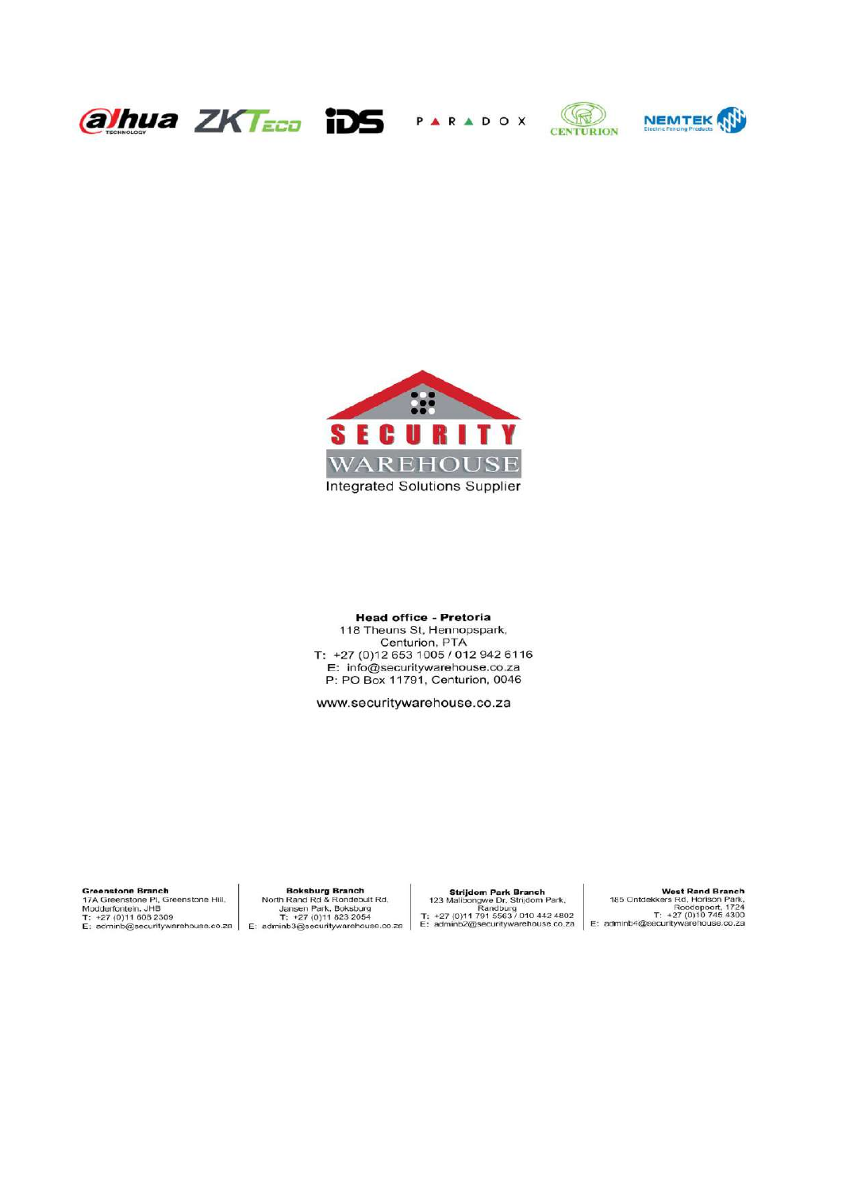SECURITY WAREHOUSE

Integrated Solutions Supplier

**Head office - Pretoria**
118 Theuns St, Hennopspark,
Centurion, PTA
T: +27 (0)12 653 1005 / 012 942 6116
E: info@securitywarehouse.co.za
P: PO Box 11791, Centurion, 0046

www.securitywarehouse.co.za

**Greenstone Branch**
17A Greenstone Pl, Greenstone Hill,
Modderfontein, JHB
T: +27 (0)11 608 2309
E: adminb@securitywarehouse.co.za

**Boksburg Branch**
North Rand Rd & Rondebult Rd,
Jansen Park, Boksburg
T: +27 (0)11 823 2054
E: adminb3@securitywarehouse.co.za

**Strijdom Park Branch**
123 Malibongwe Dr, Strijdom Park,
Randburg
T: +27 (0)11 791 5563 / 010 442 4802
E: adminb2@securitywarehouse.co.za

**West Rand Branch**
185 Ontdekkers Rd, Horison Park,
Roodepoort, 1724
T: +27 (0)10 745 4300
E: adminb4@securitywarehouse.co.za